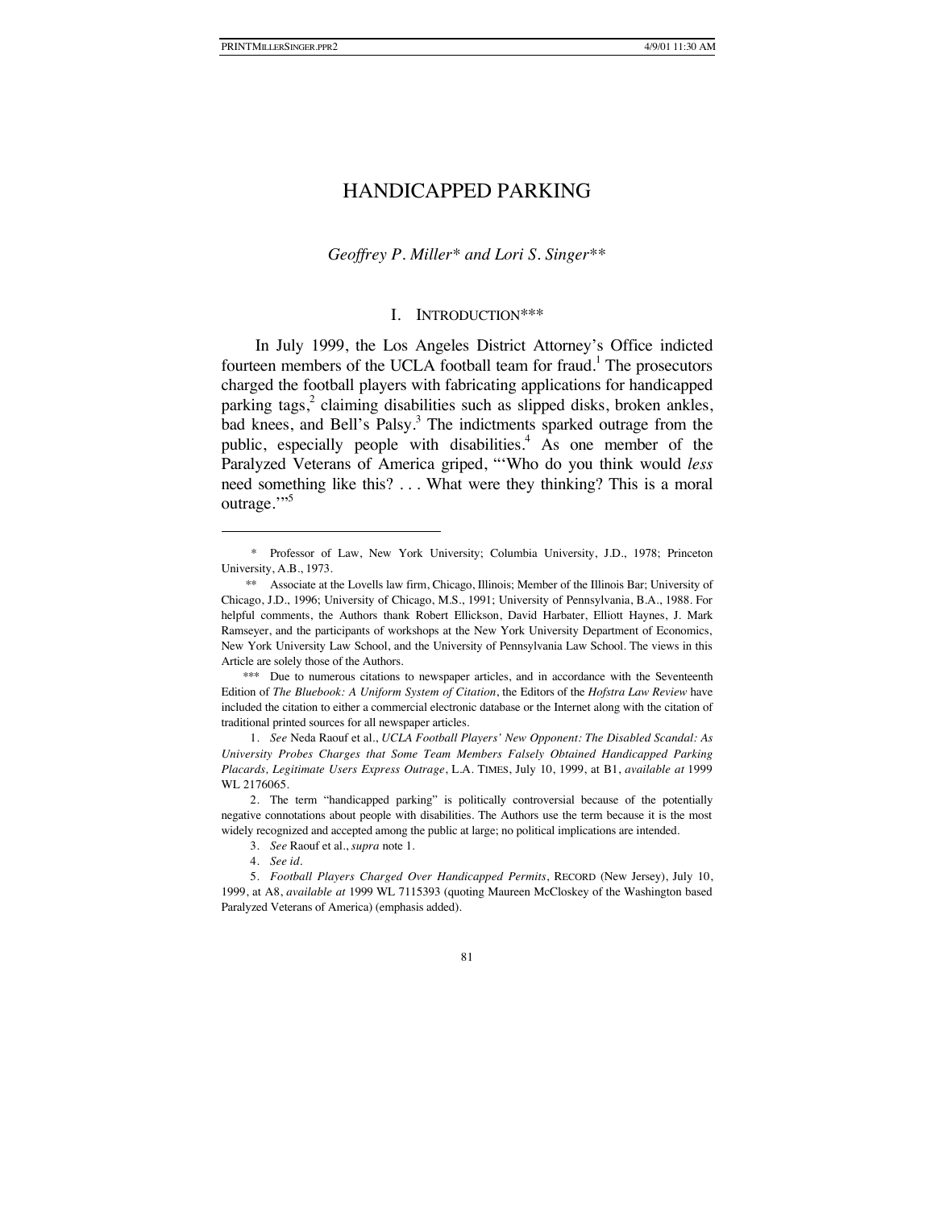# HANDICAPPED PARKING

*Geoffrey P. Miller\* and Lori S. Singer\*\**

## I. INTRODUCTION\*\*\*

In July 1999, the Los Angeles District Attorney's Office indicted fourteen members of the UCLA football team for fraud.[1] The prosecutors charged the football players with fabricating applications for handicapped parking tags,[2] claiming disabilities such as slipped disks, broken ankles, bad knees, and Bell's Palsy.[3] The indictments sparked outrage from the public, especially people with disabilities.[4] As one member of the Paralyzed Veterans of America griped, "'Who do you think would *less* need something like this? . . . What were they thinking? This is a moral outrage.'"[5]

---

\* Professor of Law, New York University; Columbia University, J.D., 1978; Princeton University, A.B., 1973.

\*\* Associate at the Lovells law firm, Chicago, Illinois; Member of the Illinois Bar; University of Chicago, J.D., 1996; University of Chicago, M.S., 1991; University of Pennsylvania, B.A., 1988. For helpful comments, the Authors thank Robert Ellickson, David Harbater, Elliott Haynes, J. Mark Ramseyer, and the participants of workshops at the New York University Department of Economics, New York University Law School, and the University of Pennsylvania Law School. The views in this Article are solely those of the Authors.

\*\*\* Due to numerous citations to newspaper articles, and in accordance with the Seventeenth Edition of *The Bluebook: A Uniform System of Citation*, the Editors of the *Hofstra Law Review* have included the citation to either a commercial electronic database or the Internet along with the citation of traditional printed sources for all newspaper articles.

1. *See* Neda Raouf et al., *UCLA Football Players' New Opponent: The Disabled Scandal: As University Probes Charges that Some Team Members Falsely Obtained Handicapped Parking Placards, Legitimate Users Express Outrage*, L.A. TIMES, July 10, 1999, at B1, *available at* 1999 WL 2176065.

2. The term "handicapped parking" is politically controversial because of the potentially negative connotations about people with disabilities. The Authors use the term because it is the most widely recognized and accepted among the public at large; no political implications are intended.

3. *See* Raouf et al., *supra* note 1.

4. *See id.*

5. *Football Players Charged Over Handicapped Permits*, RECORD (New Jersey), July 10, 1999, at A8, *available at* 1999 WL 7115393 (quoting Maureen McCloskey of the Washington based Paralyzed Veterans of America) (emphasis added).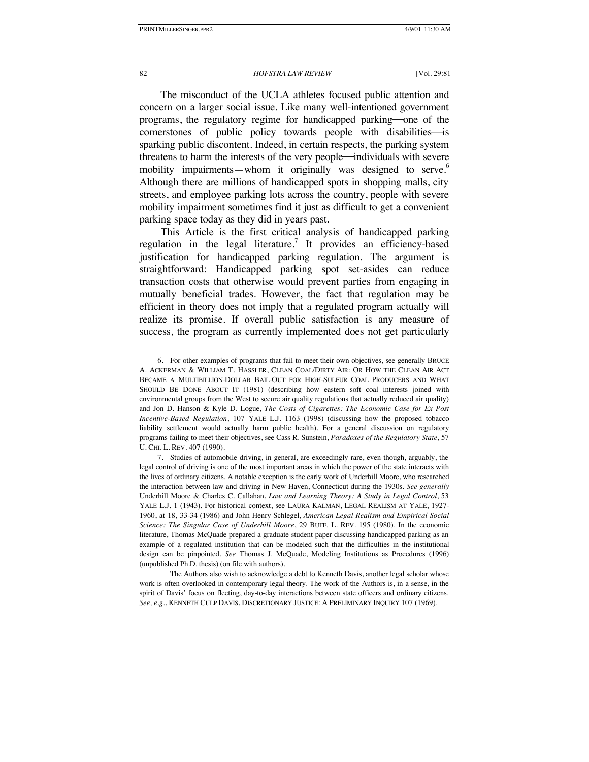The misconduct of the UCLA athletes focused public attention and concern on a larger social issue. Like many well-intentioned government programs, the regulatory regime for handicapped parking—one of the cornerstones of public policy towards people with disabilities—is sparking public discontent. Indeed, in certain respects, the parking system threatens to harm the interests of the very people—individuals with severe mobility impairments—whom it originally was designed to serve.[6] Although there are millions of handicapped spots in shopping malls, city streets, and employee parking lots across the country, people with severe mobility impairment sometimes find it just as difficult to get a convenient parking space today as they did in years past.

This Article is the first critical analysis of handicapped parking regulation in the legal literature.[7] It provides an efficiency-based justification for handicapped parking regulation. The argument is straightforward: Handicapped parking spot set-asides can reduce transaction costs that otherwise would prevent parties from engaging in mutually beneficial trades. However, the fact that regulation may be efficient in theory does not imply that a regulated program actually will realize its promise. If overall public satisfaction is any measure of success, the program as currently implemented does not get particularly

---

6. For other examples of programs that fail to meet their own objectives, see generally BRUCE A. ACKERMAN & WILLIAM T. HASSLER, CLEAN COAL/DIRTY AIR: OR HOW THE CLEAN AIR ACT BECAME A MULTIBILLION-DOLLAR BAIL-OUT FOR HIGH-SULFUR COAL PRODUCERS AND WHAT SHOULD BE DONE ABOUT IT (1981) (describing how eastern soft coal interests joined with environmental groups from the West to secure air quality regulations that actually reduced air quality) and Jon D. Hanson & Kyle D. Logue, *The Costs of Cigarettes: The Economic Case for Ex Post Incentive-Based Regulation*, 107 YALE L.J. 1163 (1998) (discussing how the proposed tobacco liability settlement would actually harm public health). For a general discussion on regulatory programs failing to meet their objectives, see Cass R. Sunstein, *Paradoxes of the Regulatory State*, 57 U. CHI. L. REV. 407 (1990).

7. Studies of automobile driving, in general, are exceedingly rare, even though, arguably, the legal control of driving is one of the most important areas in which the power of the state interacts with the lives of ordinary citizens. A notable exception is the early work of Underhill Moore, who researched the interaction between law and driving in New Haven, Connecticut during the 1930s. *See generally* Underhill Moore & Charles C. Callahan, *Law and Learning Theory: A Study in Legal Control*, 53 YALE L.J. 1 (1943). For historical context, see LAURA KALMAN, LEGAL REALISM AT YALE, 1927-1960, at 18, 33-34 (1986) and John Henry Schlegel, *American Legal Realism and Empirical Social Science: The Singular Case of Underhill Moore*, 29 BUFF. L. REV. 195 (1980). In the economic literature, Thomas McQuade prepared a graduate student paper discussing handicapped parking as an example of a regulated institution that can be modeled such that the difficulties in the institutional design can be pinpointed. *See* Thomas J. McQuade, Modeling Institutions as Procedures (1996) (unpublished Ph.D. thesis) (on file with authors).

The Authors also wish to acknowledge a debt to Kenneth Davis, another legal scholar whose work is often overlooked in contemporary legal theory. The work of the Authors is, in a sense, in the spirit of Davis' focus on fleeting, day-to-day interactions between state officers and ordinary citizens. *See, e.g.*, KENNETH CULP DAVIS, DISCRETIONARY JUSTICE: A PRELIMINARY INQUIRY 107 (1969).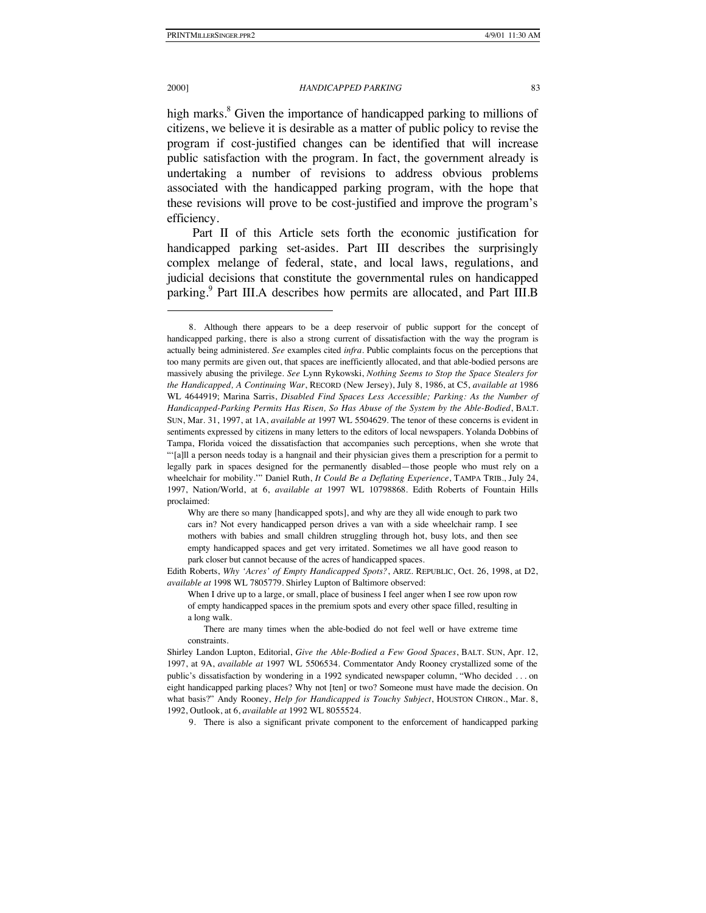high marks.[8] Given the importance of handicapped parking to millions of citizens, we believe it is desirable as a matter of public policy to revise the program if cost-justified changes can be identified that will increase public satisfaction with the program. In fact, the government already is undertaking a number of revisions to address obvious problems associated with the handicapped parking program, with the hope that these revisions will prove to be cost-justified and improve the program's efficiency.

Part II of this Article sets forth the economic justification for handicapped parking set-asides. Part III describes the surprisingly complex melange of federal, state, and local laws, regulations, and judicial decisions that constitute the governmental rules on handicapped parking.[9] Part III.A describes how permits are allocated, and Part III.B

---

8. Although there appears to be a deep reservoir of public support for the concept of handicapped parking, there is also a strong current of dissatisfaction with the way the program is actually being administered. *See* examples cited *infra*. Public complaints focus on the perceptions that too many permits are given out, that spaces are inefficiently allocated, and that able-bodied persons are massively abusing the privilege. *See* Lynn Rykowski, *Nothing Seems to Stop the Space Stealers for the Handicapped, A Continuing War*, RECORD (New Jersey), July 8, 1986, at C5, *available at* 1986 WL 4644919; Marina Sarris, *Disabled Find Spaces Less Accessible; Parking: As the Number of Handicapped-Parking Permits Has Risen, So Has Abuse of the System by the Able-Bodied*, BALT. SUN, Mar. 31, 1997, at 1A, *available at* 1997 WL 5504629. The tenor of these concerns is evident in sentiments expressed by citizens in many letters to the editors of local newspapers. Yolanda Dobbins of Tampa, Florida voiced the dissatisfaction that accompanies such perceptions, when she wrote that "'[a]ll a person needs today is a hangnail and their physician gives them a prescription for a permit to legally park in spaces designed for the permanently disabled—those people who must rely on a wheelchair for mobility.'" Daniel Ruth, *It Could Be a Deflating Experience*, TAMPA TRIB., July 24, 1997, Nation/World, at 6, *available at* 1997 WL 10798868. Edith Roberts of Fountain Hills proclaimed:

> Why are there so many [handicapped spots], and why are they all wide enough to park two cars in? Not every handicapped person drives a van with a side wheelchair ramp. I see mothers with babies and small children struggling through hot, busy lots, and then see empty handicapped spaces and get very irritated. Sometimes we all have good reason to park closer but cannot because of the acres of handicapped spaces.

Edith Roberts, *Why 'Acres' of Empty Handicapped Spots?*, ARIZ. REPUBLIC, Oct. 26, 1998, at D2, *available at* 1998 WL 7805779. Shirley Lupton of Baltimore observed:

> When I drive up to a large, or small, place of business I feel anger when I see row upon row of empty handicapped spaces in the premium spots and every other space filled, resulting in a long walk.
>
> There are many times when the able-bodied do not feel well or have extreme time constraints.

Shirley Landon Lupton, Editorial, *Give the Able-Bodied a Few Good Spaces*, BALT. SUN, Apr. 12, 1997, at 9A, *available at* 1997 WL 5506534. Commentator Andy Rooney crystallized some of the public's dissatisfaction by wondering in a 1992 syndicated newspaper column, "Who decided . . . on eight handicapped parking places? Why not [ten] or two? Someone must have made the decision. On what basis?" Andy Rooney, *Help for Handicapped is Touchy Subject*, HOUSTON CHRON., Mar. 8, 1992, Outlook, at 6, *available at* 1992 WL 8055524.

9. There is also a significant private component to the enforcement of handicapped parking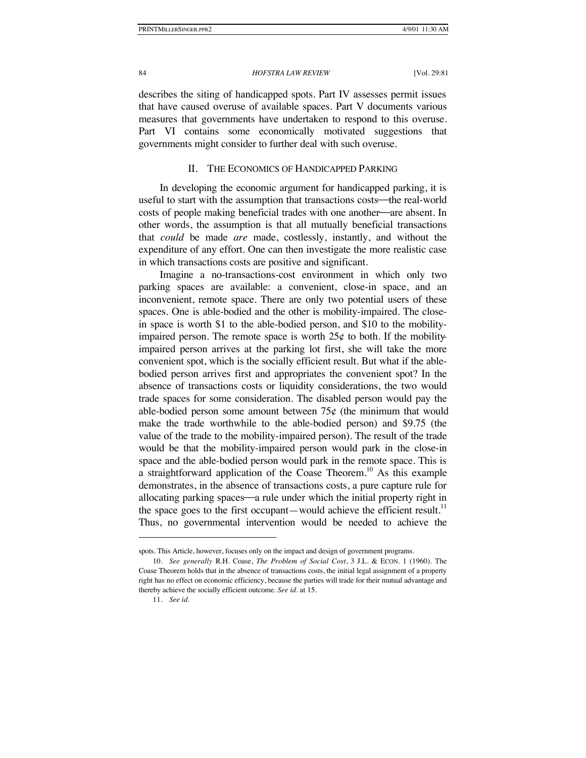describes the siting of handicapped spots. Part IV assesses permit issues that have caused overuse of available spaces. Part V documents various measures that governments have undertaken to respond to this overuse. Part VI contains some economically motivated suggestions that governments might consider to further deal with such overuse.

## II. THE ECONOMICS OF HANDICAPPED PARKING

In developing the economic argument for handicapped parking, it is useful to start with the assumption that transactions costs—the real-world costs of people making beneficial trades with one another—are absent. In other words, the assumption is that all mutually beneficial transactions that *could* be made *are* made, costlessly, instantly, and without the expenditure of any effort. One can then investigate the more realistic case in which transactions costs are positive and significant.

Imagine a no-transactions-cost environment in which only two parking spaces are available: a convenient, close-in space, and an inconvenient, remote space. There are only two potential users of these spaces. One is able-bodied and the other is mobility-impaired. The close-in space is worth \$1 to the able-bodied person, and \$10 to the mobility-impaired person. The remote space is worth 25¢ to both. If the mobility-impaired person arrives at the parking lot first, she will take the more convenient spot, which is the socially efficient result. But what if the able-bodied person arrives first and appropriates the convenient spot? In the absence of transactions costs or liquidity considerations, the two would trade spaces for some consideration. The disabled person would pay the able-bodied person some amount between 75¢ (the minimum that would make the trade worthwhile to the able-bodied person) and \$9.75 (the value of the trade to the mobility-impaired person). The result of the trade would be that the mobility-impaired person would park in the close-in space and the able-bodied person would park in the remote space. This is a straightforward application of the Coase Theorem.[10] As this example demonstrates, in the absence of transactions costs, a pure capture rule for allocating parking spaces—a rule under which the initial property right in the space goes to the first occupant—would achieve the efficient result.[11] Thus, no governmental intervention would be needed to achieve the

---

spots. This Article, however, focuses only on the impact and design of government programs.

10. *See generally* R.H. Coase, *The Problem of Social Cost*, 3 J.L. & ECON. 1 (1960). The Coase Theorem holds that in the absence of transactions costs, the initial legal assignment of a property right has no effect on economic efficiency, because the parties will trade for their mutual advantage and thereby achieve the socially efficient outcome. *See id.* at 15.

11. *See id.*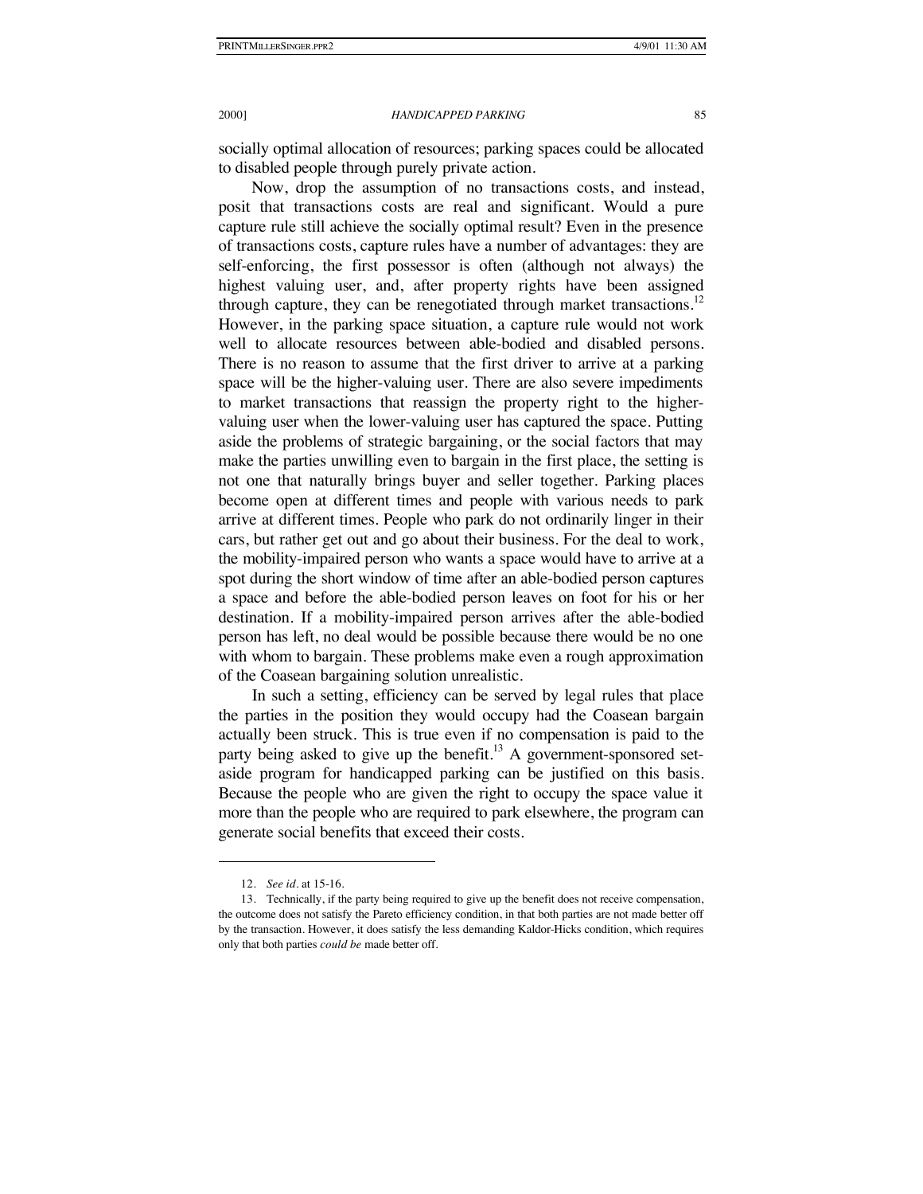socially optimal allocation of resources; parking spaces could be allocated to disabled people through purely private action.

Now, drop the assumption of no transactions costs, and instead, posit that transactions costs are real and significant. Would a pure capture rule still achieve the socially optimal result? Even in the presence of transactions costs, capture rules have a number of advantages: they are self-enforcing, the first possessor is often (although not always) the highest valuing user, and, after property rights have been assigned through capture, they can be renegotiated through market transactions.[12] However, in the parking space situation, a capture rule would not work well to allocate resources between able-bodied and disabled persons. There is no reason to assume that the first driver to arrive at a parking space will be the higher-valuing user. There are also severe impediments to market transactions that reassign the property right to the higher-valuing user when the lower-valuing user has captured the space. Putting aside the problems of strategic bargaining, or the social factors that may make the parties unwilling even to bargain in the first place, the setting is not one that naturally brings buyer and seller together. Parking places become open at different times and people with various needs to park arrive at different times. People who park do not ordinarily linger in their cars, but rather get out and go about their business. For the deal to work, the mobility-impaired person who wants a space would have to arrive at a spot during the short window of time after an able-bodied person captures a space and before the able-bodied person leaves on foot for his or her destination. If a mobility-impaired person arrives after the able-bodied person has left, no deal would be possible because there would be no one with whom to bargain. These problems make even a rough approximation of the Coasean bargaining solution unrealistic.

In such a setting, efficiency can be served by legal rules that place the parties in the position they would occupy had the Coasean bargain actually been struck. This is true even if no compensation is paid to the party being asked to give up the benefit.[13] A government-sponsored set-aside program for handicapped parking can be justified on this basis. Because the people who are given the right to occupy the space value it more than the people who are required to park elsewhere, the program can generate social benefits that exceed their costs.

---

12. *See id.* at 15-16.

13. Technically, if the party being required to give up the benefit does not receive compensation, the outcome does not satisfy the Pareto efficiency condition, in that both parties are not made better off by the transaction. However, it does satisfy the less demanding Kaldor-Hicks condition, which requires only that both parties *could be* made better off.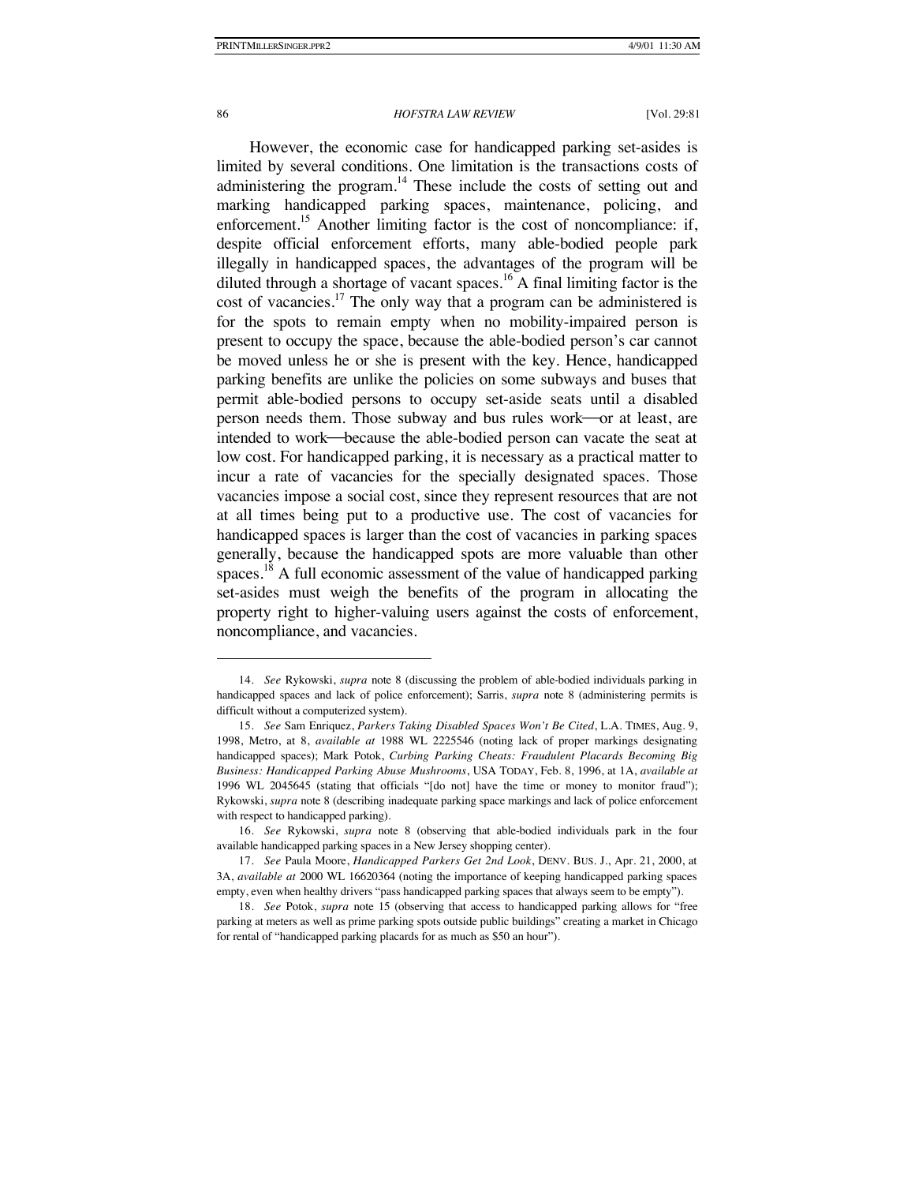However, the economic case for handicapped parking set-asides is limited by several conditions. One limitation is the transactions costs of administering the program.[14] These include the costs of setting out and marking handicapped parking spaces, maintenance, policing, and enforcement.[15] Another limiting factor is the cost of noncompliance: if, despite official enforcement efforts, many able-bodied people park illegally in handicapped spaces, the advantages of the program will be diluted through a shortage of vacant spaces.[16] A final limiting factor is the cost of vacancies.[17] The only way that a program can be administered is for the spots to remain empty when no mobility-impaired person is present to occupy the space, because the able-bodied person's car cannot be moved unless he or she is present with the key. Hence, handicapped parking benefits are unlike the policies on some subways and buses that permit able-bodied persons to occupy set-aside seats until a disabled person needs them. Those subway and bus rules work—or at least, are intended to work—because the able-bodied person can vacate the seat at low cost. For handicapped parking, it is necessary as a practical matter to incur a rate of vacancies for the specially designated spaces. Those vacancies impose a social cost, since they represent resources that are not at all times being put to a productive use. The cost of vacancies for handicapped spaces is larger than the cost of vacancies in parking spaces generally, because the handicapped spots are more valuable than other spaces.[18] A full economic assessment of the value of handicapped parking set-asides must weigh the benefits of the program in allocating the property right to higher-valuing users against the costs of enforcement, noncompliance, and vacancies.

---

14. *See* Rykowski, *supra* note 8 (discussing the problem of able-bodied individuals parking in handicapped spaces and lack of police enforcement); Sarris, *supra* note 8 (administering permits is difficult without a computerized system).

15. *See* Sam Enriquez, *Parkers Taking Disabled Spaces Won't Be Cited*, L.A. TIMES, Aug. 9, 1998, Metro, at 8, *available at* 1988 WL 2225546 (noting lack of proper markings designating handicapped spaces); Mark Potok, *Curbing Parking Cheats: Fraudulent Placards Becoming Big Business: Handicapped Parking Abuse Mushrooms*, USA TODAY, Feb. 8, 1996, at 1A, *available at* 1996 WL 2045645 (stating that officials "[do not] have the time or money to monitor fraud"); Rykowski, *supra* note 8 (describing inadequate parking space markings and lack of police enforcement with respect to handicapped parking).

16. *See* Rykowski, *supra* note 8 (observing that able-bodied individuals park in the four available handicapped parking spaces in a New Jersey shopping center).

17. *See* Paula Moore, *Handicapped Parkers Get 2nd Look*, DENV. BUS. J., Apr. 21, 2000, at 3A, *available at* 2000 WL 16620364 (noting the importance of keeping handicapped parking spaces empty, even when healthy drivers "pass handicapped parking spaces that always seem to be empty").

18. *See* Potok, *supra* note 15 (observing that access to handicapped parking allows for "free parking at meters as well as prime parking spots outside public buildings" creating a market in Chicago for rental of "handicapped parking placards for as much as $50 an hour").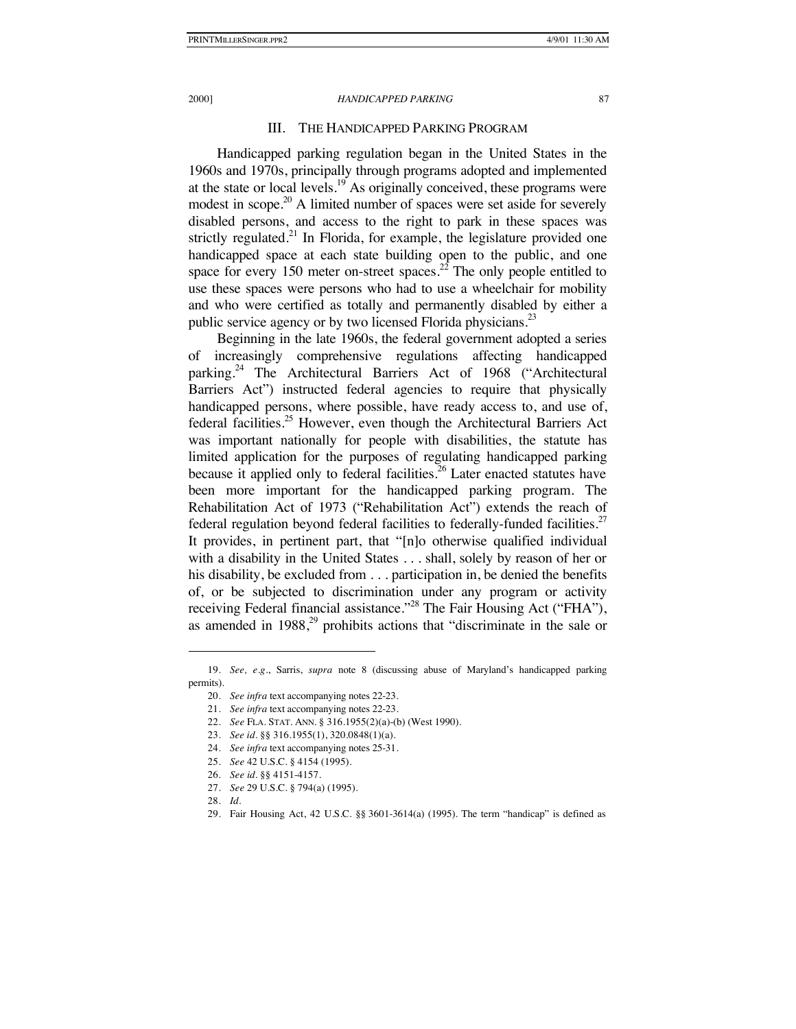## III. THE HANDICAPPED PARKING PROGRAM

Handicapped parking regulation began in the United States in the 1960s and 1970s, principally through programs adopted and implemented at the state or local levels.[19] As originally conceived, these programs were modest in scope.[20] A limited number of spaces were set aside for severely disabled persons, and access to the right to park in these spaces was strictly regulated.[21] In Florida, for example, the legislature provided one handicapped space at each state building open to the public, and one space for every 150 meter on-street spaces.[22] The only people entitled to use these spaces were persons who had to use a wheelchair for mobility and who were certified as totally and permanently disabled by either a public service agency or by two licensed Florida physicians.[23]

Beginning in the late 1960s, the federal government adopted a series of increasingly comprehensive regulations affecting handicapped parking.[24] The Architectural Barriers Act of 1968 ("Architectural Barriers Act") instructed federal agencies to require that physically handicapped persons, where possible, have ready access to, and use of, federal facilities.[25] However, even though the Architectural Barriers Act was important nationally for people with disabilities, the statute has limited application for the purposes of regulating handicapped parking because it applied only to federal facilities.[26] Later enacted statutes have been more important for the handicapped parking program. The Rehabilitation Act of 1973 ("Rehabilitation Act") extends the reach of federal regulation beyond federal facilities to federally-funded facilities.[27] It provides, in pertinent part, that "[n]o otherwise qualified individual with a disability in the United States . . . shall, solely by reason of her or his disability, be excluded from . . . participation in, be denied the benefits of, or be subjected to discrimination under any program or activity receiving Federal financial assistance."[28] The Fair Housing Act ("FHA"), as amended in 1988,[29] prohibits actions that "discriminate in the sale or

---

19. *See, e.g.*, Sarris, *supra* note 8 (discussing abuse of Maryland's handicapped parking permits).

20. *See infra* text accompanying notes 22-23.

21. *See infra* text accompanying notes 22-23.

22. *See* FLA. STAT. ANN. § 316.1955(2)(a)-(b) (West 1990).

23. *See id.* §§ 316.1955(1), 320.0848(1)(a).

24. *See infra* text accompanying notes 25-31.

25. *See* 42 U.S.C. § 4154 (1995).

26. *See id.* §§ 4151-4157.

27. *See* 29 U.S.C. § 794(a) (1995).

28. *Id.*

29. Fair Housing Act, 42 U.S.C. §§ 3601-3614(a) (1995). The term "handicap" is defined as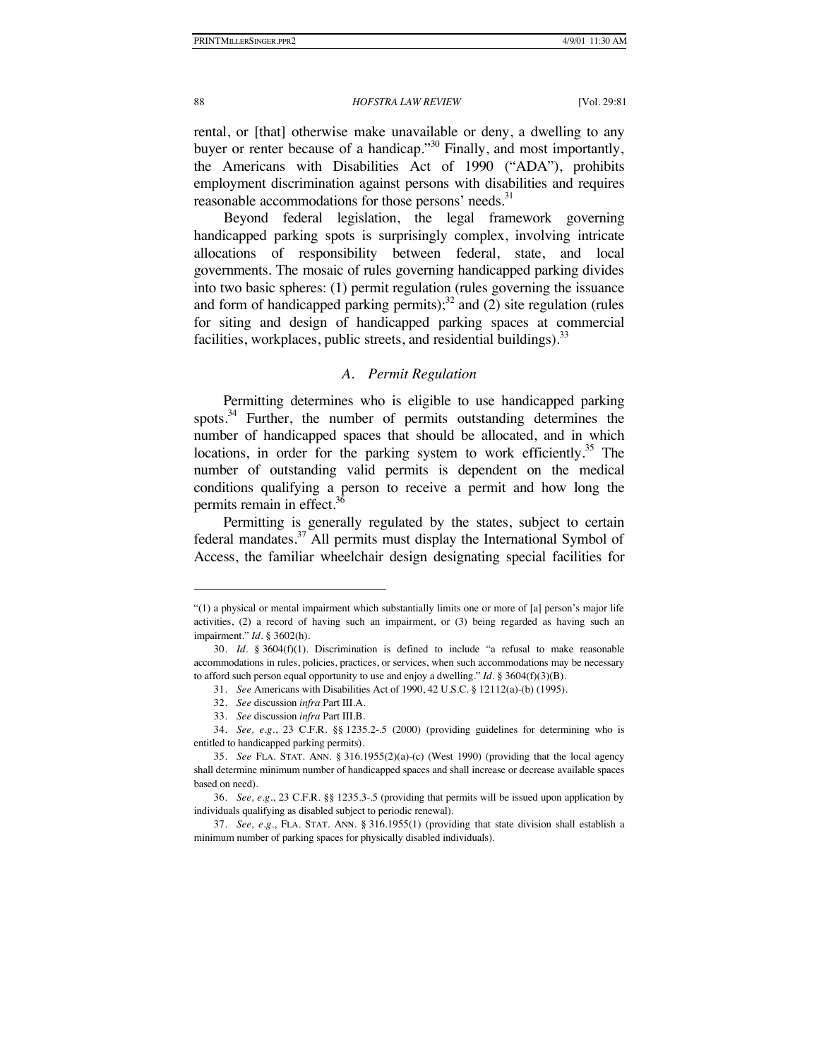rental, or [that] otherwise make unavailable or deny, a dwelling to any buyer or renter because of a handicap."[30] Finally, and most importantly, the Americans with Disabilities Act of 1990 ("ADA"), prohibits employment discrimination against persons with disabilities and requires reasonable accommodations for those persons' needs.[31]

Beyond federal legislation, the legal framework governing handicapped parking spots is surprisingly complex, involving intricate allocations of responsibility between federal, state, and local governments. The mosaic of rules governing handicapped parking divides into two basic spheres: (1) permit regulation (rules governing the issuance and form of handicapped parking permits);[32] and (2) site regulation (rules for siting and design of handicapped parking spaces at commercial facilities, workplaces, public streets, and residential buildings).[33]

### *A. Permit Regulation*

Permitting determines who is eligible to use handicapped parking spots.[34] Further, the number of permits outstanding determines the number of handicapped spaces that should be allocated, and in which locations, in order for the parking system to work efficiently.[35] The number of outstanding valid permits is dependent on the medical conditions qualifying a person to receive a permit and how long the permits remain in effect.[36]

Permitting is generally regulated by the states, subject to certain federal mandates.[37] All permits must display the International Symbol of Access, the familiar wheelchair design designating special facilities for

---

"(1) a physical or mental impairment which substantially limits one or more of [a] person's major life activities, (2) a record of having such an impairment, or (3) being regarded as having such an impairment." *Id.* § 3602(h).

30. *Id.* § 3604(f)(1). Discrimination is defined to include "a refusal to make reasonable accommodations in rules, policies, practices, or services, when such accommodations may be necessary to afford such person equal opportunity to use and enjoy a dwelling." *Id.* § 3604(f)(3)(B).

31. *See* Americans with Disabilities Act of 1990, 42 U.S.C. § 12112(a)-(b) (1995).

32. *See* discussion *infra* Part III.A.

33. *See* discussion *infra* Part III.B.

34. *See, e.g.*, 23 C.F.R. §§ 1235.2-.5 (2000) (providing guidelines for determining who is entitled to handicapped parking permits).

35. *See* FLA. STAT. ANN. § 316.1955(2)(a)-(c) (West 1990) (providing that the local agency shall determine minimum number of handicapped spaces and shall increase or decrease available spaces based on need).

36. *See, e.g.*, 23 C.F.R. §§ 1235.3-.5 (providing that permits will be issued upon application by individuals qualifying as disabled subject to periodic renewal).

37. *See, e.g.*, FLA. STAT. ANN. § 316.1955(1) (providing that state division shall establish a minimum number of parking spaces for physically disabled individuals).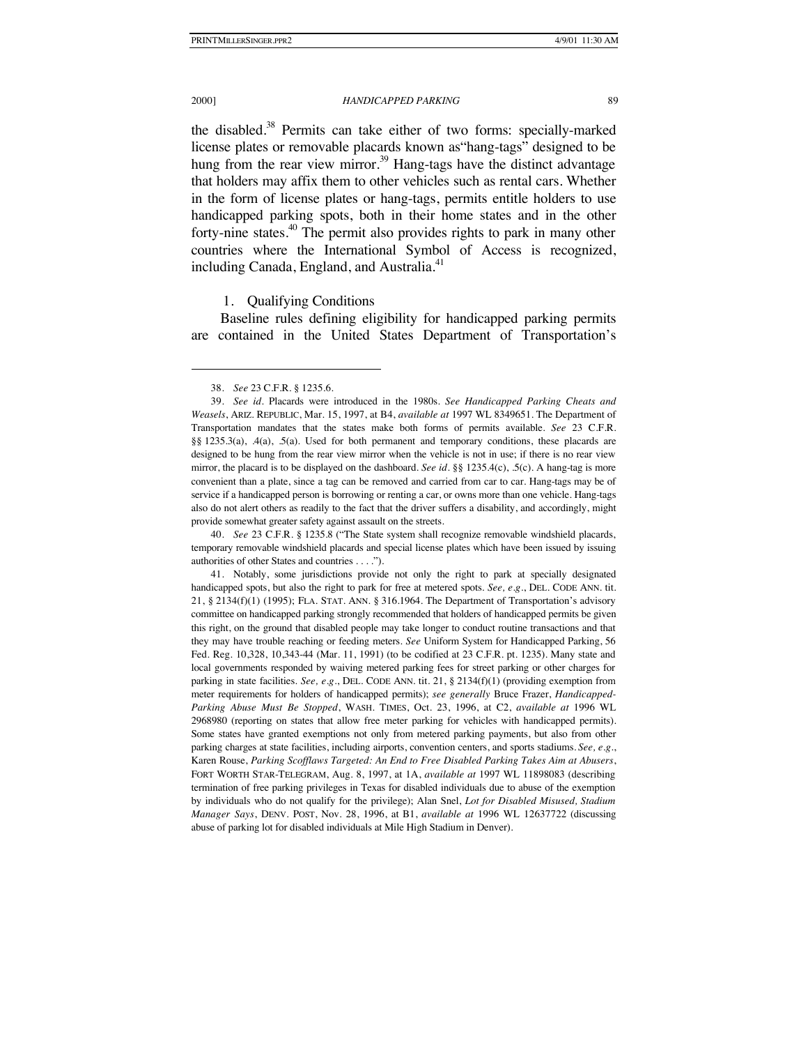the disabled.[38] Permits can take either of two forms: specially-marked license plates or removable placards known as"hang-tags" designed to be hung from the rear view mirror.[39] Hang-tags have the distinct advantage that holders may affix them to other vehicles such as rental cars. Whether in the form of license plates or hang-tags, permits entitle holders to use handicapped parking spots, both in their home states and in the other forty-nine states.[40] The permit also provides rights to park in many other countries where the International Symbol of Access is recognized, including Canada, England, and Australia.[41]

### 1. Qualifying Conditions

Baseline rules defining eligibility for handicapped parking permits are contained in the United States Department of Transportation's

---

38. *See* 23 C.F.R. § 1235.6.

39. *See id*. Placards were introduced in the 1980s. *See Handicapped Parking Cheats and Weasels*, ARIZ. REPUBLIC, Mar. 15, 1997, at B4, *available at* 1997 WL 8349651. The Department of Transportation mandates that the states make both forms of permits available. *See* 23 C.F.R. §§ 1235.3(a), .4(a), .5(a). Used for both permanent and temporary conditions, these placards are designed to be hung from the rear view mirror when the vehicle is not in use; if there is no rear view mirror, the placard is to be displayed on the dashboard. *See id*. §§ 1235.4(c), .5(c). A hang-tag is more convenient than a plate, since a tag can be removed and carried from car to car. Hang-tags may be of service if a handicapped person is borrowing or renting a car, or owns more than one vehicle. Hang-tags also do not alert others as readily to the fact that the driver suffers a disability, and accordingly, might provide somewhat greater safety against assault on the streets.

40. *See* 23 C.F.R. § 1235.8 ("The State system shall recognize removable windshield placards, temporary removable windshield placards and special license plates which have been issued by issuing authorities of other States and countries . . . .").

41. Notably, some jurisdictions provide not only the right to park at specially designated handicapped spots, but also the right to park for free at metered spots. *See, e.g.*, DEL. CODE ANN. tit. 21, § 2134(f)(1) (1995); FLA. STAT. ANN. § 316.1964. The Department of Transportation's advisory committee on handicapped parking strongly recommended that holders of handicapped permits be given this right, on the ground that disabled people may take longer to conduct routine transactions and that they may have trouble reaching or feeding meters. *See* Uniform System for Handicapped Parking, 56 Fed. Reg. 10,328, 10,343-44 (Mar. 11, 1991) (to be codified at 23 C.F.R. pt. 1235). Many state and local governments responded by waiving metered parking fees for street parking or other charges for parking in state facilities. *See, e.g.*, DEL. CODE ANN. tit. 21, § 2134(f)(1) (providing exemption from meter requirements for holders of handicapped permits); *see generally* Bruce Frazer, *Handicapped-Parking Abuse Must Be Stopped*, WASH. TIMES, Oct. 23, 1996, at C2, *available at* 1996 WL 2968980 (reporting on states that allow free meter parking for vehicles with handicapped permits). Some states have granted exemptions not only from metered parking payments, but also from other parking charges at state facilities, including airports, convention centers, and sports stadiums. *See, e.g.*, Karen Rouse, *Parking Scofflaws Targeted: An End to Free Disabled Parking Takes Aim at Abusers*, FORT WORTH STAR-TELEGRAM, Aug. 8, 1997, at 1A, *available at* 1997 WL 11898083 (describing termination of free parking privileges in Texas for disabled individuals due to abuse of the exemption by individuals who do not qualify for the privilege); Alan Snel, *Lot for Disabled Misused, Stadium Manager Says*, DENV. POST, Nov. 28, 1996, at B1, *available at* 1996 WL 12637722 (discussing abuse of parking lot for disabled individuals at Mile High Stadium in Denver).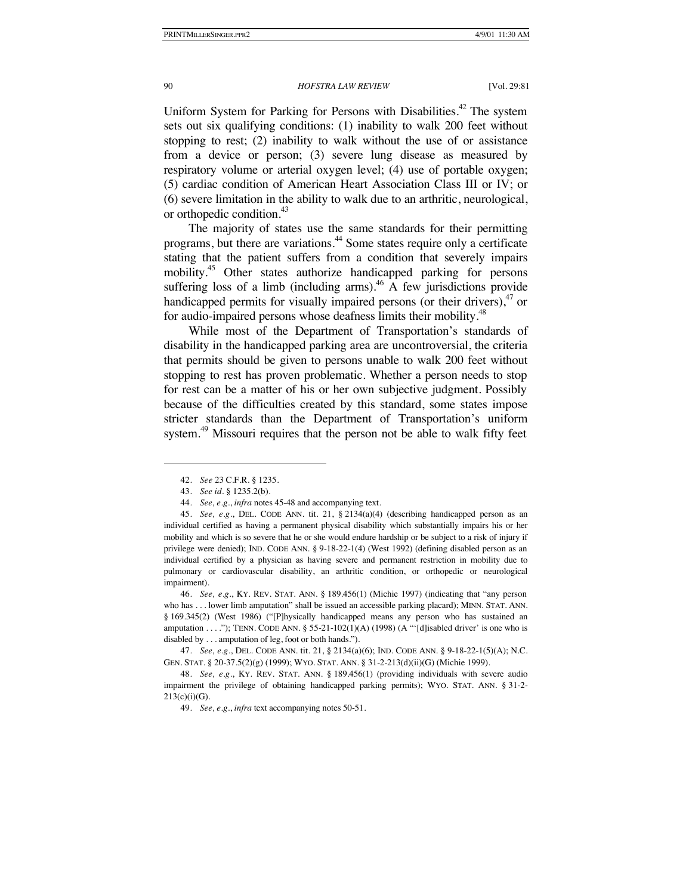Uniform System for Parking for Persons with Disabilities.[42] The system sets out six qualifying conditions: (1) inability to walk 200 feet without stopping to rest; (2) inability to walk without the use of or assistance from a device or person; (3) severe lung disease as measured by respiratory volume or arterial oxygen level; (4) use of portable oxygen; (5) cardiac condition of American Heart Association Class III or IV; or (6) severe limitation in the ability to walk due to an arthritic, neurological, or orthopedic condition.[43]

The majority of states use the same standards for their permitting programs, but there are variations.[44] Some states require only a certificate stating that the patient suffers from a condition that severely impairs mobility.[45] Other states authorize handicapped parking for persons suffering loss of a limb (including arms).[46] A few jurisdictions provide handicapped permits for visually impaired persons (or their drivers),[47] or for audio-impaired persons whose deafness limits their mobility.[48]

While most of the Department of Transportation's standards of disability in the handicapped parking area are uncontroversial, the criteria that permits should be given to persons unable to walk 200 feet without stopping to rest has proven problematic. Whether a person needs to stop for rest can be a matter of his or her own subjective judgment. Possibly because of the difficulties created by this standard, some states impose stricter standards than the Department of Transportation's uniform system.[49] Missouri requires that the person not be able to walk fifty feet

---

42. *See* 23 C.F.R. § 1235.

43. *See id.* § 1235.2(b).

44. *See, e.g.*, *infra* notes 45-48 and accompanying text.

45. *See, e.g.*, DEL. CODE ANN. tit. 21, § 2134(a)(4) (describing handicapped person as an individual certified as having a permanent physical disability which substantially impairs his or her mobility and which is so severe that he or she would endure hardship or be subject to a risk of injury if privilege were denied); IND. CODE ANN. § 9-18-22-1(4) (West 1992) (defining disabled person as an individual certified by a physician as having severe and permanent restriction in mobility due to pulmonary or cardiovascular disability, an arthritic condition, or orthopedic or neurological impairment).

46. *See, e.g.*, KY. REV. STAT. ANN. § 189.456(1) (Michie 1997) (indicating that "any person who has . . . lower limb amputation" shall be issued an accessible parking placard); MINN. STAT. ANN. § 169.345(2) (West 1986) ("[P]hysically handicapped means any person who has sustained an amputation . . . ."); TENN. CODE ANN. § 55-21-102(1)(A) (1998) (A "'[d]isabled driver' is one who is disabled by . . . amputation of leg, foot or both hands.").

47. *See, e.g.*, DEL. CODE ANN. tit. 21, § 2134(a)(6); IND. CODE ANN. § 9-18-22-1(5)(A); N.C. GEN. STAT. § 20-37.5(2)(g) (1999); WYO. STAT. ANN. § 31-2-213(d)(ii)(G) (Michie 1999).

48. *See, e.g.*, KY. REV. STAT. ANN. § 189.456(1) (providing individuals with severe audio impairment the privilege of obtaining handicapped parking permits); WYO. STAT. ANN. § 31-2-213(c)(i)(G).

49. *See, e.g.*, *infra* text accompanying notes 50-51.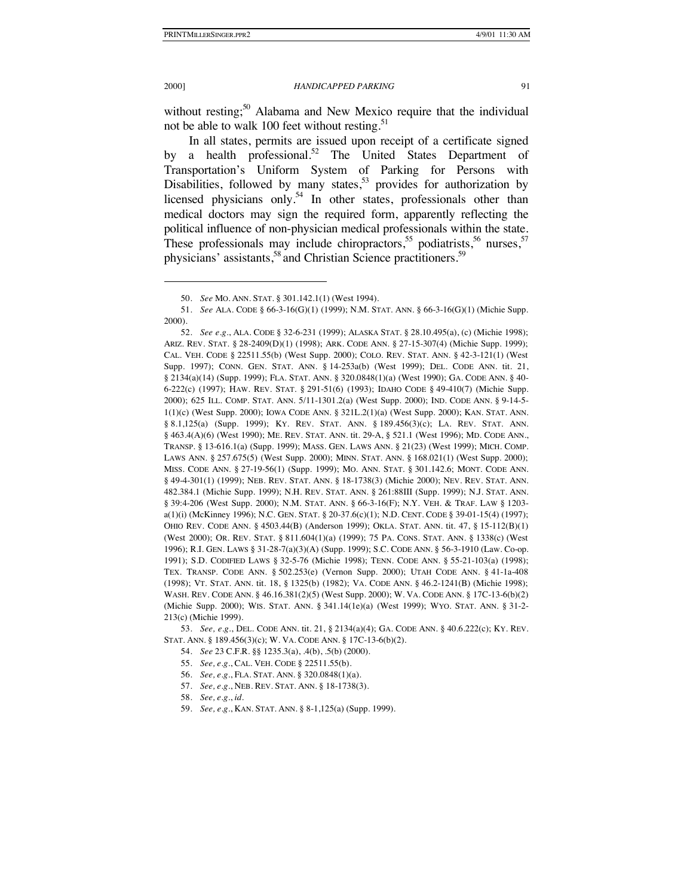without resting;[50] Alabama and New Mexico require that the individual not be able to walk 100 feet without resting.[51]

In all states, permits are issued upon receipt of a certificate signed by a health professional.[52] The United States Department of Transportation's Uniform System of Parking for Persons with Disabilities, followed by many states,[53] provides for authorization by licensed physicians only.[54] In other states, professionals other than medical doctors may sign the required form, apparently reflecting the political influence of non-physician medical professionals within the state. These professionals may include chiropractors,[55] podiatrists,[56] nurses,[57] physicians' assistants,[58] and Christian Science practitioners.[59]

---

50. *See* MO. ANN. STAT. § 301.142.1(1) (West 1994).

51. *See* ALA. CODE § 66-3-16(G)(1) (1999); N.M. STAT. ANN. § 66-3-16(G)(1) (Michie Supp. 2000).

52. *See e.g*., ALA. CODE § 32-6-231 (1999); ALASKA STAT. § 28.10.495(a), (c) (Michie 1998); ARIZ. REV. STAT. § 28-2409(D)(1) (1998); ARK. CODE ANN. § 27-15-307(4) (Michie Supp. 1999); CAL. VEH. CODE § 22511.55(b) (West Supp. 2000); COLO. REV. STAT. ANN. § 42-3-121(1) (West Supp. 1997); CONN. GEN. STAT. ANN. § 14-253a(b) (West 1999); DEL. CODE ANN. tit. 21, § 2134(a)(14) (Supp. 1999); FLA. STAT. ANN. § 320.0848(1)(a) (West 1990); GA. CODE ANN. § 40-6-222(c) (1997); HAW. REV. STAT. § 291-51(6) (1993); IDAHO CODE § 49-410(7) (Michie Supp. 2000); 625 ILL. COMP. STAT. ANN. 5/11-1301.2(a) (West Supp. 2000); IND. CODE ANN. § 9-14-5-1(1)(c) (West Supp. 2000); IOWA CODE ANN. § 321L.2(1)(a) (West Supp. 2000); KAN. STAT. ANN. § 8.1,125(a) (Supp. 1999); KY. REV. STAT. ANN. § 189.456(3)(c); LA. REV. STAT. ANN. § 463.4(A)(6) (West 1990); ME. REV. STAT. ANN. tit. 29-A, § 521.1 (West 1996); MD. CODE ANN., TRANSP. § 13-616.1(a) (Supp. 1999); MASS. GEN. LAWS ANN. § 21(23) (West 1999); MICH. COMP. LAWS ANN. § 257.675(5) (West Supp. 2000); MINN. STAT. ANN. § 168.021(1) (West Supp. 2000); MISS. CODE ANN. § 27-19-56(1) (Supp. 1999); MO. ANN. STAT. § 301.142.6; MONT. CODE ANN. § 49-4-301(1) (1999); NEB. REV. STAT. ANN. § 18-1738(3) (Michie 2000); NEV. REV. STAT. ANN. 482.384.1 (Michie Supp. 1999); N.H. REV. STAT. ANN. § 261:88III (Supp. 1999); N.J. STAT. ANN. § 39:4-206 (West Supp. 2000); N.M. STAT. ANN. § 66-3-16(F); N.Y. VEH. & TRAF. LAW § 1203-a(1)(i) (McKinney 1996); N.C. GEN. STAT. § 20-37.6(c)(1); N.D. CENT. CODE § 39-01-15(4) (1997); OHIO REV. CODE ANN. § 4503.44(B) (Anderson 1999); OKLA. STAT. ANN. tit. 47, § 15-112(B)(1) (West 2000); OR. REV. STAT. § 811.604(1)(a) (1999); 75 PA. CONS. STAT. ANN. § 1338(c) (West 1996); R.I. GEN. LAWS § 31-28-7(a)(3)(A) (Supp. 1999); S.C. CODE ANN. § 56-3-1910 (Law. Co-op. 1991); S.D. CODIFIED LAWS § 32-5-76 (Michie 1998); TENN. CODE ANN. § 55-21-103(a) (1998); TEX. TRANSP. CODE ANN. § 502.253(e) (Vernon Supp. 2000); UTAH CODE ANN. § 41-1a-408 (1998); VT. STAT. ANN. tit. 18, § 1325(b) (1982); VA. CODE ANN. § 46.2-1241(B) (Michie 1998); WASH. REV. CODE ANN. § 46.16.381(2)(5) (West Supp. 2000); W. VA. CODE ANN. § 17C-13-6(b)(2) (Michie Supp. 2000); WIS. STAT. ANN. § 341.14(1e)(a) (West 1999); WYO. STAT. ANN. § 31-2-213(c) (Michie 1999).

53. *See, e.g*., DEL. CODE ANN. tit. 21, § 2134(a)(4); GA. CODE ANN. § 40.6.222(c); KY. REV. STAT. ANN. § 189.456(3)(c); W. VA. CODE ANN. § 17C-13-6(b)(2).

54. *See* 23 C.F.R. §§ 1235.3(a), .4(b), .5(b) (2000).

55. *See, e.g*., CAL. VEH. CODE § 22511.55(b).

56. *See, e.g*., FLA. STAT. ANN. § 320.0848(1)(a).

57. *See, e.g*., NEB. REV. STAT. ANN. § 18-1738(3).

58. *See, e.g*., *id*.

59. *See, e.g*., KAN. STAT. ANN. § 8-1,125(a) (Supp. 1999).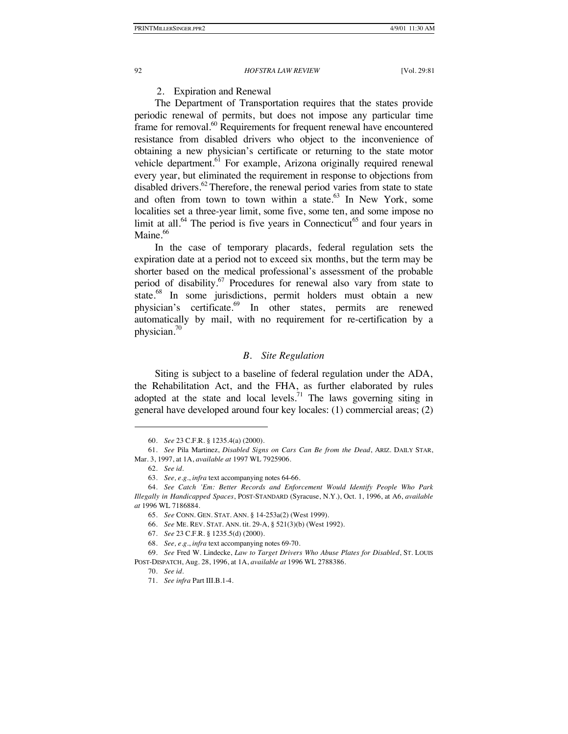### 2. Expiration and Renewal

The Department of Transportation requires that the states provide periodic renewal of permits, but does not impose any particular time frame for removal.[60] Requirements for frequent renewal have encountered resistance from disabled drivers who object to the inconvenience of obtaining a new physician's certificate or returning to the state motor vehicle department.[61] For example, Arizona originally required renewal every year, but eliminated the requirement in response to objections from disabled drivers.[62] Therefore, the renewal period varies from state to state and often from town to town within a state.[63] In New York, some localities set a three-year limit, some five, some ten, and some impose no limit at all.[64] The period is five years in Connecticut[65] and four years in Maine.[66]

In the case of temporary placards, federal regulation sets the expiration date at a period not to exceed six months, but the term may be shorter based on the medical professional's assessment of the probable period of disability.[67] Procedures for renewal also vary from state to state.[68] In some jurisdictions, permit holders must obtain a new physician's certificate.[69] In other states, permits are renewed automatically by mail, with no requirement for re-certification by a physician.[70]

## *B. Site Regulation*

Siting is subject to a baseline of federal regulation under the ADA, the Rehabilitation Act, and the FHA, as further elaborated by rules adopted at the state and local levels.[71] The laws governing siting in general have developed around four key locales: (1) commercial areas; (2)

---

60. *See* 23 C.F.R. § 1235.4(a) (2000).

61. *See* Pila Martinez, *Disabled Signs on Cars Can Be from the Dead*, ARIZ. DAILY STAR, Mar. 3, 1997, at 1A, *available at* 1997 WL 7925906.

62. *See id.*

63. *See, e.g.*, *infra* text accompanying notes 64-66.

64. *See Catch 'Em: Better Records and Enforcement Would Identify People Who Park Illegally in Handicapped Spaces*, POST-STANDARD (Syracuse, N.Y.), Oct. 1, 1996, at A6, *available at* 1996 WL 7186884.

65. *See* CONN. GEN. STAT. ANN. § 14-253a(2) (West 1999).

66. *See* ME. REV. STAT. ANN. tit. 29-A, § 521(3)(b) (West 1992).

67. *See* 23 C.F.R. § 1235.5(d) (2000).

68. *See, e.g.*, *infra* text accompanying notes 69-70.

69. *See* Fred W. Lindecke, *Law to Target Drivers Who Abuse Plates for Disabled*, ST. LOUIS POST-DISPATCH, Aug. 28, 1996, at 1A, *available at* 1996 WL 2788386.

70. *See id.*

71. *See infra* Part III.B.1-4.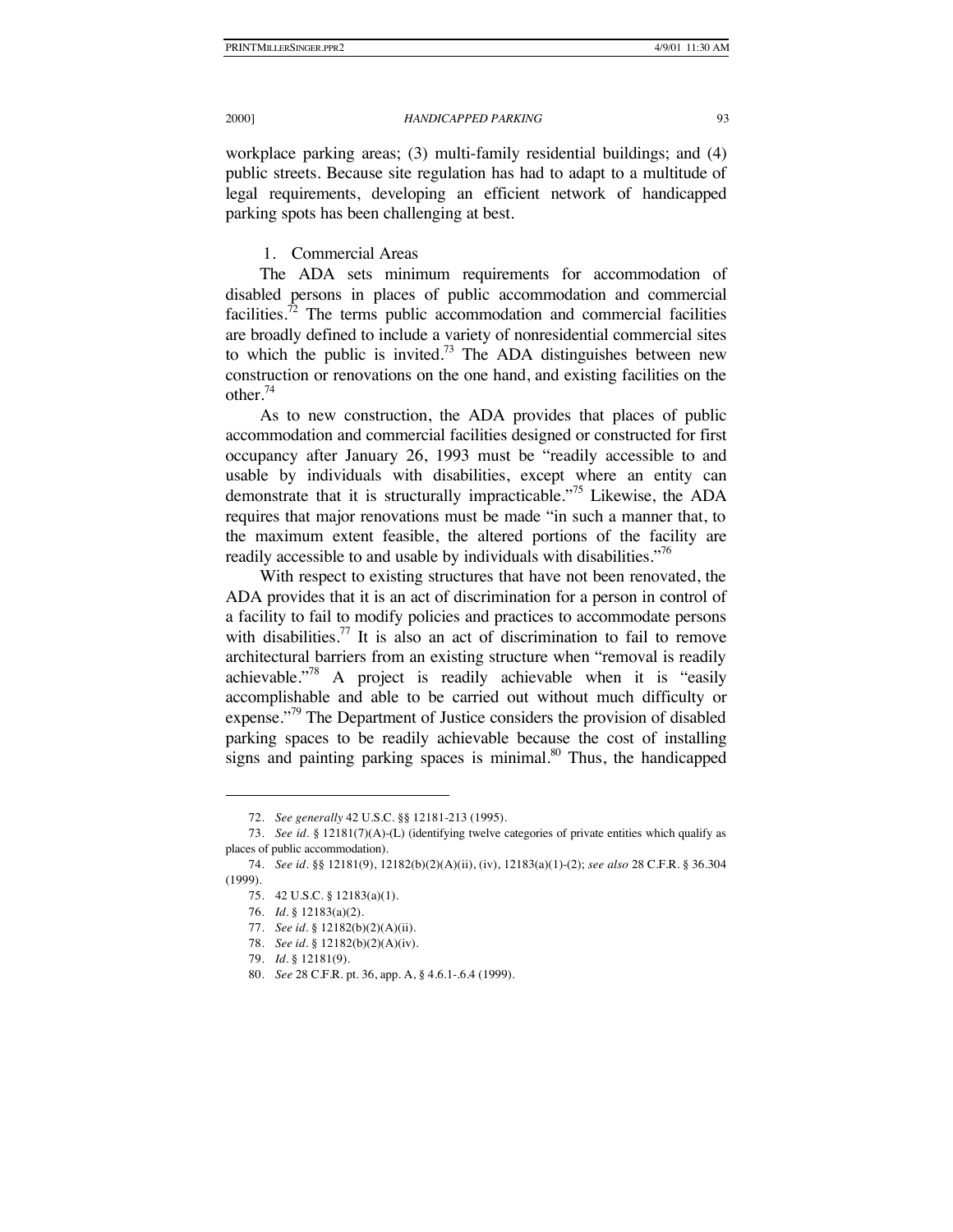workplace parking areas; (3) multi-family residential buildings; and (4) public streets. Because site regulation has had to adapt to a multitude of legal requirements, developing an efficient network of handicapped parking spots has been challenging at best.

### 1. Commercial Areas

The ADA sets minimum requirements for accommodation of disabled persons in places of public accommodation and commercial facilities.[72] The terms public accommodation and commercial facilities are broadly defined to include a variety of nonresidential commercial sites to which the public is invited.[73] The ADA distinguishes between new construction or renovations on the one hand, and existing facilities on the other.[74]

As to new construction, the ADA provides that places of public accommodation and commercial facilities designed or constructed for first occupancy after January 26, 1993 must be "readily accessible to and usable by individuals with disabilities, except where an entity can demonstrate that it is structurally impracticable."[75] Likewise, the ADA requires that major renovations must be made "in such a manner that, to the maximum extent feasible, the altered portions of the facility are readily accessible to and usable by individuals with disabilities."[76]

With respect to existing structures that have not been renovated, the ADA provides that it is an act of discrimination for a person in control of a facility to fail to modify policies and practices to accommodate persons with disabilities.[77] It is also an act of discrimination to fail to remove architectural barriers from an existing structure when "removal is readily achievable."[78] A project is readily achievable when it is "easily accomplishable and able to be carried out without much difficulty or expense."[79] The Department of Justice considers the provision of disabled parking spaces to be readily achievable because the cost of installing signs and painting parking spaces is minimal.[80] Thus, the handicapped

---

72. *See generally* 42 U.S.C. §§ 12181-213 (1995).

73. *See id*. § 12181(7)(A)-(L) (identifying twelve categories of private entities which qualify as places of public accommodation).

74. *See id*. §§ 12181(9), 12182(b)(2)(A)(ii), (iv), 12183(a)(1)-(2); *see also* 28 C.F.R. § 36.304 (1999).

75. 42 U.S.C. § 12183(a)(1).

76. *Id*. § 12183(a)(2).

77. *See id*. § 12182(b)(2)(A)(ii).

78. *See id*. § 12182(b)(2)(A)(iv).

79. *Id*. § 12181(9).

80. *See* 28 C.F.R. pt. 36, app. A, § 4.6.1-.6.4 (1999).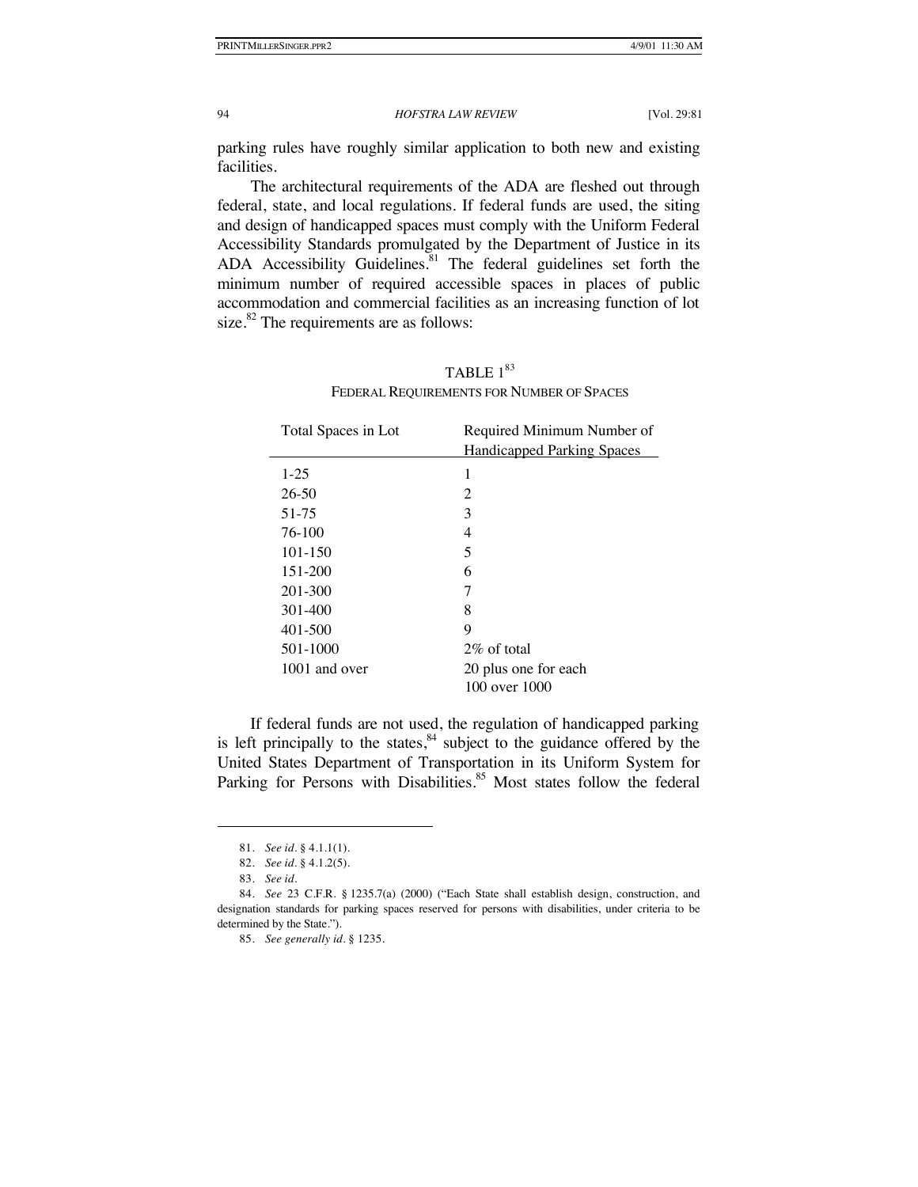parking rules have roughly similar application to both new and existing facilities.

The architectural requirements of the ADA are fleshed out through federal, state, and local regulations. If federal funds are used, the siting and design of handicapped spaces must comply with the Uniform Federal Accessibility Standards promulgated by the Department of Justice in its ADA Accessibility Guidelines.[81] The federal guidelines set forth the minimum number of required accessible spaces in places of public accommodation and commercial facilities as an increasing function of lot size.[82] The requirements are as follows:

TABLE 1[83]

FEDERAL REQUIREMENTS FOR NUMBER OF SPACES

| Total Spaces in Lot | Required Minimum Number of Handicapped Parking Spaces |
|---|---|
| 1-25 | 1 |
| 26-50 | 2 |
| 51-75 | 3 |
| 76-100 | 4 |
| 101-150 | 5 |
| 151-200 | 6 |
| 201-300 | 7 |
| 301-400 | 8 |
| 401-500 | 9 |
| 501-1000 | 2% of total |
| 1001 and over | 20 plus one for each 100 over 1000 |

If federal funds are not used, the regulation of handicapped parking is left principally to the states,[84] subject to the guidance offered by the United States Department of Transportation in its Uniform System for Parking for Persons with Disabilities.[85] Most states follow the federal

---

81. *See id.* § 4.1.1(1).

82. *See id.* § 4.1.2(5).

83. *See id.*

84. *See* 23 C.F.R. § 1235.7(a) (2000) ("Each State shall establish design, construction, and designation standards for parking spaces reserved for persons with disabilities, under criteria to be determined by the State.").

85. *See generally id.* § 1235.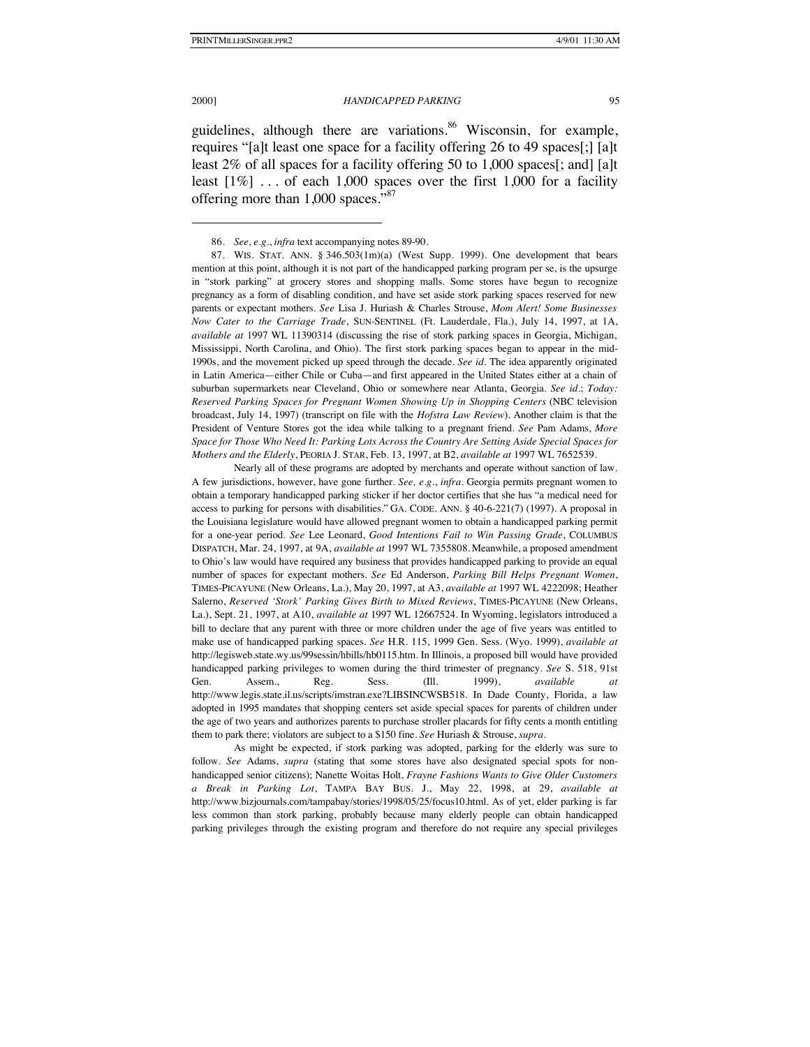guidelines, although there are variations.[86] Wisconsin, for example, requires "[a]t least one space for a facility offering 26 to 49 spaces[;] [a]t least 2% of all spaces for a facility offering 50 to 1,000 spaces[; and] [a]t least [1%] . . . of each 1,000 spaces over the first 1,000 for a facility offering more than 1,000 spaces."[87]

---

86. *See, e.g.*, *infra* text accompanying notes 89-90.

87. WIS. STAT. ANN. § 346.503(1m)(a) (West Supp. 1999). One development that bears mention at this point, although it is not part of the handicapped parking program per se, is the upsurge in "stork parking" at grocery stores and shopping malls. Some stores have begun to recognize pregnancy as a form of disabling condition, and have set aside stork parking spaces reserved for new parents or expectant mothers. *See* Lisa J. Huriash & Charles Strouse, *Mom Alert! Some Businesses Now Cater to the Carriage Trade*, SUN-SENTINEL (Ft. Lauderdale, Fla.), July 14, 1997, at 1A, *available at* 1997 WL 11390314 (discussing the rise of stork parking spaces in Georgia, Michigan, Mississippi, North Carolina, and Ohio). The first stork parking spaces began to appear in the mid-1990s, and the movement picked up speed through the decade. *See id*. The idea apparently originated in Latin America—either Chile or Cuba—and first appeared in the United States either at a chain of suburban supermarkets near Cleveland, Ohio or somewhere near Atlanta, Georgia. *See id*.; *Today: Reserved Parking Spaces for Pregnant Women Showing Up in Shopping Centers* (NBC television broadcast, July 14, 1997) (transcript on file with the *Hofstra Law Review*). Another claim is that the President of Venture Stores got the idea while talking to a pregnant friend. *See* Pam Adams, *More Space for Those Who Need It: Parking Lots Across the Country Are Setting Aside Special Spaces for Mothers and the Elderly*, PEORIA J. STAR, Feb. 13, 1997, at B2, *available at* 1997 WL 7652539.

Nearly all of these programs are adopted by merchants and operate without sanction of law. A few jurisdictions, however, have gone further. *See, e.g.*, *infra*. Georgia permits pregnant women to obtain a temporary handicapped parking sticker if her doctor certifies that she has "a medical need for access to parking for persons with disabilities." GA. CODE. ANN. § 40-6-221(7) (1997). A proposal in the Louisiana legislature would have allowed pregnant women to obtain a handicapped parking permit for a one-year period. *See* Lee Leonard, *Good Intentions Fail to Win Passing Grade*, COLUMBUS DISPATCH, Mar. 24, 1997, at 9A, *available at* 1997 WL 7355808. Meanwhile, a proposed amendment to Ohio's law would have required any business that provides handicapped parking to provide an equal number of spaces for expectant mothers. *See* Ed Anderson, *Parking Bill Helps Pregnant Women*, TIMES-PICAYUNE (New Orleans, La.), May 20, 1997, at A3, *available at* 1997 WL 4222098; Heather Salerno, *Reserved 'Stork' Parking Gives Birth to Mixed Reviews*, TIMES-PICAYUNE (New Orleans, La.), Sept. 21, 1997, at A10, *available at* 1997 WL 12667524. In Wyoming, legislators introduced a bill to declare that any parent with three or more children under the age of five years was entitled to make use of handicapped parking spaces. *See* H.R. 115, 1999 Gen. Sess. (Wyo. 1999), *available at* http://legisweb.state.wy.us/99sessin/hbills/hb0115.htm. In Illinois, a proposed bill would have provided handicapped parking privileges to women during the third trimester of pregnancy. *See* S. 518, 91st Gen. Assem., Reg. Sess. (Ill. 1999), *available at* http://www.legis.state.il.us/scripts/imstran.exe?LIBSINCWSB518. In Dade County, Florida, a law adopted in 1995 mandates that shopping centers set aside special spaces for parents of children under the age of two years and authorizes parents to purchase stroller placards for fifty cents a month entitling them to park there; violators are subject to a $150 fine. *See* Huriash & Strouse, *supra*.

As might be expected, if stork parking was adopted, parking for the elderly was sure to follow. *See* Adams, *supra* (stating that some stores have also designated special spots for non-handicapped senior citizens); Nanette Woitas Holt, *Frayne Fashions Wants to Give Older Customers a Break in Parking Lot*, TAMPA BAY BUS. J., May 22, 1998, at 29, *available at* http://www.bizjournals.com/tampabay/stories/1998/05/25/focus10.html. As of yet, elder parking is far less common than stork parking, probably because many elderly people can obtain handicapped parking privileges through the existing program and therefore do not require any special privileges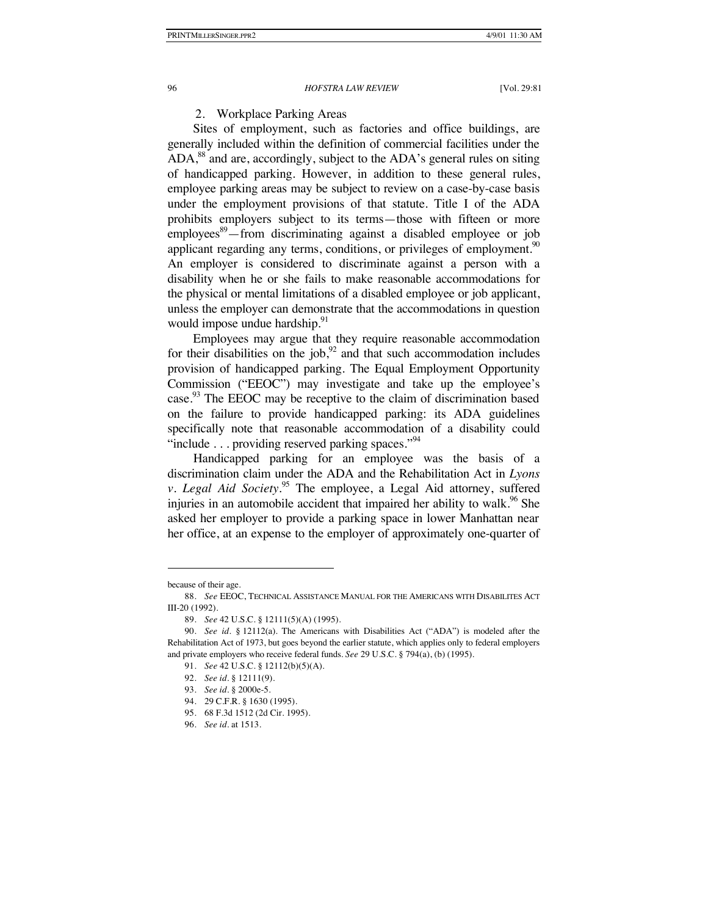### 2. Workplace Parking Areas

Sites of employment, such as factories and office buildings, are generally included within the definition of commercial facilities under the ADA,[88] and are, accordingly, subject to the ADA's general rules on siting of handicapped parking. However, in addition to these general rules, employee parking areas may be subject to review on a case-by-case basis under the employment provisions of that statute. Title I of the ADA prohibits employers subject to its terms—those with fifteen or more employees[89]—from discriminating against a disabled employee or job applicant regarding any terms, conditions, or privileges of employment.[90] An employer is considered to discriminate against a person with a disability when he or she fails to make reasonable accommodations for the physical or mental limitations of a disabled employee or job applicant, unless the employer can demonstrate that the accommodations in question would impose undue hardship.[91]

Employees may argue that they require reasonable accommodation for their disabilities on the job,[92] and that such accommodation includes provision of handicapped parking. The Equal Employment Opportunity Commission ("EEOC") may investigate and take up the employee's case.[93] The EEOC may be receptive to the claim of discrimination based on the failure to provide handicapped parking: its ADA guidelines specifically note that reasonable accommodation of a disability could "include . . . providing reserved parking spaces."[94]

Handicapped parking for an employee was the basis of a discrimination claim under the ADA and the Rehabilitation Act in *Lyons v. Legal Aid Society*.[95] The employee, a Legal Aid attorney, suffered injuries in an automobile accident that impaired her ability to walk.[96] She asked her employer to provide a parking space in lower Manhattan near her office, at an expense to the employer of approximately one-quarter of

---

because of their age.

88. *See* EEOC, TECHNICAL ASSISTANCE MANUAL FOR THE AMERICANS WITH DISABILITES ACT III-20 (1992).

89. *See* 42 U.S.C. § 12111(5)(A) (1995).

90. *See id.* § 12112(a). The Americans with Disabilities Act ("ADA") is modeled after the Rehabilitation Act of 1973, but goes beyond the earlier statute, which applies only to federal employers and private employers who receive federal funds. *See* 29 U.S.C. § 794(a), (b) (1995).

91. *See* 42 U.S.C. § 12112(b)(5)(A).

92. *See id.* § 12111(9).

93. *See id.* § 2000e-5.

94. 29 C.F.R. § 1630 (1995).

95. 68 F.3d 1512 (2d Cir. 1995).

96. *See id.* at 1513.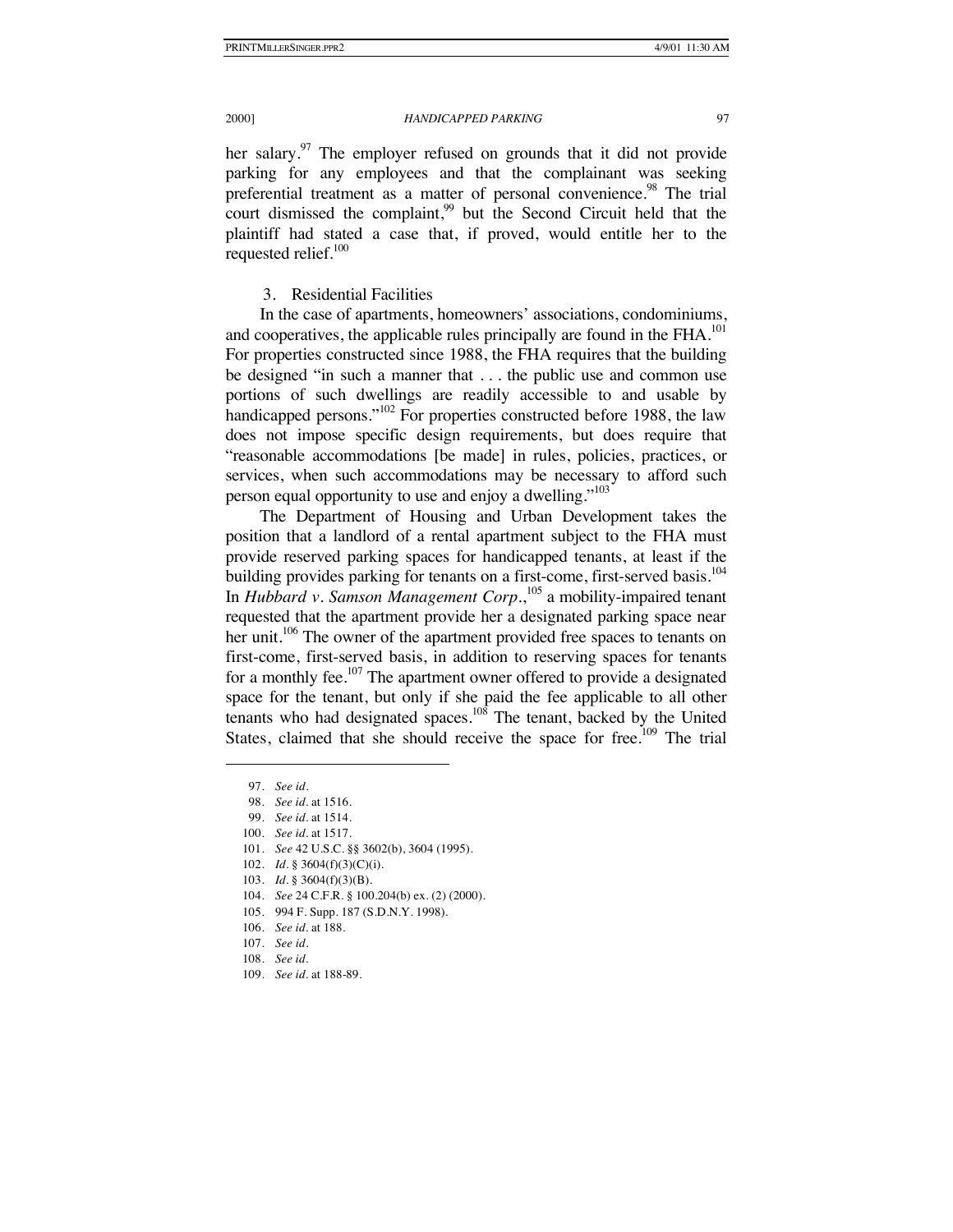her salary.[97] The employer refused on grounds that it did not provide parking for any employees and that the complainant was seeking preferential treatment as a matter of personal convenience.[98] The trial court dismissed the complaint,[99] but the Second Circuit held that the plaintiff had stated a case that, if proved, would entitle her to the requested relief.[100]

### 3. Residential Facilities

In the case of apartments, homeowners' associations, condominiums, and cooperatives, the applicable rules principally are found in the FHA.[101] For properties constructed since 1988, the FHA requires that the building be designed "in such a manner that . . . the public use and common use portions of such dwellings are readily accessible to and usable by handicapped persons."[102] For properties constructed before 1988, the law does not impose specific design requirements, but does require that "reasonable accommodations [be made] in rules, policies, practices, or services, when such accommodations may be necessary to afford such person equal opportunity to use and enjoy a dwelling."[103]

The Department of Housing and Urban Development takes the position that a landlord of a rental apartment subject to the FHA must provide reserved parking spaces for handicapped tenants, at least if the building provides parking for tenants on a first-come, first-served basis.[104] In *Hubbard v. Samson Management Corp.*,[105] a mobility-impaired tenant requested that the apartment provide her a designated parking space near her unit.[106] The owner of the apartment provided free spaces to tenants on first-come, first-served basis, in addition to reserving spaces for tenants for a monthly fee.[107] The apartment owner offered to provide a designated space for the tenant, but only if she paid the fee applicable to all other tenants who had designated spaces.[108] The tenant, backed by the United States, claimed that she should receive the space for free.[109] The trial

---

97. *See id.*
98. *See id.* at 1516.
99. *See id.* at 1514.
100. *See id.* at 1517.
101. *See* 42 U.S.C. §§ 3602(b), 3604 (1995).
102. *Id.* § 3604(f)(3)(C)(i).
103. *Id.* § 3604(f)(3)(B).
104. *See* 24 C.F.R. § 100.204(b) ex. (2) (2000).
105. 994 F. Supp. 187 (S.D.N.Y. 1998).
106. *See id.* at 188.
107. *See id.*
108. *See id.*
109. *See id.* at 188-89.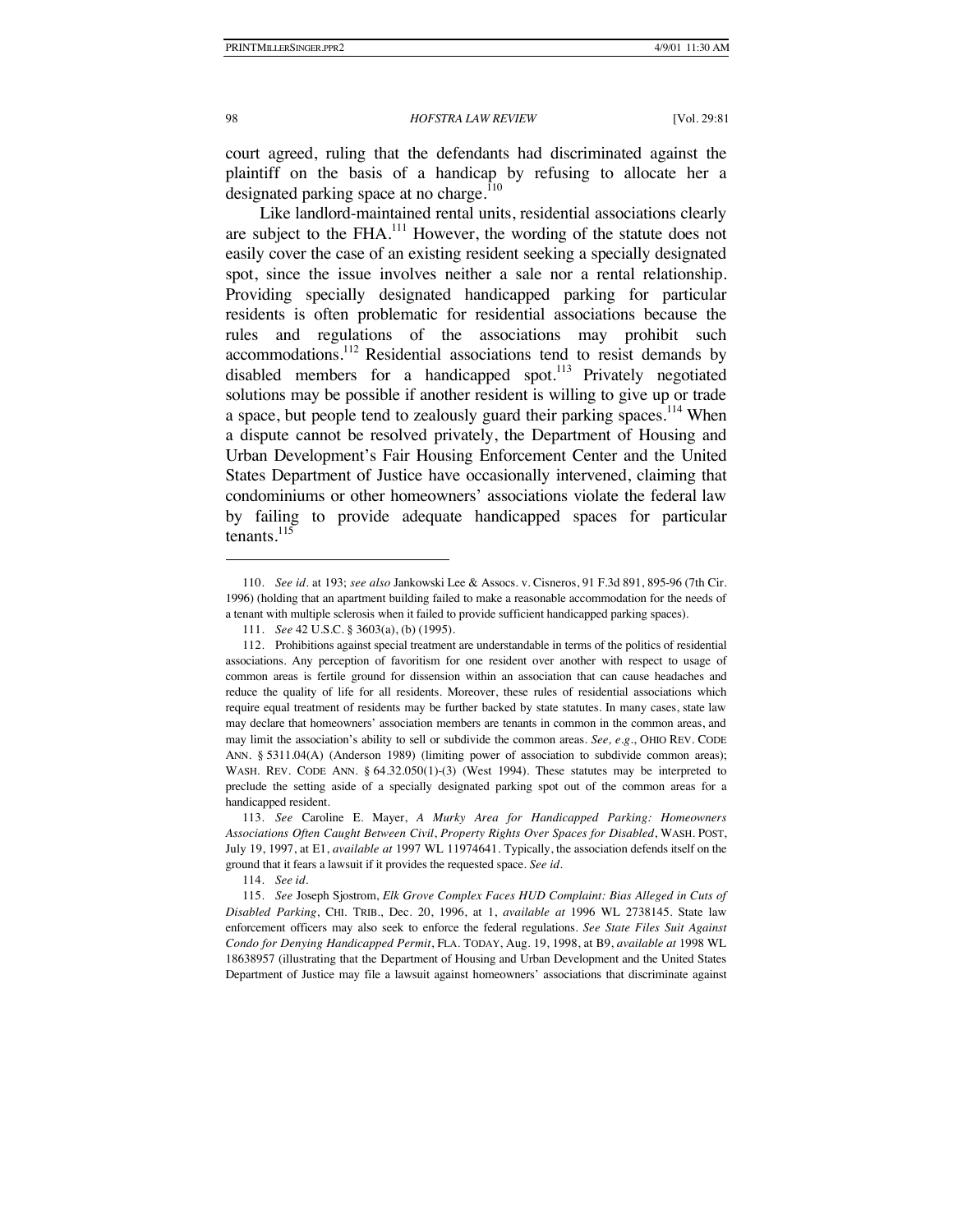court agreed, ruling that the defendants had discriminated against the plaintiff on the basis of a handicap by refusing to allocate her a designated parking space at no charge.[110]

Like landlord-maintained rental units, residential associations clearly are subject to the FHA.[111] However, the wording of the statute does not easily cover the case of an existing resident seeking a specially designated spot, since the issue involves neither a sale nor a rental relationship. Providing specially designated handicapped parking for particular residents is often problematic for residential associations because the rules and regulations of the associations may prohibit such accommodations.[112] Residential associations tend to resist demands by disabled members for a handicapped spot.[113] Privately negotiated solutions may be possible if another resident is willing to give up or trade a space, but people tend to zealously guard their parking spaces.[114] When a dispute cannot be resolved privately, the Department of Housing and Urban Development's Fair Housing Enforcement Center and the United States Department of Justice have occasionally intervened, claiming that condominiums or other homeowners' associations violate the federal law by failing to provide adequate handicapped spaces for particular tenants.[115]

---

110. *See id.* at 193; *see also* Jankowski Lee & Assocs. v. Cisneros, 91 F.3d 891, 895-96 (7th Cir. 1996) (holding that an apartment building failed to make a reasonable accommodation for the needs of a tenant with multiple sclerosis when it failed to provide sufficient handicapped parking spaces).

111. *See* 42 U.S.C. § 3603(a), (b) (1995).

112. Prohibitions against special treatment are understandable in terms of the politics of residential associations. Any perception of favoritism for one resident over another with respect to usage of common areas is fertile ground for dissension within an association that can cause headaches and reduce the quality of life for all residents. Moreover, these rules of residential associations which require equal treatment of residents may be further backed by state statutes. In many cases, state law may declare that homeowners' association members are tenants in common in the common areas, and may limit the association's ability to sell or subdivide the common areas. *See, e.g.*, OHIO REV. CODE ANN. § 5311.04(A) (Anderson 1989) (limiting power of association to subdivide common areas); WASH. REV. CODE ANN. § 64.32.050(1)-(3) (West 1994). These statutes may be interpreted to preclude the setting aside of a specially designated parking spot out of the common areas for a handicapped resident.

113. *See* Caroline E. Mayer, *A Murky Area for Handicapped Parking: Homeowners Associations Often Caught Between Civil, Property Rights Over Spaces for Disabled*, WASH. POST, July 19, 1997, at E1, *available at* 1997 WL 11974641. Typically, the association defends itself on the ground that it fears a lawsuit if it provides the requested space. *See id.*

114. *See id.*

115. *See* Joseph Sjostrom, *Elk Grove Complex Faces HUD Complaint: Bias Alleged in Cuts of Disabled Parking*, CHI. TRIB., Dec. 20, 1996, at 1, *available at* 1996 WL 2738145. State law enforcement officers may also seek to enforce the federal regulations. *See State Files Suit Against Condo for Denying Handicapped Permit*, FLA. TODAY, Aug. 19, 1998, at B9, *available at* 1998 WL 18638957 (illustrating that the Department of Housing and Urban Development and the United States Department of Justice may file a lawsuit against homeowners' associations that discriminate against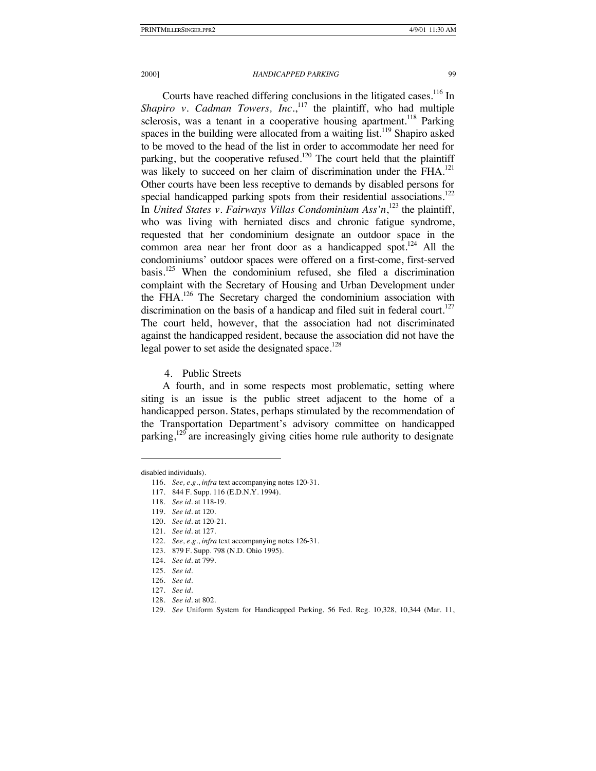Courts have reached differing conclusions in the litigated cases.[116] In *Shapiro v. Cadman Towers, Inc.*,[117] the plaintiff, who had multiple sclerosis, was a tenant in a cooperative housing apartment.[118] Parking spaces in the building were allocated from a waiting list.[119] Shapiro asked to be moved to the head of the list in order to accommodate her need for parking, but the cooperative refused.[120] The court held that the plaintiff was likely to succeed on her claim of discrimination under the FHA.[121] Other courts have been less receptive to demands by disabled persons for special handicapped parking spots from their residential associations.[122] In *United States v. Fairways Villas Condominium Ass'n*,[123] the plaintiff, who was living with herniated discs and chronic fatigue syndrome, requested that her condominium designate an outdoor space in the common area near her front door as a handicapped spot.[124] All the condominiums' outdoor spaces were offered on a first-come, first-served basis.[125] When the condominium refused, she filed a discrimination complaint with the Secretary of Housing and Urban Development under the FHA.[126] The Secretary charged the condominium association with discrimination on the basis of a handicap and filed suit in federal court.[127] The court held, however, that the association had not discriminated against the handicapped resident, because the association did not have the legal power to set aside the designated space.[128]

#### 4. Public Streets

A fourth, and in some respects most problematic, setting where siting is an issue is the public street adjacent to the home of a handicapped person. States, perhaps stimulated by the recommendation of the Transportation Department's advisory committee on handicapped parking,[129] are increasingly giving cities home rule authority to designate

---

disabled individuals).

116. *See, e.g.*, *infra* text accompanying notes 120-31.

117. 844 F. Supp. 116 (E.D.N.Y. 1994).

118. *See id.* at 118-19.

119. *See id.* at 120.

120. *See id.* at 120-21.

121. *See id.* at 127.

122. *See, e.g.*, *infra* text accompanying notes 126-31.

123. 879 F. Supp. 798 (N.D. Ohio 1995).

124. *See id.* at 799.

125. *See id.*

126. *See id.*

127. *See id.*

128. *See id.* at 802.

129. *See* Uniform System for Handicapped Parking, 56 Fed. Reg. 10,328, 10,344 (Mar. 11,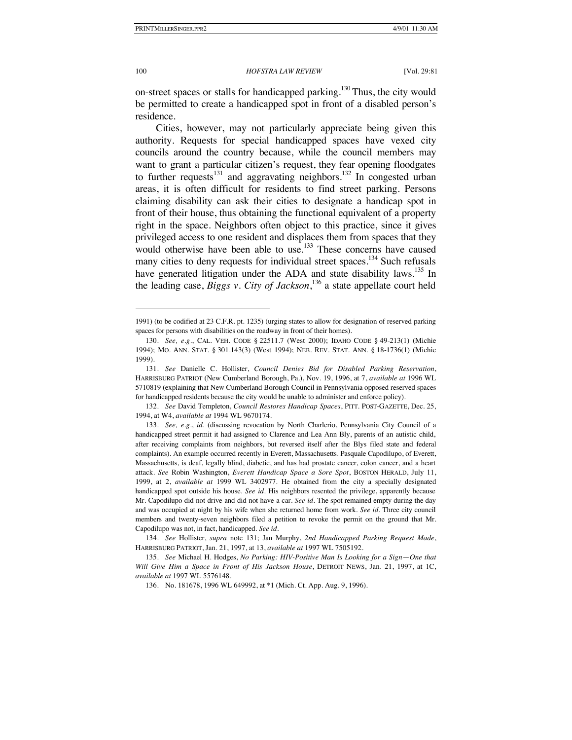on-street spaces or stalls for handicapped parking.[130] Thus, the city would be permitted to create a handicapped spot in front of a disabled person's residence.

Cities, however, may not particularly appreciate being given this authority. Requests for special handicapped spaces have vexed city councils around the country because, while the council members may want to grant a particular citizen's request, they fear opening floodgates to further requests[131] and aggravating neighbors.[132] In congested urban areas, it is often difficult for residents to find street parking. Persons claiming disability can ask their cities to designate a handicap spot in front of their house, thus obtaining the functional equivalent of a property right in the space. Neighbors often object to this practice, since it gives privileged access to one resident and displaces them from spaces that they would otherwise have been able to use.[133] These concerns have caused many cities to deny requests for individual street spaces.[134] Such refusals have generated litigation under the ADA and state disability laws.[135] In the leading case, *Biggs v. City of Jackson*,[136] a state appellate court held

---

1991) (to be codified at 23 C.F.R. pt. 1235) (urging states to allow for designation of reserved parking spaces for persons with disabilities on the roadway in front of their homes).

130. *See, e.g.*, CAL. VEH. CODE § 22511.7 (West 2000); IDAHO CODE § 49-213(1) (Michie 1994); MO. ANN. STAT. § 301.143(3) (West 1994); NEB. REV. STAT. ANN. § 18-1736(1) (Michie 1999).

131. *See* Danielle C. Hollister, *Council Denies Bid for Disabled Parking Reservation*, HARRISBURG PATRIOT (New Cumberland Borough, Pa.), Nov. 19, 1996, at 7, *available at* 1996 WL 5710819 (explaining that New Cumberland Borough Council in Pennsylvania opposed reserved spaces for handicapped residents because the city would be unable to administer and enforce policy).

132. *See* David Templeton, *Council Restores Handicap Spaces*, PITT. POST-GAZETTE, Dec. 25, 1994, at W4, *available at* 1994 WL 9670174.

133. *See, e.g.*, *id.* (discussing revocation by North Charlerio, Pennsylvania City Council of a handicapped street permit it had assigned to Clarence and Lea Ann Bly, parents of an autistic child, after receiving complaints from neighbors, but reversed itself after the Blys filed state and federal complaints). An example occurred recently in Everett, Massachusetts. Pasquale Capodilupo, of Everett, Massachusetts, is deaf, legally blind, diabetic, and has had prostate cancer, colon cancer, and a heart attack. *See* Robin Washington, *Everett Handicap Space a Sore Spot*, BOSTON HERALD, July 11, 1999, at 2, *available at* 1999 WL 3402977. He obtained from the city a specially designated handicapped spot outside his house. *See id.* His neighbors resented the privilege, apparently because Mr. Capodilupo did not drive and did not have a car. *See id.* The spot remained empty during the day and was occupied at night by his wife when she returned home from work. *See id.* Three city council members and twenty-seven neighbors filed a petition to revoke the permit on the ground that Mr. Capodilupo was not, in fact, handicapped. *See id.*

134. *See* Hollister, *supra* note 131; Jan Murphy, *2nd Handicapped Parking Request Made*, HARRISBURG PATRIOT, Jan. 21, 1997, at 13, *available at* 1997 WL 7505192.

135. *See* Michael H. Hodges, *No Parking: HIV-Positive Man Is Looking for a Sign—One that Will Give Him a Space in Front of His Jackson House*, DETROIT NEWS, Jan. 21, 1997, at 1C, *available at* 1997 WL 5576148.

136. No. 181678, 1996 WL 649992, at *1 (Mich. Ct. App. Aug. 9, 1996).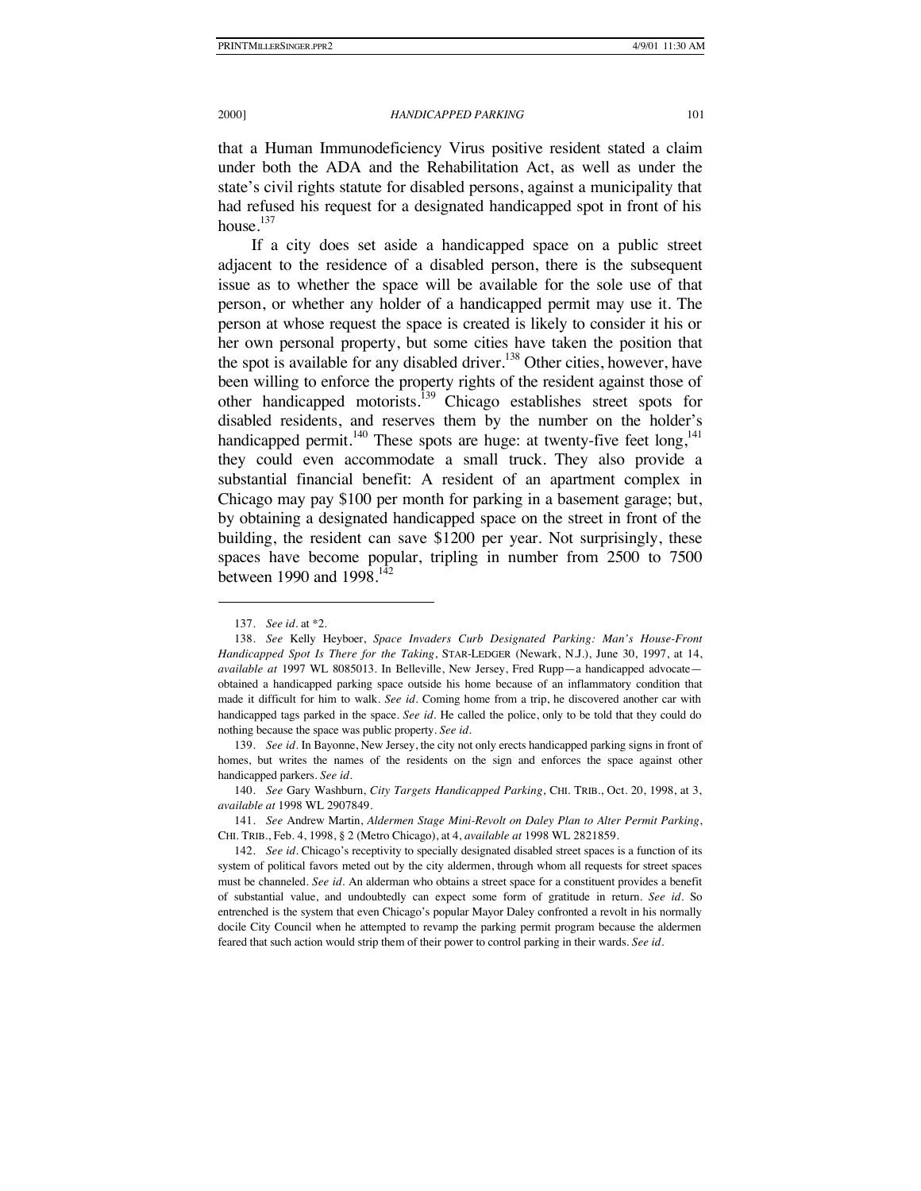that a Human Immunodeficiency Virus positive resident stated a claim under both the ADA and the Rehabilitation Act, as well as under the state's civil rights statute for disabled persons, against a municipality that had refused his request for a designated handicapped spot in front of his house.[137]

If a city does set aside a handicapped space on a public street adjacent to the residence of a disabled person, there is the subsequent issue as to whether the space will be available for the sole use of that person, or whether any holder of a handicapped permit may use it. The person at whose request the space is created is likely to consider it his or her own personal property, but some cities have taken the position that the spot is available for any disabled driver.[138] Other cities, however, have been willing to enforce the property rights of the resident against those of other handicapped motorists.[139] Chicago establishes street spots for disabled residents, and reserves them by the number on the holder's handicapped permit.[140] These spots are huge: at twenty-five feet long,[141] they could even accommodate a small truck. They also provide a substantial financial benefit: A resident of an apartment complex in Chicago may pay $100 per month for parking in a basement garage; but, by obtaining a designated handicapped space on the street in front of the building, the resident can save $1200 per year. Not surprisingly, these spaces have become popular, tripling in number from 2500 to 7500 between 1990 and 1998.[142]

---

137. *See id.* at *2.

138. *See* Kelly Heyboer, *Space Invaders Curb Designated Parking: Man's House-Front Handicapped Spot Is There for the Taking*, STAR-LEDGER (Newark, N.J.), June 30, 1997, at 14, *available at* 1997 WL 8085013. In Belleville, New Jersey, Fred Rupp—a handicapped advocate—obtained a handicapped parking space outside his home because of an inflammatory condition that made it difficult for him to walk. *See id.* Coming home from a trip, he discovered another car with handicapped tags parked in the space. *See id.* He called the police, only to be told that they could do nothing because the space was public property. *See id.*

139. *See id.* In Bayonne, New Jersey, the city not only erects handicapped parking signs in front of homes, but writes the names of the residents on the sign and enforces the space against other handicapped parkers. *See id.*

140. *See* Gary Washburn, *City Targets Handicapped Parking*, CHI. TRIB., Oct. 20, 1998, at 3, *available at* 1998 WL 2907849.

141. *See* Andrew Martin, *Aldermen Stage Mini-Revolt on Daley Plan to Alter Permit Parking*, CHI. TRIB., Feb. 4, 1998, § 2 (Metro Chicago), at 4, *available at* 1998 WL 2821859.

142. *See id.* Chicago's receptivity to specially designated disabled street spaces is a function of its system of political favors meted out by the city aldermen, through whom all requests for street spaces must be channeled. *See id.* An alderman who obtains a street space for a constituent provides a benefit of substantial value, and undoubtedly can expect some form of gratitude in return. *See id.* So entrenched is the system that even Chicago's popular Mayor Daley confronted a revolt in his normally docile City Council when he attempted to revamp the parking permit program because the aldermen feared that such action would strip them of their power to control parking in their wards. *See id.*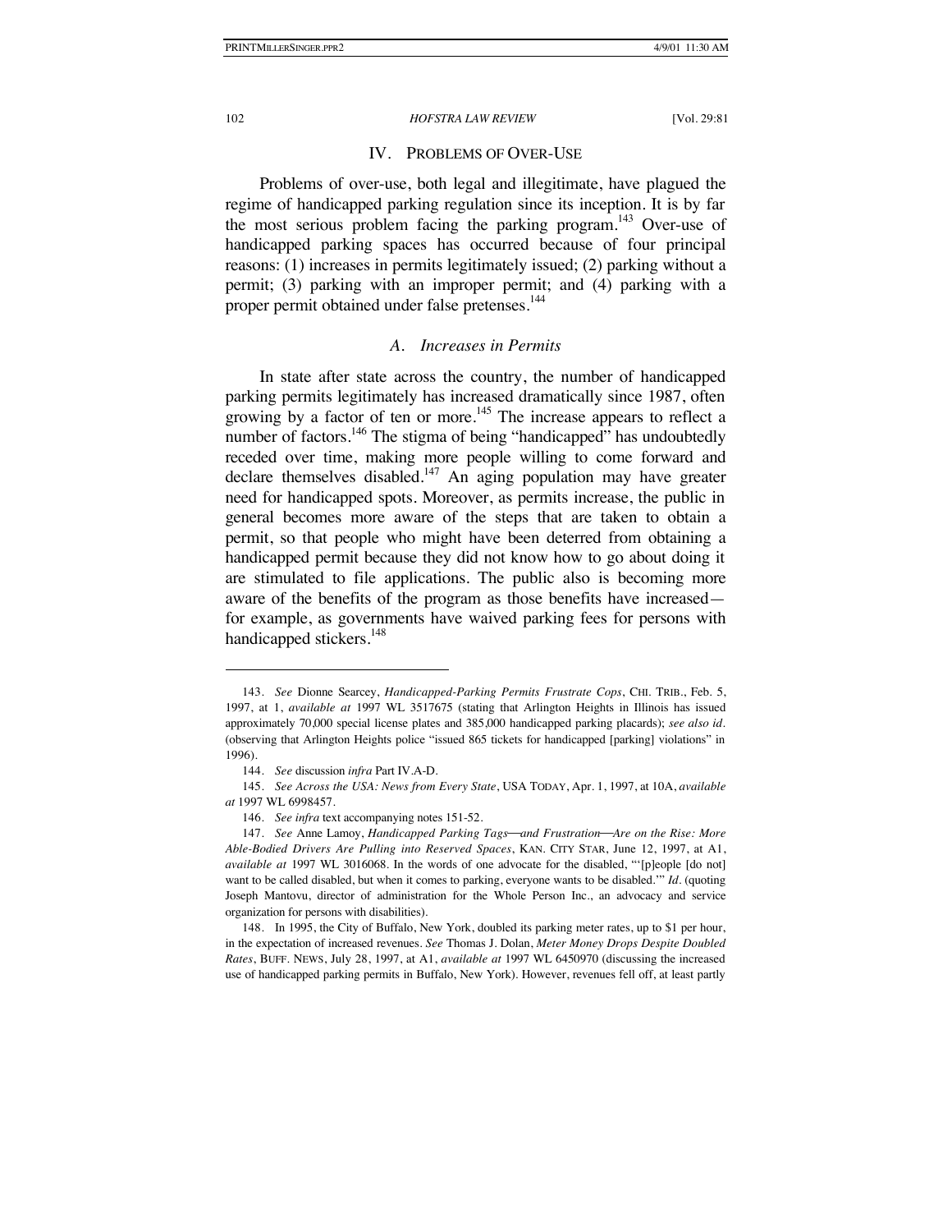## IV. PROBLEMS OF OVER-USE

Problems of over-use, both legal and illegitimate, have plagued the regime of handicapped parking regulation since its inception. It is by far the most serious problem facing the parking program.[143] Over-use of handicapped parking spaces has occurred because of four principal reasons: (1) increases in permits legitimately issued; (2) parking without a permit; (3) parking with an improper permit; and (4) parking with a proper permit obtained under false pretenses.[144]

### *A. Increases in Permits*

In state after state across the country, the number of handicapped parking permits legitimately has increased dramatically since 1987, often growing by a factor of ten or more.[145] The increase appears to reflect a number of factors.[146] The stigma of being "handicapped" has undoubtedly receded over time, making more people willing to come forward and declare themselves disabled.[147] An aging population may have greater need for handicapped spots. Moreover, as permits increase, the public in general becomes more aware of the steps that are taken to obtain a permit, so that people who might have been deterred from obtaining a handicapped permit because they did not know how to go about doing it are stimulated to file applications. The public also is becoming more aware of the benefits of the program as those benefits have increased—for example, as governments have waived parking fees for persons with handicapped stickers.[148]

---

143. *See* Dionne Searcey, *Handicapped-Parking Permits Frustrate Cops*, CHI. TRIB., Feb. 5, 1997, at 1, *available at* 1997 WL 3517675 (stating that Arlington Heights in Illinois has issued approximately 70,000 special license plates and 385,000 handicapped parking placards); *see also id.* (observing that Arlington Heights police "issued 865 tickets for handicapped [parking] violations" in 1996).

144. *See* discussion *infra* Part IV.A-D.

145. *See Across the USA: News from Every State*, USA TODAY, Apr. 1, 1997, at 10A, *available at* 1997 WL 6998457.

146. *See infra* text accompanying notes 151-52.

147. *See* Anne Lamoy, *Handicapped Parking Tags—and Frustration—Are on the Rise: More Able-Bodied Drivers Are Pulling into Reserved Spaces*, KAN. CITY STAR, June 12, 1997, at A1, *available at* 1997 WL 3016068. In the words of one advocate for the disabled, "'[p]eople [do not] want to be called disabled, but when it comes to parking, everyone wants to be disabled.'" *Id.* (quoting Joseph Mantovu, director of administration for the Whole Person Inc., an advocacy and service organization for persons with disabilities).

148. In 1995, the City of Buffalo, New York, doubled its parking meter rates, up to $1 per hour, in the expectation of increased revenues. *See* Thomas J. Dolan, *Meter Money Drops Despite Doubled Rates*, BUFF. NEWS, July 28, 1997, at A1, *available at* 1997 WL 6450970 (discussing the increased use of handicapped parking permits in Buffalo, New York). However, revenues fell off, at least partly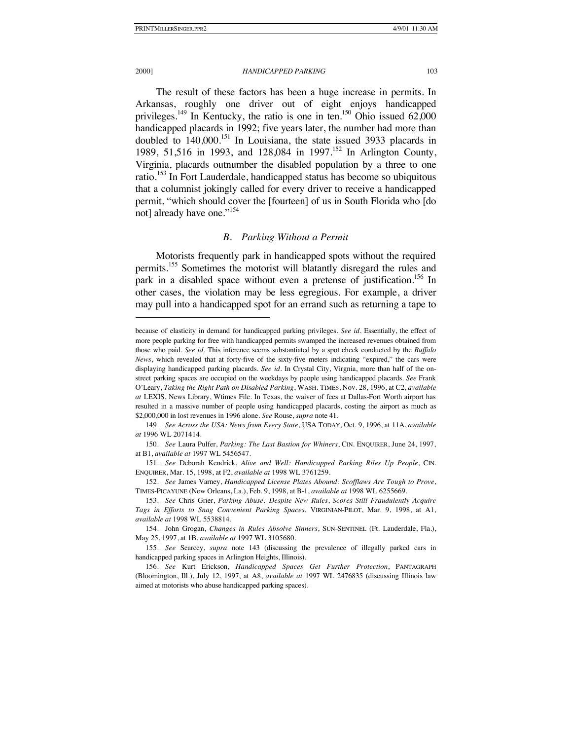The result of these factors has been a huge increase in permits. In Arkansas, roughly one driver out of eight enjoys handicapped privileges.[149] In Kentucky, the ratio is one in ten.[150] Ohio issued 62,000 handicapped placards in 1992; five years later, the number had more than doubled to 140,000.[151] In Louisiana, the state issued 3933 placards in 1989, 51,516 in 1993, and 128,084 in 1997.[152] In Arlington County, Virginia, placards outnumber the disabled population by a three to one ratio.[153] In Fort Lauderdale, handicapped status has become so ubiquitous that a columnist jokingly called for every driver to receive a handicapped permit, "which should cover the [fourteen] of us in South Florida who [do not] already have one."[154]

### *B. Parking Without a Permit*

Motorists frequently park in handicapped spots without the required permits.[155] Sometimes the motorist will blatantly disregard the rules and park in a disabled space without even a pretense of justification.[156] In other cases, the violation may be less egregious. For example, a driver may pull into a handicapped spot for an errand such as returning a tape to

---

because of elasticity in demand for handicapped parking privileges. *See id.* Essentially, the effect of more people parking for free with handicapped permits swamped the increased revenues obtained from those who paid. *See id.* This inference seems substantiated by a spot check conducted by the *Buffalo News*, which revealed that at forty-five of the sixty-five meters indicating "expired," the cars were displaying handicapped parking placards. *See id.* In Crystal City, Virgnia, more than half of the on-street parking spaces are occupied on the weekdays by people using handicapped placards. *See* Frank O'Leary, *Taking the Right Path on Disabled Parking*, WASH. TIMES, Nov. 28, 1996, at C2, *available at* LEXIS, News Library, Wtimes File. In Texas, the waiver of fees at Dallas-Fort Worth airport has resulted in a massive number of people using handicapped placards, costing the airport as much as $2,000,000 in lost revenues in 1996 alone. *See* Rouse, *supra* note 41.

149. *See Across the USA: News from Every State*, USA TODAY, Oct. 9, 1996, at 11A, *available at* 1996 WL 2071414.

150. *See* Laura Pulfer, *Parking: The Last Bastion for Whiners*, CIN. ENQUIRER, June 24, 1997, at B1, *available at* 1997 WL 5456547.

151. *See* Deborah Kendrick, *Alive and Well: Handicapped Parking Riles Up People*, CIN. ENQUIRER, Mar. 15, 1998, at F2, *available at* 1998 WL 3761259.

152. *See* James Varney, *Handicapped License Plates Abound: Scofflaws Are Tough to Prove*, TIMES-PICAYUNE (New Orleans, La.), Feb. 9, 1998, at B-1, *available at* 1998 WL 6255669.

153. *See* Chris Grier, *Parking Abuse: Despite New Rules, Scores Still Fraudulently Acquire Tags in Efforts to Snag Convenient Parking Spaces*, VIRGINIAN-PILOT, Mar. 9, 1998, at A1, *available at* 1998 WL 5538814.

154. John Grogan, *Changes in Rules Absolve Sinners*, SUN-SENTINEL (Ft. Lauderdale, Fla.), May 25, 1997, at 1B, *available at* 1997 WL 3105680.

155. *See* Searcey, *supra* note 143 (discussing the prevalence of illegally parked cars in handicapped parking spaces in Arlington Heights, Illinois).

156. *See* Kurt Erickson, *Handicapped Spaces Get Further Protection*, PANTAGRAPH (Bloomington, Ill.), July 12, 1997, at A8, *available at* 1997 WL 2476835 (discussing Illinois law aimed at motorists who abuse handicapped parking spaces).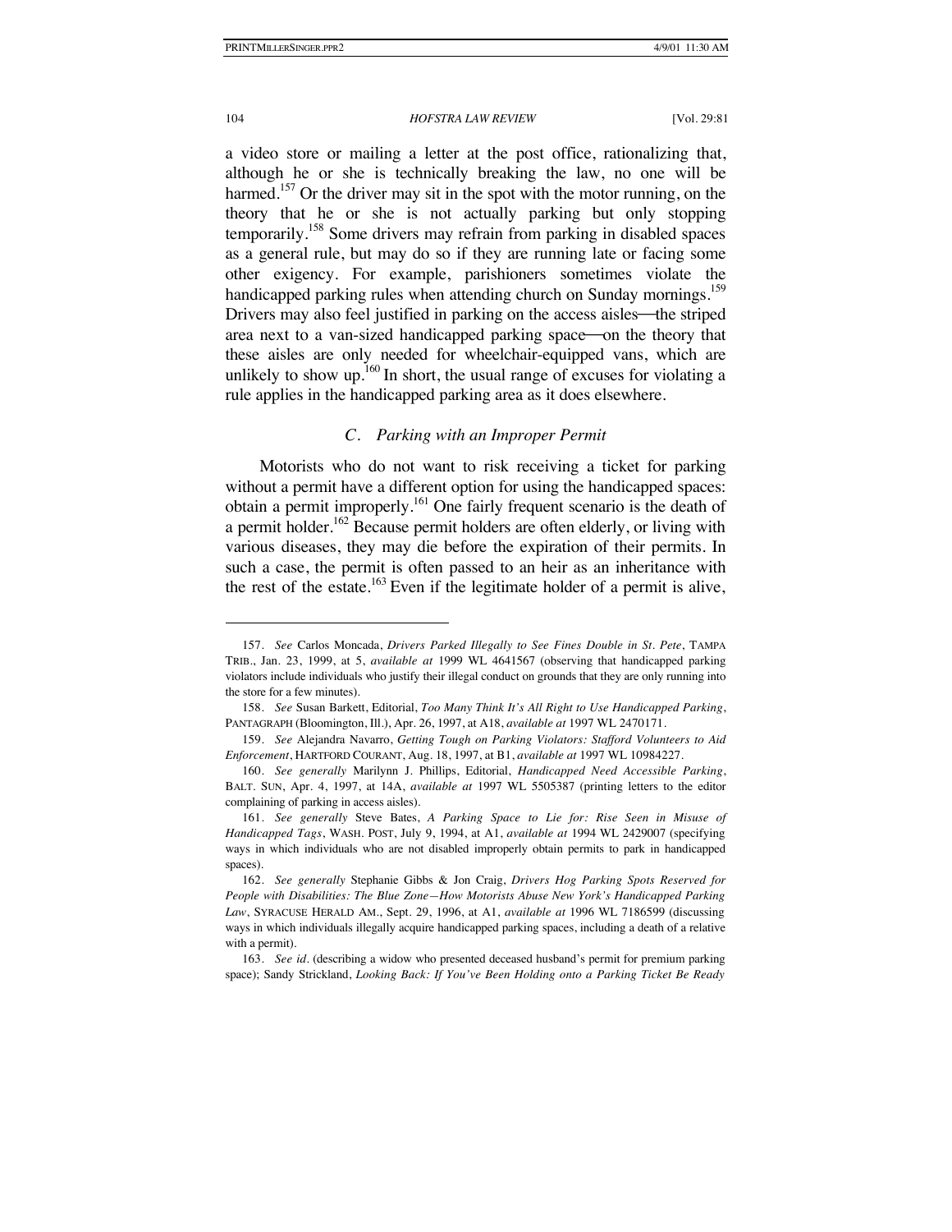a video store or mailing a letter at the post office, rationalizing that, although he or she is technically breaking the law, no one will be harmed.[157] Or the driver may sit in the spot with the motor running, on the theory that he or she is not actually parking but only stopping temporarily.[158] Some drivers may refrain from parking in disabled spaces as a general rule, but may do so if they are running late or facing some other exigency. For example, parishioners sometimes violate the handicapped parking rules when attending church on Sunday mornings.[159] Drivers may also feel justified in parking on the access aisles—the striped area next to a van-sized handicapped parking space—on the theory that these aisles are only needed for wheelchair-equipped vans, which are unlikely to show up.[160] In short, the usual range of excuses for violating a rule applies in the handicapped parking area as it does elsewhere.

### *C. Parking with an Improper Permit*

Motorists who do not want to risk receiving a ticket for parking without a permit have a different option for using the handicapped spaces: obtain a permit improperly.[161] One fairly frequent scenario is the death of a permit holder.[162] Because permit holders are often elderly, or living with various diseases, they may die before the expiration of their permits. In such a case, the permit is often passed to an heir as an inheritance with the rest of the estate.[163] Even if the legitimate holder of a permit is alive,

---

157. *See* Carlos Moncada, *Drivers Parked Illegally to See Fines Double in St. Pete*, TAMPA TRIB., Jan. 23, 1999, at 5, *available at* 1999 WL 4641567 (observing that handicapped parking violators include individuals who justify their illegal conduct on grounds that they are only running into the store for a few minutes).

158. *See* Susan Barkett, Editorial, *Too Many Think It's All Right to Use Handicapped Parking*, PANTAGRAPH (Bloomington, Ill.), Apr. 26, 1997, at A18, *available at* 1997 WL 2470171.

159. *See* Alejandra Navarro, *Getting Tough on Parking Violators: Stafford Volunteers to Aid Enforcement*, HARTFORD COURANT, Aug. 18, 1997, at B1, *available at* 1997 WL 10984227.

160. *See generally* Marilynn J. Phillips, Editorial, *Handicapped Need Accessible Parking*, BALT. SUN, Apr. 4, 1997, at 14A, *available at* 1997 WL 5505387 (printing letters to the editor complaining of parking in access aisles).

161. *See generally* Steve Bates, *A Parking Space to Lie for: Rise Seen in Misuse of Handicapped Tags*, WASH. POST, July 9, 1994, at A1, *available at* 1994 WL 2429007 (specifying ways in which individuals who are not disabled improperly obtain permits to park in handicapped spaces).

162. *See generally* Stephanie Gibbs & Jon Craig, *Drivers Hog Parking Spots Reserved for People with Disabilities: The Blue Zone—How Motorists Abuse New York's Handicapped Parking Law*, SYRACUSE HERALD AM., Sept. 29, 1996, at A1, *available at* 1996 WL 7186599 (discussing ways in which individuals illegally acquire handicapped parking spaces, including a death of a relative with a permit).

163. *See id.* (describing a widow who presented deceased husband's permit for premium parking space); Sandy Strickland, *Looking Back: If You've Been Holding onto a Parking Ticket Be Ready*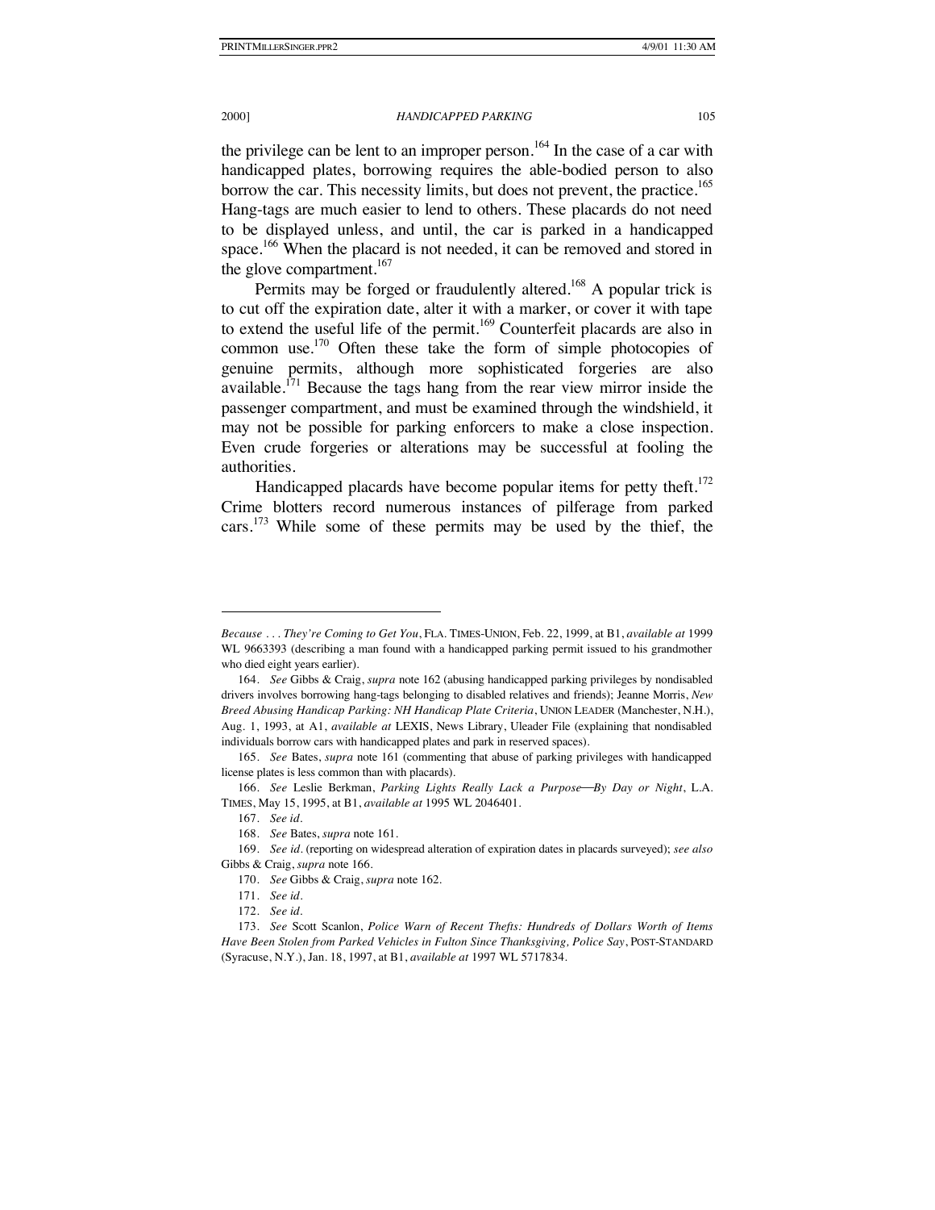the privilege can be lent to an improper person.[164] In the case of a car with handicapped plates, borrowing requires the able-bodied person to also borrow the car. This necessity limits, but does not prevent, the practice.[165] Hang-tags are much easier to lend to others. These placards do not need to be displayed unless, and until, the car is parked in a handicapped space.[166] When the placard is not needed, it can be removed and stored in the glove compartment.[167]

Permits may be forged or fraudulently altered.[168] A popular trick is to cut off the expiration date, alter it with a marker, or cover it with tape to extend the useful life of the permit.[169] Counterfeit placards are also in common use.[170] Often these take the form of simple photocopies of genuine permits, although more sophisticated forgeries are also available.[171] Because the tags hang from the rear view mirror inside the passenger compartment, and must be examined through the windshield, it may not be possible for parking enforcers to make a close inspection. Even crude forgeries or alterations may be successful at fooling the authorities.

Handicapped placards have become popular items for petty theft.[172] Crime blotters record numerous instances of pilferage from parked cars.[173] While some of these permits may be used by the thief, the

---

*Because . . . They're Coming to Get You*, FLA. TIMES-UNION, Feb. 22, 1999, at B1, *available at* 1999 WL 9663393 (describing a man found with a handicapped parking permit issued to his grandmother who died eight years earlier).

164. *See* Gibbs & Craig, *supra* note 162 (abusing handicapped parking privileges by nondisabled drivers involves borrowing hang-tags belonging to disabled relatives and friends); Jeanne Morris, *New Breed Abusing Handicap Parking: NH Handicap Plate Criteria*, UNION LEADER (Manchester, N.H.), Aug. 1, 1993, at A1, *available at* LEXIS, News Library, Uleader File (explaining that nondisabled individuals borrow cars with handicapped plates and park in reserved spaces).

165. *See* Bates, *supra* note 161 (commenting that abuse of parking privileges with handicapped license plates is less common than with placards).

166. *See* Leslie Berkman, *Parking Lights Really Lack a Purpose—By Day or Night*, L.A. TIMES, May 15, 1995, at B1, *available at* 1995 WL 2046401.

167. *See id.*

168. *See* Bates, *supra* note 161.

169. *See id.* (reporting on widespread alteration of expiration dates in placards surveyed); *see also* Gibbs & Craig, *supra* note 166.

170. *See* Gibbs & Craig, *supra* note 162.

171. *See id.*

172. *See id.*

173. *See* Scott Scanlon, *Police Warn of Recent Thefts: Hundreds of Dollars Worth of Items Have Been Stolen from Parked Vehicles in Fulton Since Thanksgiving, Police Say*, POST-STANDARD (Syracuse, N.Y.), Jan. 18, 1997, at B1, *available at* 1997 WL 5717834.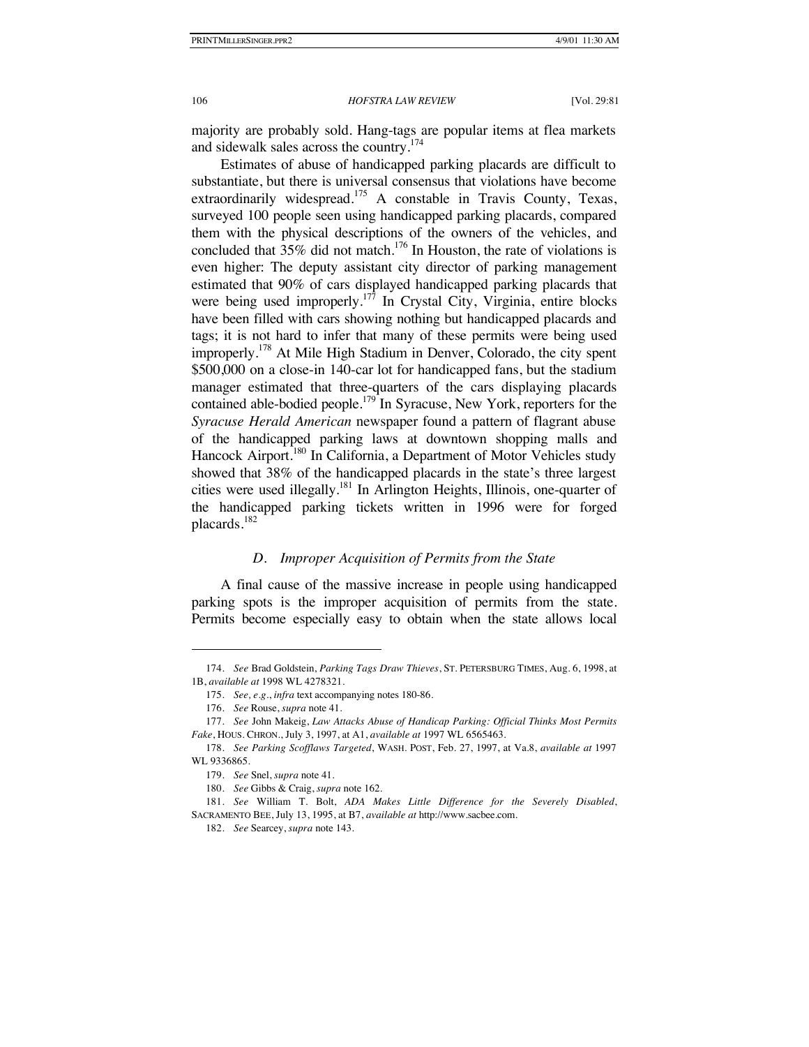majority are probably sold. Hang-tags are popular items at flea markets and sidewalk sales across the country.[174]

Estimates of abuse of handicapped parking placards are difficult to substantiate, but there is universal consensus that violations have become extraordinarily widespread.[175] A constable in Travis County, Texas, surveyed 100 people seen using handicapped parking placards, compared them with the physical descriptions of the owners of the vehicles, and concluded that 35% did not match.[176] In Houston, the rate of violations is even higher: The deputy assistant city director of parking management estimated that 90% of cars displayed handicapped parking placards that were being used improperly.[177] In Crystal City, Virginia, entire blocks have been filled with cars showing nothing but handicapped placards and tags; it is not hard to infer that many of these permits were being used improperly.[178] At Mile High Stadium in Denver, Colorado, the city spent $500,000 on a close-in 140-car lot for handicapped fans, but the stadium manager estimated that three-quarters of the cars displaying placards contained able-bodied people.[179] In Syracuse, New York, reporters for the *Syracuse Herald American* newspaper found a pattern of flagrant abuse of the handicapped parking laws at downtown shopping malls and Hancock Airport.[180] In California, a Department of Motor Vehicles study showed that 38% of the handicapped placards in the state's three largest cities were used illegally.[181] In Arlington Heights, Illinois, one-quarter of the handicapped parking tickets written in 1996 were for forged placards.[182]

### *D. Improper Acquisition of Permits from the State*

A final cause of the massive increase in people using handicapped parking spots is the improper acquisition of permits from the state. Permits become especially easy to obtain when the state allows local

---

174. *See* Brad Goldstein, *Parking Tags Draw Thieves*, ST. PETERSBURG TIMES, Aug. 6, 1998, at 1B, *available at* 1998 WL 4278321.

175. *See, e.g.*, *infra* text accompanying notes 180-86.

176. *See* Rouse, *supra* note 41.

177. *See* John Makeig, *Law Attacks Abuse of Handicap Parking: Official Thinks Most Permits Fake*, HOUS. CHRON., July 3, 1997, at A1, *available at* 1997 WL 6565463.

178. *See Parking Scofflaws Targeted*, WASH. POST, Feb. 27, 1997, at Va.8, *available at* 1997 WL 9336865.

179. *See* Snel, *supra* note 41.

180. *See* Gibbs & Craig, *supra* note 162.

181. *See* William T. Bolt, *ADA Makes Little Difference for the Severely Disabled*, SACRAMENTO BEE, July 13, 1995, at B7, *available at* http://www.sacbee.com.

182. *See* Searcey, *supra* note 143.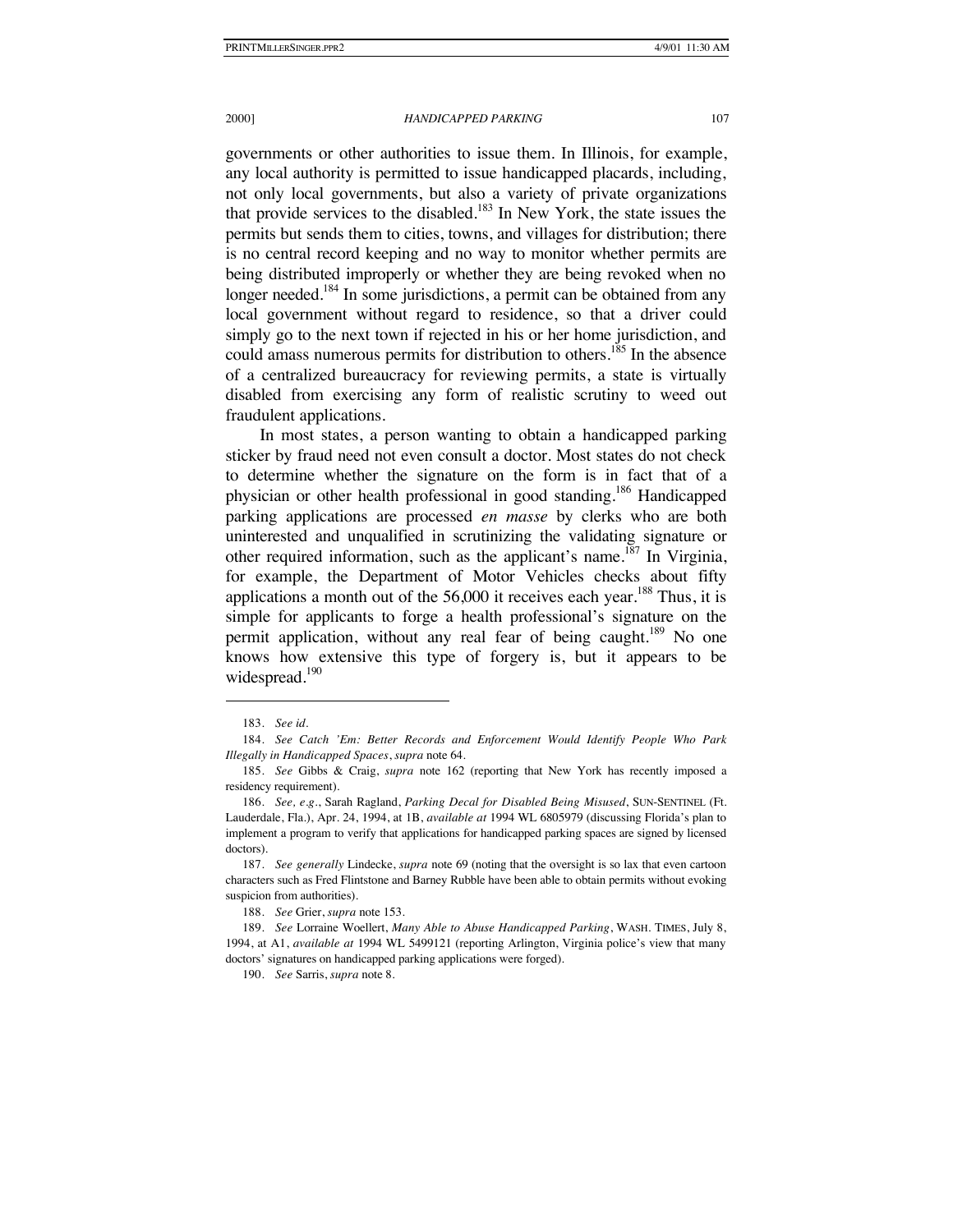governments or other authorities to issue them. In Illinois, for example, any local authority is permitted to issue handicapped placards, including, not only local governments, but also a variety of private organizations that provide services to the disabled.[183] In New York, the state issues the permits but sends them to cities, towns, and villages for distribution; there is no central record keeping and no way to monitor whether permits are being distributed improperly or whether they are being revoked when no longer needed.[184] In some jurisdictions, a permit can be obtained from any local government without regard to residence, so that a driver could simply go to the next town if rejected in his or her home jurisdiction, and could amass numerous permits for distribution to others.[185] In the absence of a centralized bureaucracy for reviewing permits, a state is virtually disabled from exercising any form of realistic scrutiny to weed out fraudulent applications.

In most states, a person wanting to obtain a handicapped parking sticker by fraud need not even consult a doctor. Most states do not check to determine whether the signature on the form is in fact that of a physician or other health professional in good standing.[186] Handicapped parking applications are processed *en masse* by clerks who are both uninterested and unqualified in scrutinizing the validating signature or other required information, such as the applicant's name.[187] In Virginia, for example, the Department of Motor Vehicles checks about fifty applications a month out of the 56,000 it receives each year.[188] Thus, it is simple for applicants to forge a health professional's signature on the permit application, without any real fear of being caught.[189] No one knows how extensive this type of forgery is, but it appears to be widespread.[190]

---

183. *See id.*

184. *See Catch 'Em: Better Records and Enforcement Would Identify People Who Park Illegally in Handicapped Spaces*, *supra* note 64.

185. *See* Gibbs & Craig, *supra* note 162 (reporting that New York has recently imposed a residency requirement).

186. *See, e.g.*, Sarah Ragland, *Parking Decal for Disabled Being Misused*, SUN-SENTINEL (Ft. Lauderdale, Fla.), Apr. 24, 1994, at 1B, *available at* 1994 WL 6805979 (discussing Florida's plan to implement a program to verify that applications for handicapped parking spaces are signed by licensed doctors).

187. *See generally* Lindecke, *supra* note 69 (noting that the oversight is so lax that even cartoon characters such as Fred Flintstone and Barney Rubble have been able to obtain permits without evoking suspicion from authorities).

188. *See* Grier, *supra* note 153.

189. *See* Lorraine Woellert, *Many Able to Abuse Handicapped Parking*, WASH. TIMES, July 8, 1994, at A1, *available at* 1994 WL 5499121 (reporting Arlington, Virginia police's view that many doctors' signatures on handicapped parking applications were forged).

190. *See* Sarris, *supra* note 8.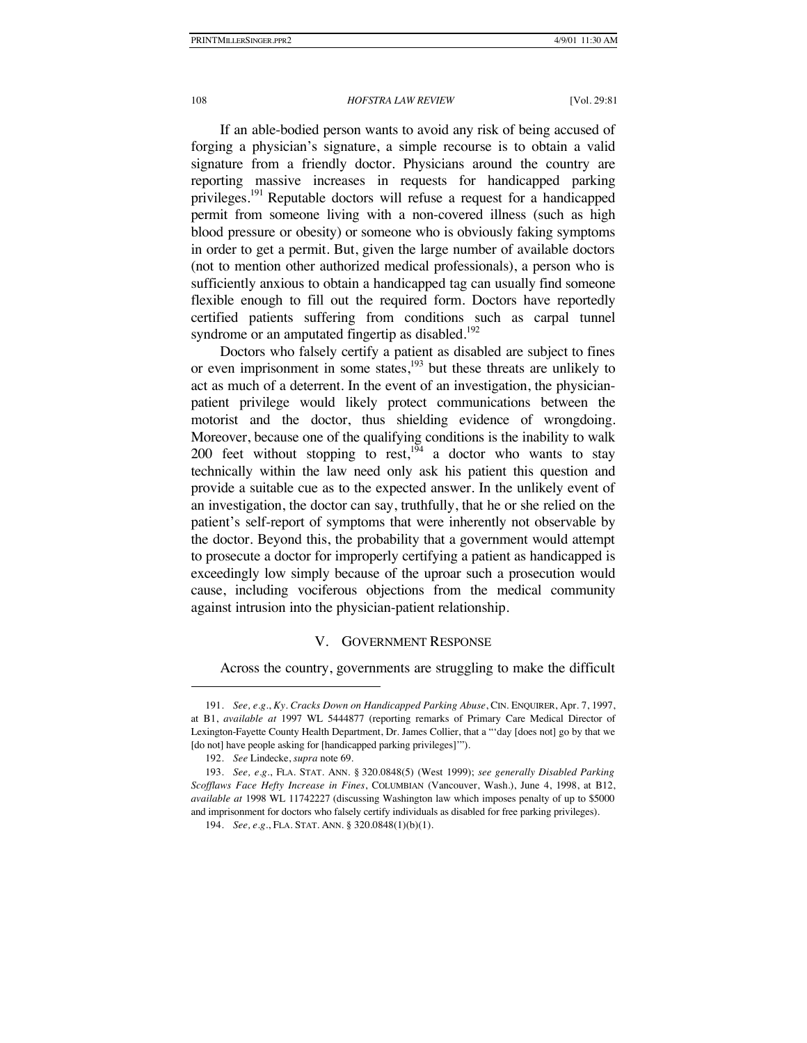If an able-bodied person wants to avoid any risk of being accused of forging a physician's signature, a simple recourse is to obtain a valid signature from a friendly doctor. Physicians around the country are reporting massive increases in requests for handicapped parking privileges.[191] Reputable doctors will refuse a request for a handicapped permit from someone living with a non-covered illness (such as high blood pressure or obesity) or someone who is obviously faking symptoms in order to get a permit. But, given the large number of available doctors (not to mention other authorized medical professionals), a person who is sufficiently anxious to obtain a handicapped tag can usually find someone flexible enough to fill out the required form. Doctors have reportedly certified patients suffering from conditions such as carpal tunnel syndrome or an amputated fingertip as disabled.[192]

Doctors who falsely certify a patient as disabled are subject to fines or even imprisonment in some states,[193] but these threats are unlikely to act as much of a deterrent. In the event of an investigation, the physician-patient privilege would likely protect communications between the motorist and the doctor, thus shielding evidence of wrongdoing. Moreover, because one of the qualifying conditions is the inability to walk 200 feet without stopping to rest,[194] a doctor who wants to stay technically within the law need only ask his patient this question and provide a suitable cue as to the expected answer. In the unlikely event of an investigation, the doctor can say, truthfully, that he or she relied on the patient's self-report of symptoms that were inherently not observable by the doctor. Beyond this, the probability that a government would attempt to prosecute a doctor for improperly certifying a patient as handicapped is exceedingly low simply because of the uproar such a prosecution would cause, including vociferous objections from the medical community against intrusion into the physician-patient relationship.

## V. GOVERNMENT RESPONSE

Across the country, governments are struggling to make the difficult

---

191. *See, e.g.*, *Ky. Cracks Down on Handicapped Parking Abuse*, CIN. ENQUIRER, Apr. 7, 1997, at B1, *available at* 1997 WL 5444877 (reporting remarks of Primary Care Medical Director of Lexington-Fayette County Health Department, Dr. James Collier, that a "'day [does not] go by that we [do not] have people asking for [handicapped parking privileges]'").

192. *See* Lindecke, *supra* note 69.

193. *See, e.g.*, FLA. STAT. ANN. § 320.0848(5) (West 1999); *see generally Disabled Parking Scofflaws Face Hefty Increase in Fines*, COLUMBIAN (Vancouver, Wash.), June 4, 1998, at B12, *available at* 1998 WL 11742227 (discussing Washington law which imposes penalty of up to $5000 and imprisonment for doctors who falsely certify individuals as disabled for free parking privileges).

194. *See, e.g.*, FLA. STAT. ANN. § 320.0848(1)(b)(1).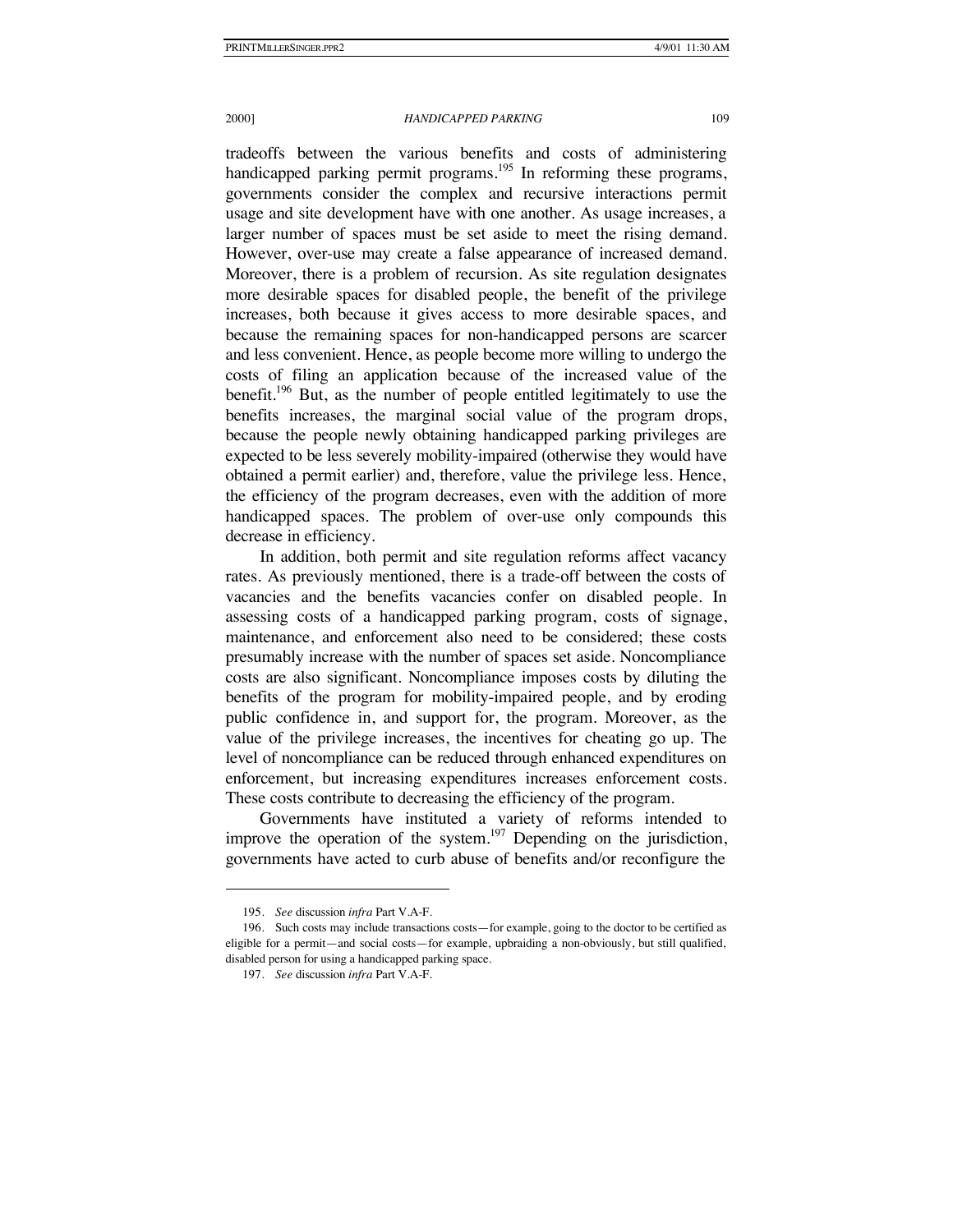tradeoffs between the various benefits and costs of administering handicapped parking permit programs.[195] In reforming these programs, governments consider the complex and recursive interactions permit usage and site development have with one another. As usage increases, a larger number of spaces must be set aside to meet the rising demand. However, over-use may create a false appearance of increased demand. Moreover, there is a problem of recursion. As site regulation designates more desirable spaces for disabled people, the benefit of the privilege increases, both because it gives access to more desirable spaces, and because the remaining spaces for non-handicapped persons are scarcer and less convenient. Hence, as people become more willing to undergo the costs of filing an application because of the increased value of the benefit.[196] But, as the number of people entitled legitimately to use the benefits increases, the marginal social value of the program drops, because the people newly obtaining handicapped parking privileges are expected to be less severely mobility-impaired (otherwise they would have obtained a permit earlier) and, therefore, value the privilege less. Hence, the efficiency of the program decreases, even with the addition of more handicapped spaces. The problem of over-use only compounds this decrease in efficiency.

In addition, both permit and site regulation reforms affect vacancy rates. As previously mentioned, there is a trade-off between the costs of vacancies and the benefits vacancies confer on disabled people. In assessing costs of a handicapped parking program, costs of signage, maintenance, and enforcement also need to be considered; these costs presumably increase with the number of spaces set aside. Noncompliance costs are also significant. Noncompliance imposes costs by diluting the benefits of the program for mobility-impaired people, and by eroding public confidence in, and support for, the program. Moreover, as the value of the privilege increases, the incentives for cheating go up. The level of noncompliance can be reduced through enhanced expenditures on enforcement, but increasing expenditures increases enforcement costs. These costs contribute to decreasing the efficiency of the program.

Governments have instituted a variety of reforms intended to improve the operation of the system.[197] Depending on the jurisdiction, governments have acted to curb abuse of benefits and/or reconfigure the

---

195. *See* discussion *infra* Part V.A-F.

196. Such costs may include transactions costs—for example, going to the doctor to be certified as eligible for a permit—and social costs—for example, upbraiding a non-obviously, but still qualified, disabled person for using a handicapped parking space.

197. *See* discussion *infra* Part V.A-F.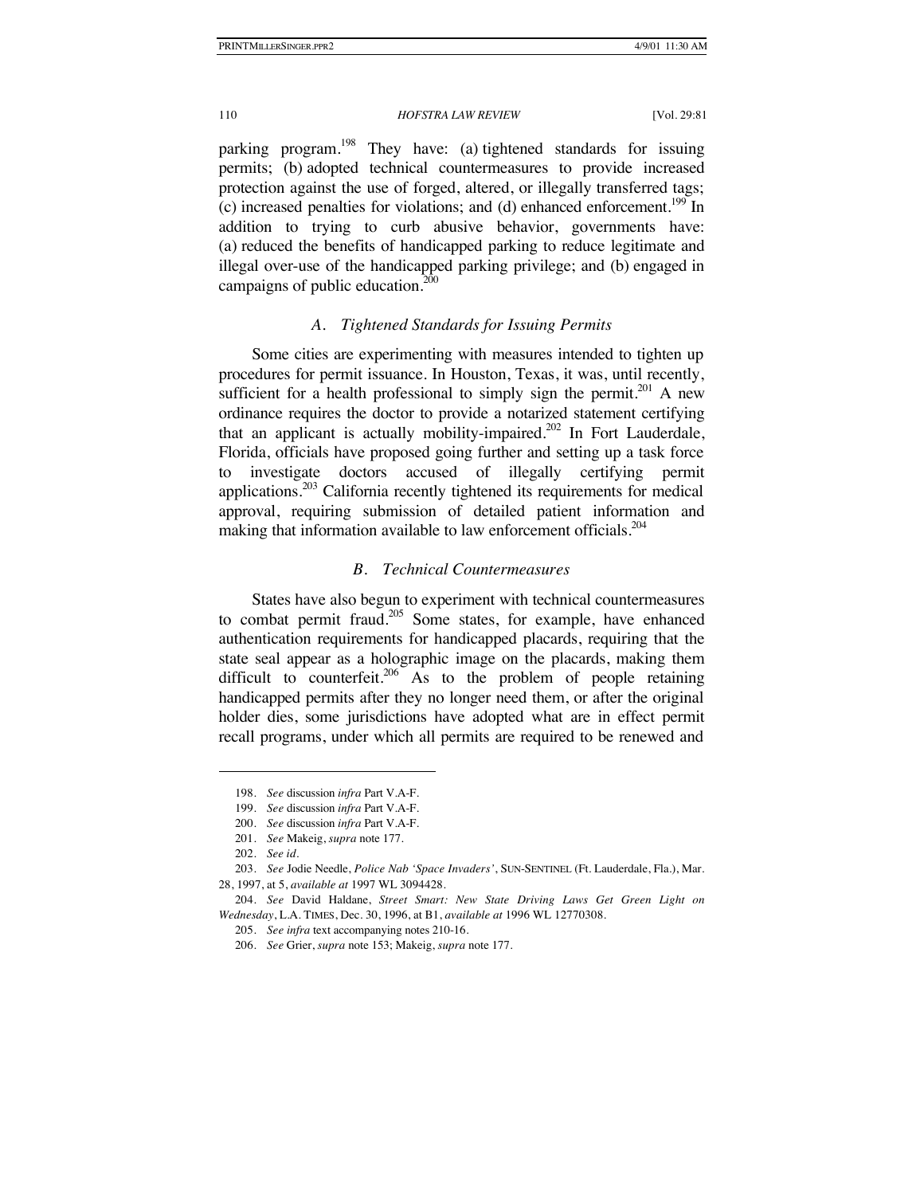parking program.[198] They have: (a) tightened standards for issuing permits; (b) adopted technical countermeasures to provide increased protection against the use of forged, altered, or illegally transferred tags; (c) increased penalties for violations; and (d) enhanced enforcement.[199] In addition to trying to curb abusive behavior, governments have: (a) reduced the benefits of handicapped parking to reduce legitimate and illegal over-use of the handicapped parking privilege; and (b) engaged in campaigns of public education.[200]

### *A. Tightened Standards for Issuing Permits*

Some cities are experimenting with measures intended to tighten up procedures for permit issuance. In Houston, Texas, it was, until recently, sufficient for a health professional to simply sign the permit.[201] A new ordinance requires the doctor to provide a notarized statement certifying that an applicant is actually mobility-impaired.[202] In Fort Lauderdale, Florida, officials have proposed going further and setting up a task force to investigate doctors accused of illegally certifying permit applications.[203] California recently tightened its requirements for medical approval, requiring submission of detailed patient information and making that information available to law enforcement officials.[204]

### *B. Technical Countermeasures*

States have also begun to experiment with technical countermeasures to combat permit fraud.[205] Some states, for example, have enhanced authentication requirements for handicapped placards, requiring that the state seal appear as a holographic image on the placards, making them difficult to counterfeit.[206] As to the problem of people retaining handicapped permits after they no longer need them, or after the original holder dies, some jurisdictions have adopted what are in effect permit recall programs, under which all permits are required to be renewed and

---

198. *See* discussion *infra* Part V.A-F.

199. *See* discussion *infra* Part V.A-F.

200. *See* discussion *infra* Part V.A-F.

201. *See* Makeig, *supra* note 177.

202. *See id.*

203. *See* Jodie Needle, *Police Nab 'Space Invaders'*, SUN-SENTINEL (Ft. Lauderdale, Fla.), Mar. 28, 1997, at 5, *available at* 1997 WL 3094428.

204. *See* David Haldane, *Street Smart: New State Driving Laws Get Green Light on Wednesday*, L.A. TIMES, Dec. 30, 1996, at B1, *available at* 1996 WL 12770308.

205. *See infra* text accompanying notes 210-16.

206. *See* Grier, *supra* note 153; Makeig, *supra* note 177.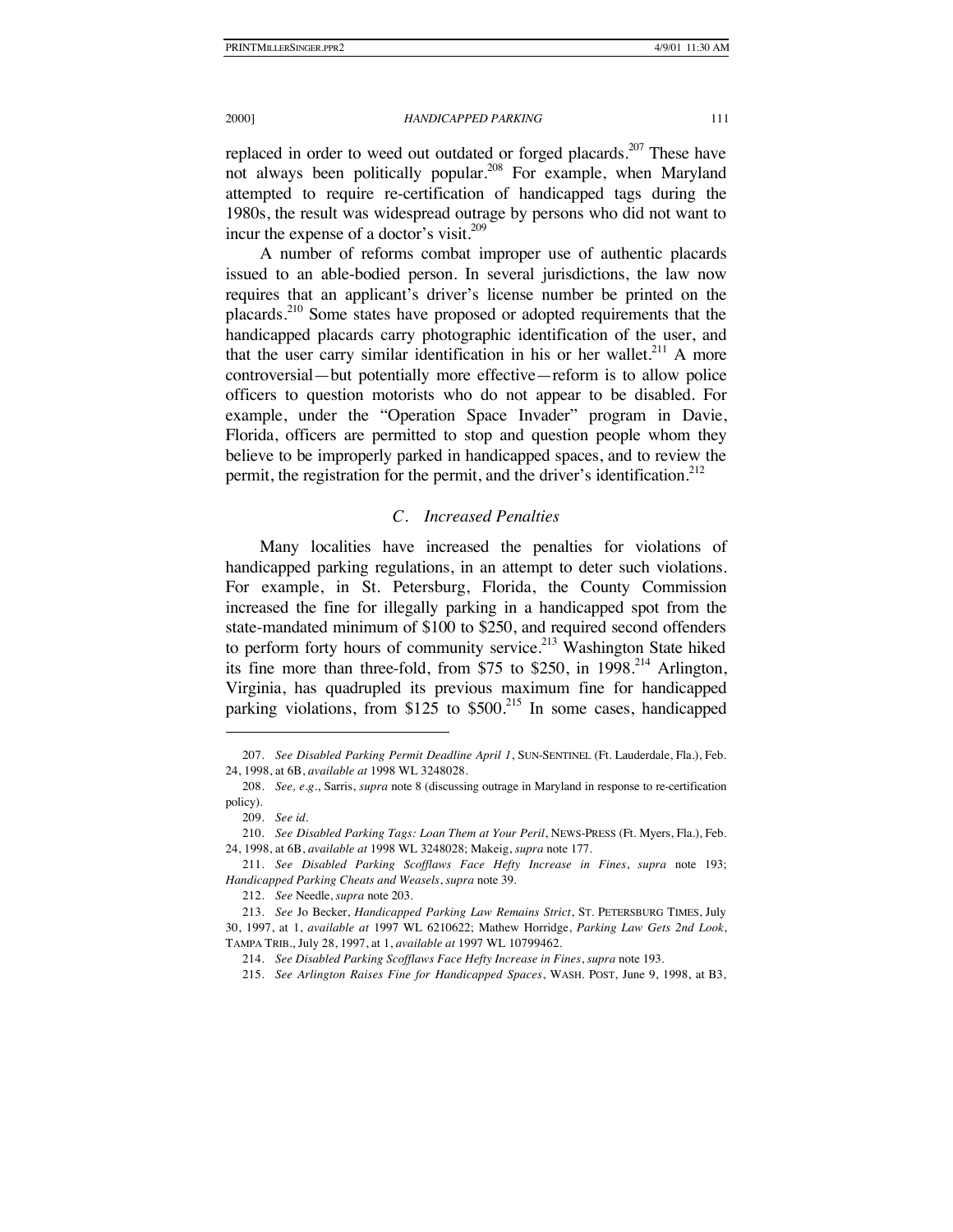replaced in order to weed out outdated or forged placards.[207] These have not always been politically popular.[208] For example, when Maryland attempted to require re-certification of handicapped tags during the 1980s, the result was widespread outrage by persons who did not want to incur the expense of a doctor's visit.[209]

A number of reforms combat improper use of authentic placards issued to an able-bodied person. In several jurisdictions, the law now requires that an applicant's driver's license number be printed on the placards.[210] Some states have proposed or adopted requirements that the handicapped placards carry photographic identification of the user, and that the user carry similar identification in his or her wallet.[211] A more controversial—but potentially more effective—reform is to allow police officers to question motorists who do not appear to be disabled. For example, under the "Operation Space Invader" program in Davie, Florida, officers are permitted to stop and question people whom they believe to be improperly parked in handicapped spaces, and to review the permit, the registration for the permit, and the driver's identification.[212]

### *C. Increased Penalties*

Many localities have increased the penalties for violations of handicapped parking regulations, in an attempt to deter such violations. For example, in St. Petersburg, Florida, the County Commission increased the fine for illegally parking in a handicapped spot from the state-mandated minimum of $100 to $250, and required second offenders to perform forty hours of community service.[213] Washington State hiked its fine more than three-fold, from $75 to $250, in 1998.[214] Arlington, Virginia, has quadrupled its previous maximum fine for handicapped parking violations, from $125 to $500.[215] In some cases, handicapped

---

207. *See Disabled Parking Permit Deadline April 1*, SUN-SENTINEL (Ft. Lauderdale, Fla.), Feb. 24, 1998, at 6B, *available at* 1998 WL 3248028.

208. *See, e.g.*, Sarris, *supra* note 8 (discussing outrage in Maryland in response to re-certification policy).

209. *See id.*

210. *See Disabled Parking Tags: Loan Them at Your Peril*, NEWS-PRESS (Ft. Myers, Fla.), Feb. 24, 1998, at 6B, *available at* 1998 WL 3248028; Makeig, *supra* note 177.

211. *See Disabled Parking Scofflaws Face Hefty Increase in Fines*, *supra* note 193; *Handicapped Parking Cheats and Weasels*, *supra* note 39.

212. *See* Needle, *supra* note 203.

213. *See* Jo Becker, *Handicapped Parking Law Remains Strict*, ST. PETERSBURG TIMES, July 30, 1997, at 1, *available at* 1997 WL 6210622; Mathew Horridge, *Parking Law Gets 2nd Look*, TAMPA TRIB., July 28, 1997, at 1, *available at* 1997 WL 10799462.

214. *See Disabled Parking Scofflaws Face Hefty Increase in Fines*, *supra* note 193.

215. *See Arlington Raises Fine for Handicapped Spaces*, WASH. POST, June 9, 1998, at B3,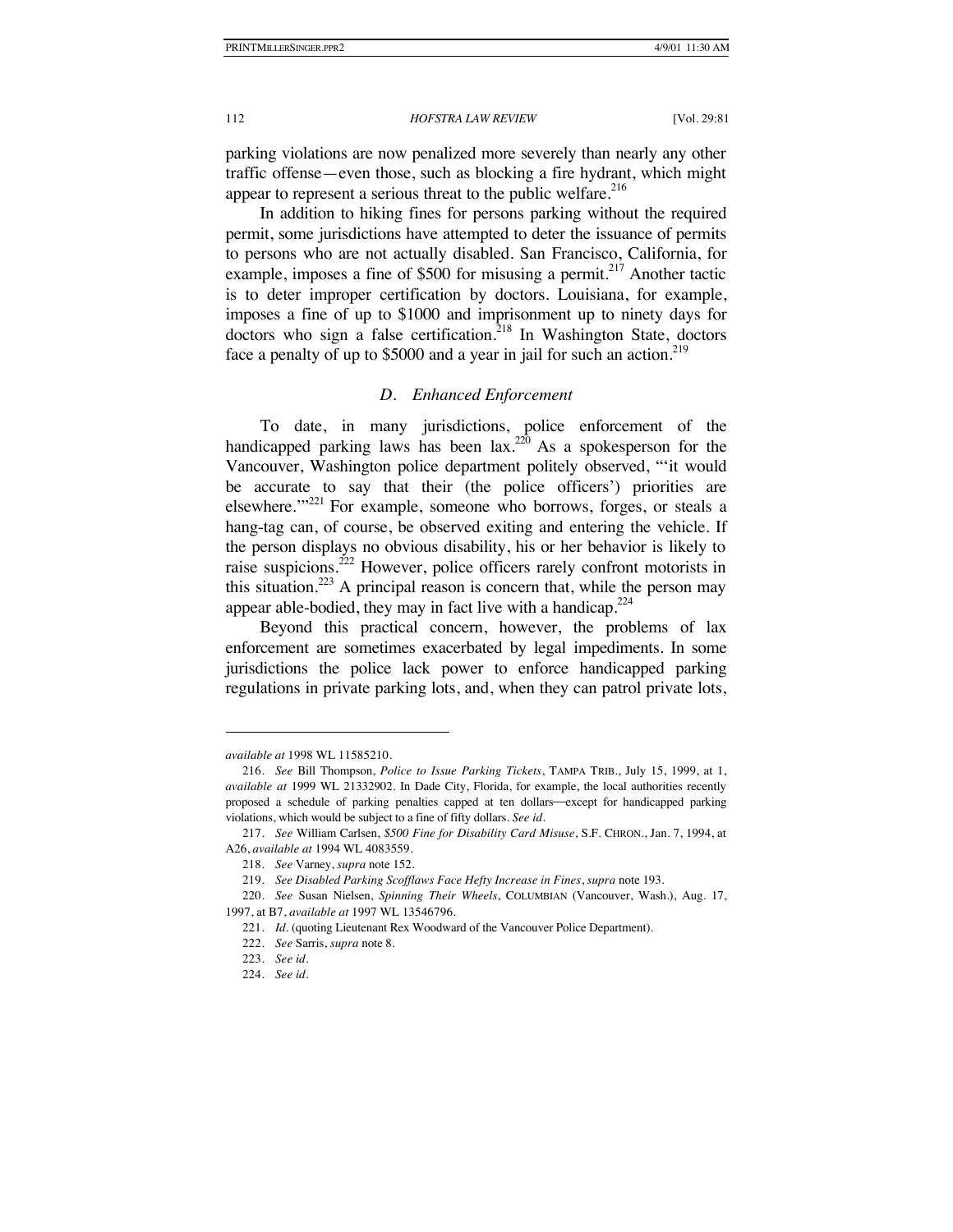parking violations are now penalized more severely than nearly any other traffic offense—even those, such as blocking a fire hydrant, which might appear to represent a serious threat to the public welfare.[216]

In addition to hiking fines for persons parking without the required permit, some jurisdictions have attempted to deter the issuance of permits to persons who are not actually disabled. San Francisco, California, for example, imposes a fine of $500 for misusing a permit.[217] Another tactic is to deter improper certification by doctors. Louisiana, for example, imposes a fine of up to $1000 and imprisonment up to ninety days for doctors who sign a false certification.[218] In Washington State, doctors face a penalty of up to $5000 and a year in jail for such an action.[219]

### *D. Enhanced Enforcement*

To date, in many jurisdictions, police enforcement of the handicapped parking laws has been lax.[220] As a spokesperson for the Vancouver, Washington police department politely observed, "'it would be accurate to say that their (the police officers') priorities are elsewhere.'"[221] For example, someone who borrows, forges, or steals a hang-tag can, of course, be observed exiting and entering the vehicle. If the person displays no obvious disability, his or her behavior is likely to raise suspicions.[222] However, police officers rarely confront motorists in this situation.[223] A principal reason is concern that, while the person may appear able-bodied, they may in fact live with a handicap.[224]

Beyond this practical concern, however, the problems of lax enforcement are sometimes exacerbated by legal impediments. In some jurisdictions the police lack power to enforce handicapped parking regulations in private parking lots, and, when they can patrol private lots,

---

*available at* 1998 WL 11585210.

216. *See* Bill Thompson, *Police to Issue Parking Tickets*, TAMPA TRIB., July 15, 1999, at 1, *available at* 1999 WL 21332902. In Dade City, Florida, for example, the local authorities recently proposed a schedule of parking penalties capped at ten dollars—except for handicapped parking violations, which would be subject to a fine of fifty dollars. *See id*.

217. *See* William Carlsen, *$500 Fine for Disability Card Misuse*, S.F. CHRON., Jan. 7, 1994, at A26, *available at* 1994 WL 4083559.

218. *See* Varney, *supra* note 152.

219. *See Disabled Parking Scofflaws Face Hefty Increase in Fines*, *supra* note 193.

220. *See* Susan Nielsen, *Spinning Their Wheels*, COLUMBIAN (Vancouver, Wash.), Aug. 17, 1997, at B7, *available at* 1997 WL 13546796.

221. *Id*. (quoting Lieutenant Rex Woodward of the Vancouver Police Department).

222. *See* Sarris, *supra* note 8.

223. *See id*.

224. *See id*.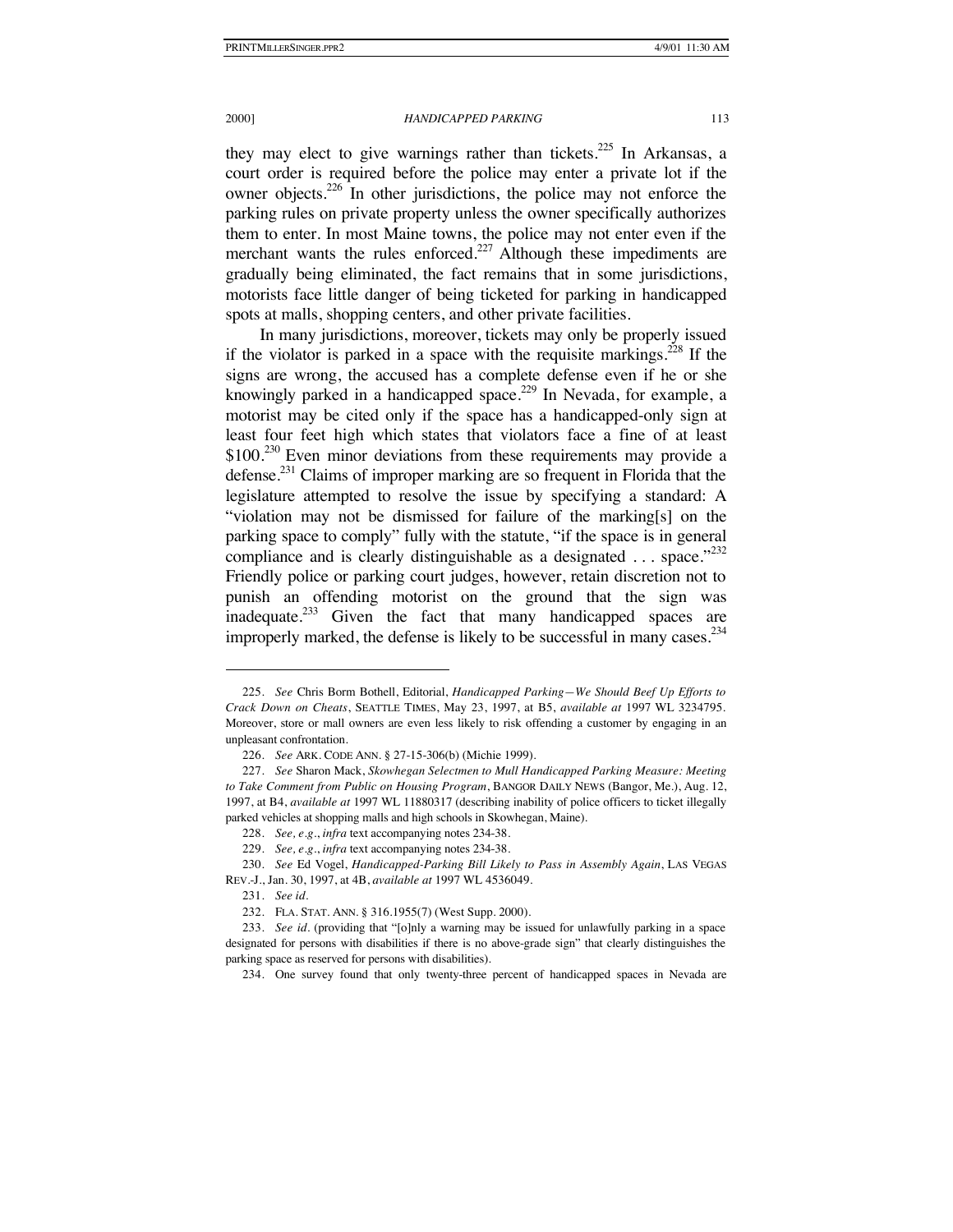they may elect to give warnings rather than tickets.[225] In Arkansas, a court order is required before the police may enter a private lot if the owner objects.[226] In other jurisdictions, the police may not enforce the parking rules on private property unless the owner specifically authorizes them to enter. In most Maine towns, the police may not enter even if the merchant wants the rules enforced.[227] Although these impediments are gradually being eliminated, the fact remains that in some jurisdictions, motorists face little danger of being ticketed for parking in handicapped spots at malls, shopping centers, and other private facilities.

In many jurisdictions, moreover, tickets may only be properly issued if the violator is parked in a space with the requisite markings.[228] If the signs are wrong, the accused has a complete defense even if he or she knowingly parked in a handicapped space.[229] In Nevada, for example, a motorist may be cited only if the space has a handicapped-only sign at least four feet high which states that violators face a fine of at least \$100.[230] Even minor deviations from these requirements may provide a defense.[231] Claims of improper marking are so frequent in Florida that the legislature attempted to resolve the issue by specifying a standard: A "violation may not be dismissed for failure of the marking[s] on the parking space to comply" fully with the statute, "if the space is in general compliance and is clearly distinguishable as a designated . . . space."[232] Friendly police or parking court judges, however, retain discretion not to punish an offending motorist on the ground that the sign was inadequate.[233] Given the fact that many handicapped spaces are improperly marked, the defense is likely to be successful in many cases.[234]

---

225. *See* Chris Borm Bothell, Editorial, *Handicapped Parking—We Should Beef Up Efforts to Crack Down on Cheats*, SEATTLE TIMES, May 23, 1997, at B5, *available at* 1997 WL 3234795. Moreover, store or mall owners are even less likely to risk offending a customer by engaging in an unpleasant confrontation.

226. *See* ARK. CODE ANN. § 27-15-306(b) (Michie 1999).

227. *See* Sharon Mack, *Skowhegan Selectmen to Mull Handicapped Parking Measure: Meeting to Take Comment from Public on Housing Program*, BANGOR DAILY NEWS (Bangor, Me.), Aug. 12, 1997, at B4, *available at* 1997 WL 11880317 (describing inability of police officers to ticket illegally parked vehicles at shopping malls and high schools in Skowhegan, Maine).

228. *See, e.g.*, *infra* text accompanying notes 234-38.

229. *See, e.g.*, *infra* text accompanying notes 234-38.

230. *See* Ed Vogel, *Handicapped-Parking Bill Likely to Pass in Assembly Again*, LAS VEGAS REV.-J., Jan. 30, 1997, at 4B, *available at* 1997 WL 4536049.

231. *See id.*

232. FLA. STAT. ANN. § 316.1955(7) (West Supp. 2000).

233. *See id.* (providing that "[o]nly a warning may be issued for unlawfully parking in a space designated for persons with disabilities if there is no above-grade sign" that clearly distinguishes the parking space as reserved for persons with disabilities).

234. One survey found that only twenty-three percent of handicapped spaces in Nevada are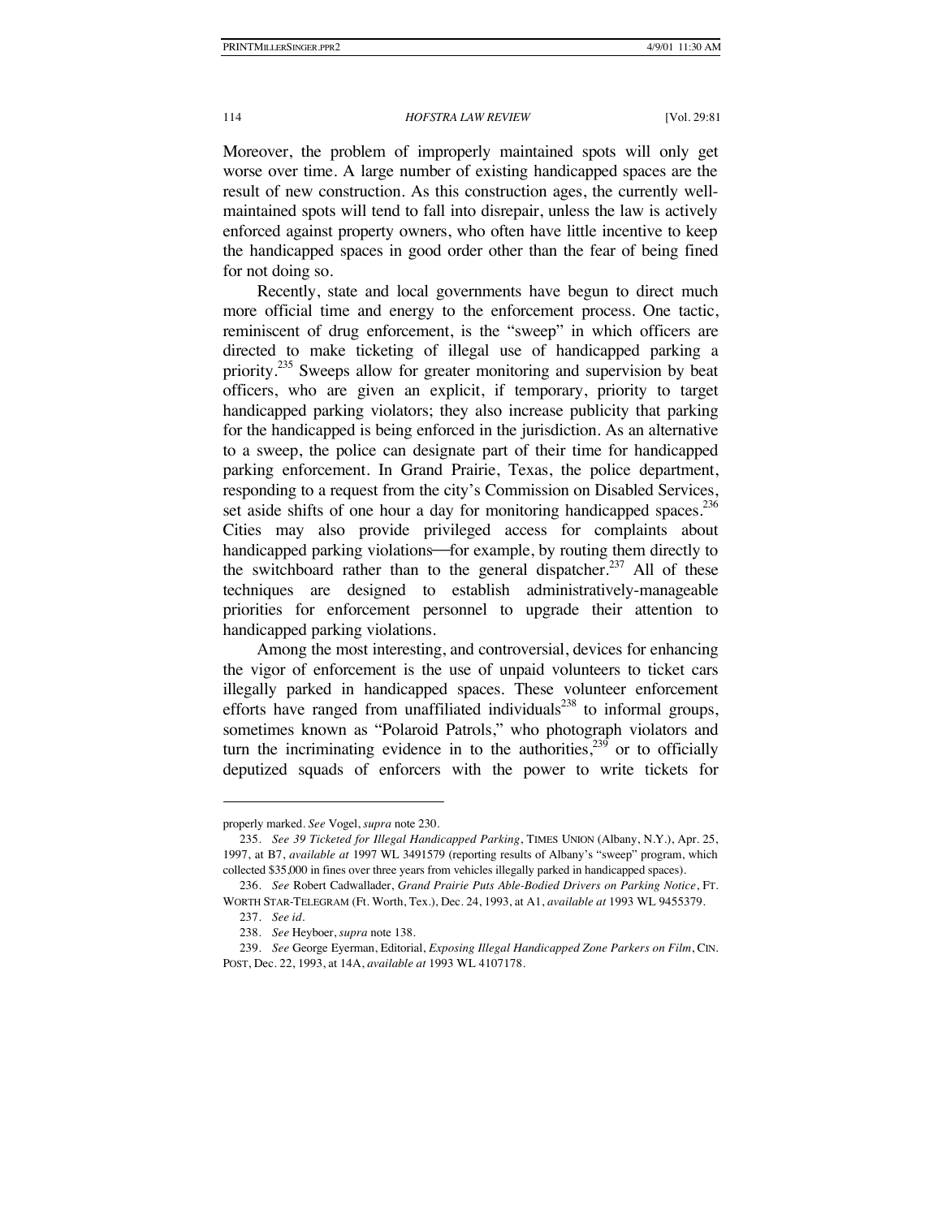Moreover, the problem of improperly maintained spots will only get worse over time. A large number of existing handicapped spaces are the result of new construction. As this construction ages, the currently well-maintained spots will tend to fall into disrepair, unless the law is actively enforced against property owners, who often have little incentive to keep the handicapped spaces in good order other than the fear of being fined for not doing so.

Recently, state and local governments have begun to direct much more official time and energy to the enforcement process. One tactic, reminiscent of drug enforcement, is the "sweep" in which officers are directed to make ticketing of illegal use of handicapped parking a priority.[235] Sweeps allow for greater monitoring and supervision by beat officers, who are given an explicit, if temporary, priority to target handicapped parking violators; they also increase publicity that parking for the handicapped is being enforced in the jurisdiction. As an alternative to a sweep, the police can designate part of their time for handicapped parking enforcement. In Grand Prairie, Texas, the police department, responding to a request from the city's Commission on Disabled Services, set aside shifts of one hour a day for monitoring handicapped spaces.[236] Cities may also provide privileged access for complaints about handicapped parking violations—for example, by routing them directly to the switchboard rather than to the general dispatcher.[237] All of these techniques are designed to establish administratively-manageable priorities for enforcement personnel to upgrade their attention to handicapped parking violations.

Among the most interesting, and controversial, devices for enhancing the vigor of enforcement is the use of unpaid volunteers to ticket cars illegally parked in handicapped spaces. These volunteer enforcement efforts have ranged from unaffiliated individuals[238] to informal groups, sometimes known as "Polaroid Patrols," who photograph violators and turn the incriminating evidence in to the authorities,[239] or to officially deputized squads of enforcers with the power to write tickets for

---

properly marked. *See* Vogel, *supra* note 230.

235. *See 39 Ticketed for Illegal Handicapped Parking*, TIMES UNION (Albany, N.Y.), Apr. 25, 1997, at B7, *available at* 1997 WL 3491579 (reporting results of Albany's "sweep" program, which collected $35,000 in fines over three years from vehicles illegally parked in handicapped spaces).

236. *See* Robert Cadwallader, *Grand Prairie Puts Able-Bodied Drivers on Parking Notice*, FT. WORTH STAR-TELEGRAM (Ft. Worth, Tex.), Dec. 24, 1993, at A1, *available at* 1993 WL 9455379.

237. *See id.*

238. *See* Heyboer, *supra* note 138.

239. *See* George Eyerman, Editorial, *Exposing Illegal Handicapped Zone Parkers on Film*, CIN. POST, Dec. 22, 1993, at 14A, *available at* 1993 WL 4107178.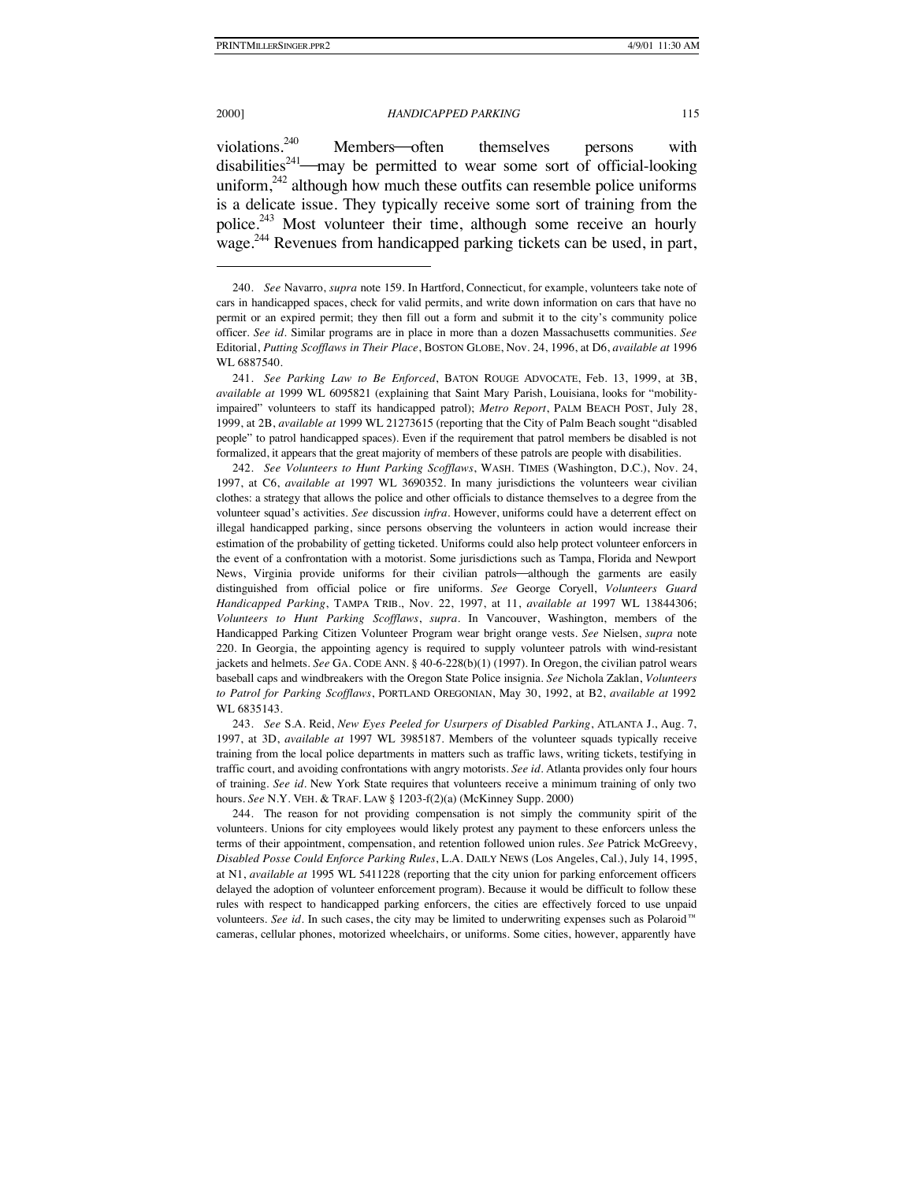violations.[240] Members—often themselves persons with disabilities[241]—may be permitted to wear some sort of official-looking uniform,[242] although how much these outfits can resemble police uniforms is a delicate issue. They typically receive some sort of training from the police.[243] Most volunteer their time, although some receive an hourly wage.[244] Revenues from handicapped parking tickets can be used, in part,

---

240. *See* Navarro, *supra* note 159. In Hartford, Connecticut, for example, volunteers take note of cars in handicapped spaces, check for valid permits, and write down information on cars that have no permit or an expired permit; they then fill out a form and submit it to the city's community police officer. *See id*. Similar programs are in place in more than a dozen Massachusetts communities. *See* Editorial, *Putting Scofflaws in Their Place*, BOSTON GLOBE, Nov. 24, 1996, at D6, *available at* 1996 WL 6887540.

241. *See Parking Law to Be Enforced*, BATON ROUGE ADVOCATE, Feb. 13, 1999, at 3B, *available at* 1999 WL 6095821 (explaining that Saint Mary Parish, Louisiana, looks for "mobility-impaired" volunteers to staff its handicapped patrol); *Metro Report*, PALM BEACH POST, July 28, 1999, at 2B, *available at* 1999 WL 21273615 (reporting that the City of Palm Beach sought "disabled people" to patrol handicapped spaces). Even if the requirement that patrol members be disabled is not formalized, it appears that the great majority of members of these patrols are people with disabilities.

242. *See Volunteers to Hunt Parking Scofflaws*, WASH. TIMES (Washington, D.C.), Nov. 24, 1997, at C6, *available at* 1997 WL 3690352. In many jurisdictions the volunteers wear civilian clothes: a strategy that allows the police and other officials to distance themselves to a degree from the volunteer squad's activities. *See* discussion *infra*. However, uniforms could have a deterrent effect on illegal handicapped parking, since persons observing the volunteers in action would increase their estimation of the probability of getting ticketed. Uniforms could also help protect volunteer enforcers in the event of a confrontation with a motorist. Some jurisdictions such as Tampa, Florida and Newport News, Virginia provide uniforms for their civilian patrols—although the garments are easily distinguished from official police or fire uniforms. *See* George Coryell, *Volunteers Guard Handicapped Parking*, TAMPA TRIB., Nov. 22, 1997, at 11, *available at* 1997 WL 13844306; *Volunteers to Hunt Parking Scofflaws*, *supra*. In Vancouver, Washington, members of the Handicapped Parking Citizen Volunteer Program wear bright orange vests. *See* Nielsen, *supra* note 220. In Georgia, the appointing agency is required to supply volunteer patrols with wind-resistant jackets and helmets. *See* GA. CODE ANN. § 40-6-228(b)(1) (1997). In Oregon, the civilian patrol wears baseball caps and windbreakers with the Oregon State Police insignia. *See* Nichola Zaklan, *Volunteers to Patrol for Parking Scofflaws*, PORTLAND OREGONIAN, May 30, 1992, at B2, *available at* 1992 WL 6835143.

243. *See* S.A. Reid, *New Eyes Peeled for Usurpers of Disabled Parking*, ATLANTA J., Aug. 7, 1997, at 3D, *available at* 1997 WL 3985187. Members of the volunteer squads typically receive training from the local police departments in matters such as traffic laws, writing tickets, testifying in traffic court, and avoiding confrontations with angry motorists. *See id*. Atlanta provides only four hours of training. *See id*. New York State requires that volunteers receive a minimum training of only two hours. *See* N.Y. VEH. & TRAF. LAW § 1203-f(2)(a) (McKinney Supp. 2000)

244. The reason for not providing compensation is not simply the community spirit of the volunteers. Unions for city employees would likely protest any payment to these enforcers unless the terms of their appointment, compensation, and retention followed union rules. *See* Patrick McGreevy, *Disabled Posse Could Enforce Parking Rules*, L.A. DAILY NEWS (Los Angeles, Cal.), July 14, 1995, at N1, *available at* 1995 WL 5411228 (reporting that the city union for parking enforcement officers delayed the adoption of volunteer enforcement program). Because it would be difficult to follow these rules with respect to handicapped parking enforcers, the cities are effectively forced to use unpaid volunteers. *See id*. In such cases, the city may be limited to underwriting expenses such as Polaroid™ cameras, cellular phones, motorized wheelchairs, or uniforms. Some cities, however, apparently have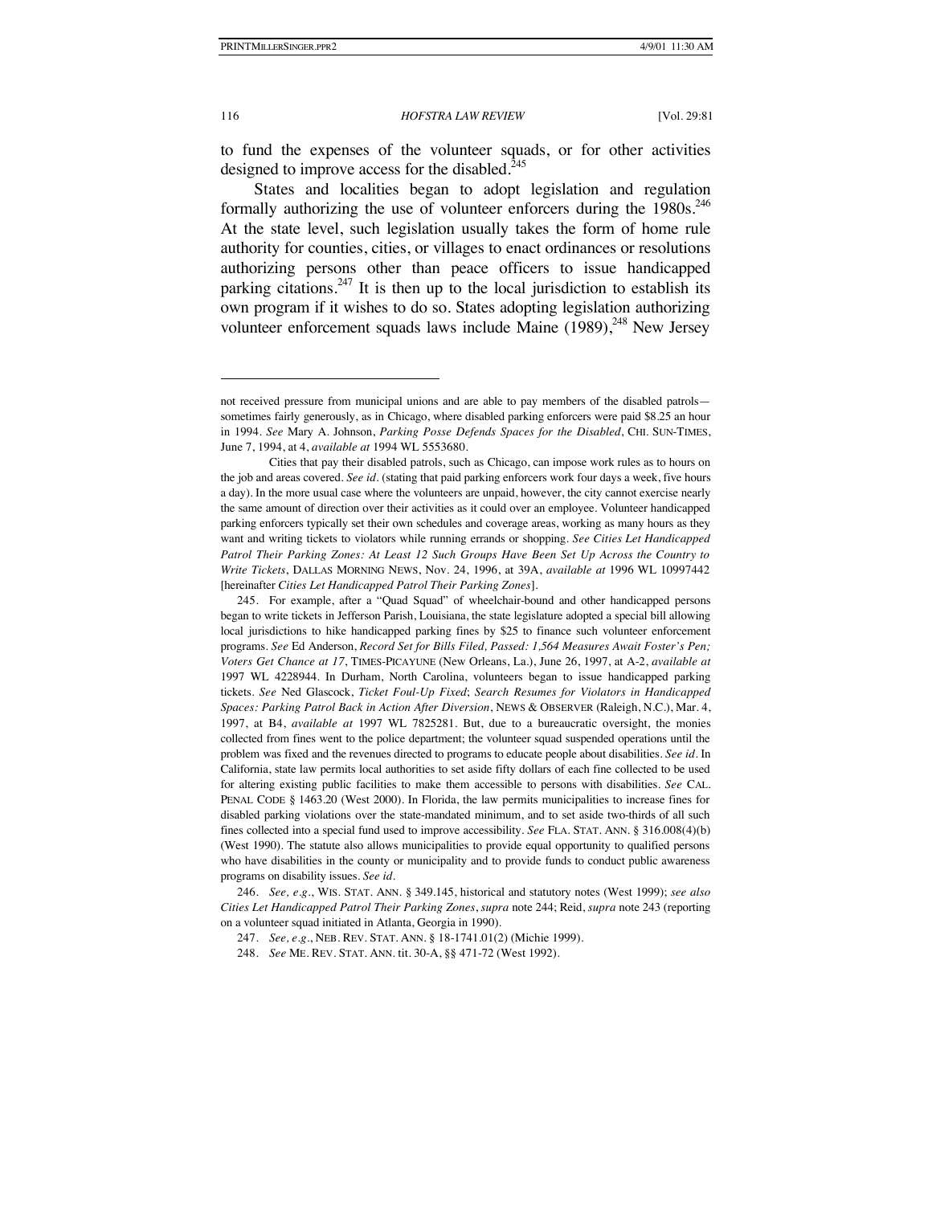to fund the expenses of the volunteer squads, or for other activities designed to improve access for the disabled.[245]

States and localities began to adopt legislation and regulation formally authorizing the use of volunteer enforcers during the 1980s.[246] At the state level, such legislation usually takes the form of home rule authority for counties, cities, or villages to enact ordinances or resolutions authorizing persons other than peace officers to issue handicapped parking citations.[247] It is then up to the local jurisdiction to establish its own program if it wishes to do so. States adopting legislation authorizing volunteer enforcement squads laws include Maine (1989),[248] New Jersey

---

not received pressure from municipal unions and are able to pay members of the disabled patrols—sometimes fairly generously, as in Chicago, where disabled parking enforcers were paid $8.25 an hour in 1994. *See* Mary A. Johnson, *Parking Posse Defends Spaces for the Disabled*, CHI. SUN-TIMES, June 7, 1994, at 4, *available at* 1994 WL 5553680.

Cities that pay their disabled patrols, such as Chicago, can impose work rules as to hours on the job and areas covered. *See id.* (stating that paid parking enforcers work four days a week, five hours a day). In the more usual case where the volunteers are unpaid, however, the city cannot exercise nearly the same amount of direction over their activities as it could over an employee. Volunteer handicapped parking enforcers typically set their own schedules and coverage areas, working as many hours as they want and writing tickets to violators while running errands or shopping. *See Cities Let Handicapped Patrol Their Parking Zones: At Least 12 Such Groups Have Been Set Up Across the Country to Write Tickets*, DALLAS MORNING NEWS, Nov. 24, 1996, at 39A, *available at* 1996 WL 10997442 [hereinafter *Cities Let Handicapped Patrol Their Parking Zones*].

245. For example, after a "Quad Squad" of wheelchair-bound and other handicapped persons began to write tickets in Jefferson Parish, Louisiana, the state legislature adopted a special bill allowing local jurisdictions to hike handicapped parking fines by $25 to finance such volunteer enforcement programs. *See* Ed Anderson, *Record Set for Bills Filed, Passed: 1,564 Measures Await Foster's Pen; Voters Get Chance at 17*, TIMES-PICAYUNE (New Orleans, La.), June 26, 1997, at A-2, *available at* 1997 WL 4228944. In Durham, North Carolina, volunteers began to issue handicapped parking tickets. *See* Ned Glascock, *Ticket Foul-Up Fixed*; *Search Resumes for Violators in Handicapped Spaces: Parking Patrol Back in Action After Diversion*, NEWS & OBSERVER (Raleigh, N.C.), Mar. 4, 1997, at B4, *available at* 1997 WL 7825281. But, due to a bureaucratic oversight, the monies collected from fines went to the police department; the volunteer squad suspended operations until the problem was fixed and the revenues directed to programs to educate people about disabilities. *See id.* In California, state law permits local authorities to set aside fifty dollars of each fine collected to be used for altering existing public facilities to make them accessible to persons with disabilities. *See* CAL. PENAL CODE § 1463.20 (West 2000). In Florida, the law permits municipalities to increase fines for disabled parking violations over the state-mandated minimum, and to set aside two-thirds of all such fines collected into a special fund used to improve accessibility. *See* FLA. STAT. ANN. § 316.008(4)(b) (West 1990). The statute also allows municipalities to provide equal opportunity to qualified persons who have disabilities in the county or municipality and to provide funds to conduct public awareness programs on disability issues. *See id.*

246. *See, e.g.*, WIS. STAT. ANN. § 349.145, historical and statutory notes (West 1999); *see also Cities Let Handicapped Patrol Their Parking Zones*, *supra* note 244; Reid, *supra* note 243 (reporting on a volunteer squad initiated in Atlanta, Georgia in 1990).

247. *See, e.g.*, NEB. REV. STAT. ANN. § 18-1741.01(2) (Michie 1999).

248. *See* ME. REV. STAT. ANN. tit. 30-A, §§ 471-72 (West 1992).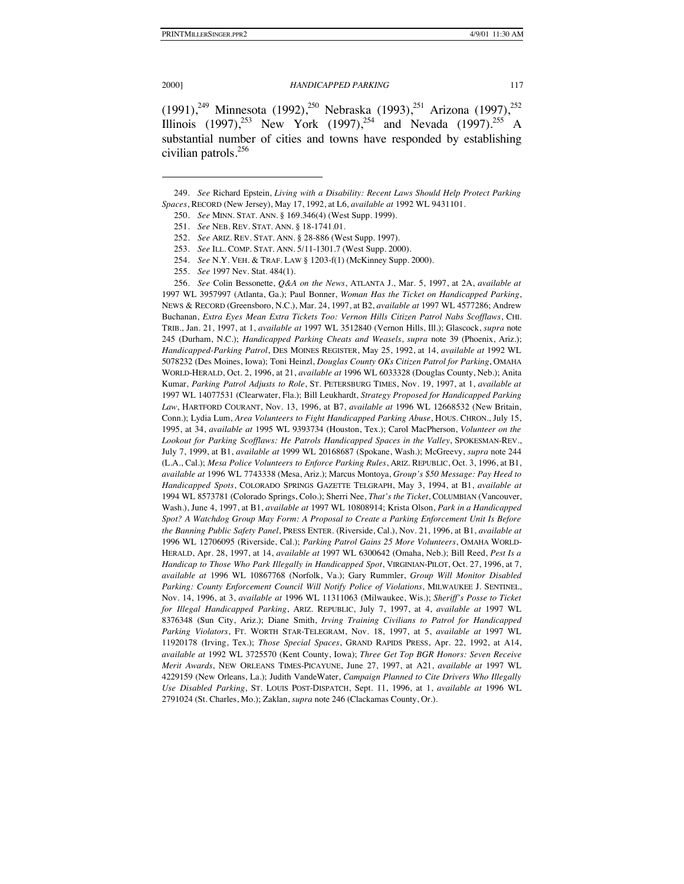(1991),[249] Minnesota (1992),[250] Nebraska (1993),[251] Arizona (1997),[252] Illinois (1997),[253] New York (1997),[254] and Nevada (1997).[255] A substantial number of cities and towns have responded by establishing civilian patrols.[256]

---

249. *See* Richard Epstein, *Living with a Disability: Recent Laws Should Help Protect Parking Spaces*, RECORD (New Jersey), May 17, 1992, at L6, *available at* 1992 WL 9431101.

250. *See* MINN. STAT. ANN. § 169.346(4) (West Supp. 1999).

251. *See* NEB. REV. STAT. ANN. § 18-1741.01.

252. *See* ARIZ. REV. STAT. ANN. § 28-886 (West Supp. 1997).

253. *See* ILL. COMP. STAT. ANN. 5/11-1301.7 (West Supp. 2000).

254. *See* N.Y. VEH. & TRAF. LAW § 1203-f(1) (McKinney Supp. 2000).

255. *See* 1997 Nev. Stat. 484(1).

256. *See* Colin Bessonette, *Q&A on the News*, ATLANTA J., Mar. 5, 1997, at 2A, *available at* 1997 WL 3957997 (Atlanta, Ga.); Paul Bonner, *Woman Has the Ticket on Handicapped Parking*, NEWS & RECORD (Greensboro, N.C.), Mar. 24, 1997, at B2, *available at* 1997 WL 4577286; Andrew Buchanan, *Extra Eyes Mean Extra Tickets Too: Vernon Hills Citizen Patrol Nabs Scofflaws*, CHI. TRIB., Jan. 21, 1997, at 1, *available at* 1997 WL 3512840 (Vernon Hills, Ill.); Glascock, *supra* note 245 (Durham, N.C.); *Handicapped Parking Cheats and Weasels*, *supra* note 39 (Phoenix, Ariz.); *Handicapped-Parking Patrol*, DES MOINES REGISTER, May 25, 1992, at 14, *available at* 1992 WL 5078232 (Des Moines, Iowa); Toni Heinzl, *Douglas County OKs Citizen Patrol for Parking*, OMAHA WORLD-HERALD, Oct. 2, 1996, at 21, *available at* 1996 WL 6033328 (Douglas County, Neb.); Anita Kumar, *Parking Patrol Adjusts to Role*, ST. PETERSBURG TIMES, Nov. 19, 1997, at 1, *available at* 1997 WL 14077531 (Clearwater, Fla.); Bill Leukhardt, *Strategy Proposed for Handicapped Parking Law*, HARTFORD COURANT, Nov. 13, 1996, at B7, *available at* 1996 WL 12668532 (New Britain, Conn.); Lydia Lum, *Area Volunteers to Fight Handicapped Parking Abuse*, HOUS. CHRON., July 15, 1995, at 34, *available at* 1995 WL 9393734 (Houston, Tex.); Carol MacPherson, *Volunteer on the Lookout for Parking Scofflaws: He Patrols Handicapped Spaces in the Valley*, SPOKESMAN-REV., July 7, 1999, at B1, *available at* 1999 WL 20168687 (Spokane, Wash.); McGreevy, *supra* note 244 (L.A., Cal.); *Mesa Police Volunteers to Enforce Parking Rules*, ARIZ. REPUBLIC, Oct. 3, 1996, at B1, *available at* 1996 WL 7743338 (Mesa, Ariz.); Marcus Montoya, *Group's $50 Message: Pay Heed to Handicapped Spots*, COLORADO SPRINGS GAZETTE TELGRAPH, May 3, 1994, at B1, *available at* 1994 WL 8573781 (Colorado Springs, Colo.); Sherri Nee, *That's the Ticket*, COLUMBIAN (Vancouver, Wash.), June 4, 1997, at B1, *available at* 1997 WL 10808914; Krista Olson, *Park in a Handicapped Spot? A Watchdog Group May Form: A Proposal to Create a Parking Enforcement Unit Is Before the Banning Public Safety Panel*, PRESS ENTER. (Riverside, Cal.), Nov. 21, 1996, at B1, *available at* 1996 WL 12706095 (Riverside, Cal.); *Parking Patrol Gains 25 More Volunteers*, OMAHA WORLD-HERALD, Apr. 28, 1997, at 14, *available at* 1997 WL 6300642 (Omaha, Neb.); Bill Reed, *Pest Is a Handicap to Those Who Park Illegally in Handicapped Spot*, VIRGINIAN-PILOT, Oct. 27, 1996, at 7, *available at* 1996 WL 10867768 (Norfolk, Va.); Gary Rummler, *Group Will Monitor Disabled Parking: County Enforcement Council Will Notify Police of Violations*, MILWAUKEE J. SENTINEL, Nov. 14, 1996, at 3, *available at* 1996 WL 11311063 (Milwaukee, Wis.); *Sheriff's Posse to Ticket for Illegal Handicapped Parking*, ARIZ. REPUBLIC, July 7, 1997, at 4, *available at* 1997 WL 8376348 (Sun City, Ariz.); Diane Smith, *Irving Training Civilians to Patrol for Handicapped Parking Violators*, FT. WORTH STAR-TELEGRAM, Nov. 18, 1997, at 5, *available at* 1997 WL 11920178 (Irving, Tex.); *Those Special Spaces*, GRAND RAPIDS PRESS, Apr. 22, 1992, at A14, *available at* 1992 WL 3725570 (Kent County, Iowa); *Three Get Top BGR Honors: Seven Receive Merit Awards*, NEW ORLEANS TIMES-PICAYUNE, June 27, 1997, at A21, *available at* 1997 WL 4229159 (New Orleans, La.); Judith VandeWater, *Campaign Planned to Cite Drivers Who Illegally Use Disabled Parking*, ST. LOUIS POST-DISPATCH, Sept. 11, 1996, at 1, *available at* 1996 WL 2791024 (St. Charles, Mo.); Zaklan, *supra* note 246 (Clackamas County, Or.).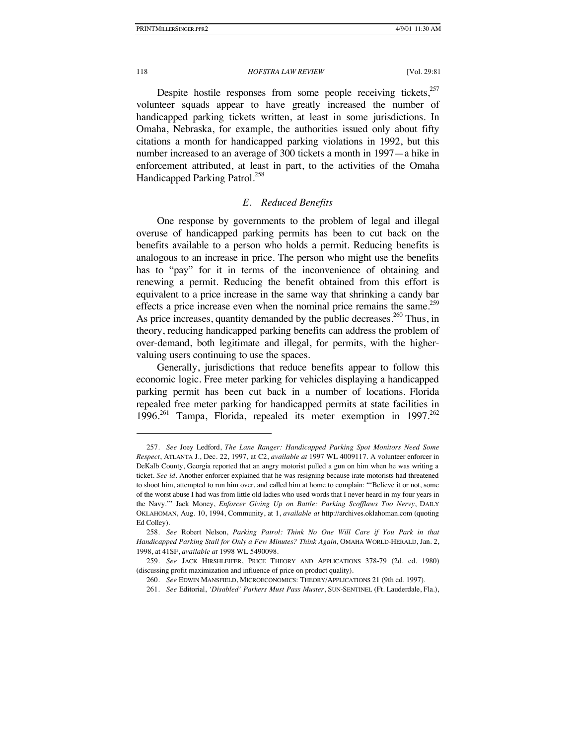Despite hostile responses from some people receiving tickets,[257] volunteer squads appear to have greatly increased the number of handicapped parking tickets written, at least in some jurisdictions. In Omaha, Nebraska, for example, the authorities issued only about fifty citations a month for handicapped parking violations in 1992, but this number increased to an average of 300 tickets a month in 1997—a hike in enforcement attributed, at least in part, to the activities of the Omaha Handicapped Parking Patrol.[258]

### *E. Reduced Benefits*

One response by governments to the problem of legal and illegal overuse of handicapped parking permits has been to cut back on the benefits available to a person who holds a permit. Reducing benefits is analogous to an increase in price. The person who might use the benefits has to "pay" for it in terms of the inconvenience of obtaining and renewing a permit. Reducing the benefit obtained from this effort is equivalent to a price increase in the same way that shrinking a candy bar effects a price increase even when the nominal price remains the same.[259] As price increases, quantity demanded by the public decreases.[260] Thus, in theory, reducing handicapped parking benefits can address the problem of over-demand, both legitimate and illegal, for permits, with the higher-valuing users continuing to use the spaces.

Generally, jurisdictions that reduce benefits appear to follow this economic logic. Free meter parking for vehicles displaying a handicapped parking permit has been cut back in a number of locations. Florida repealed free meter parking for handicapped permits at state facilities in 1996.[261] Tampa, Florida, repealed its meter exemption in 1997.[262]

---

257. *See* Joey Ledford, *The Lane Ranger: Handicapped Parking Spot Monitors Need Some Respect*, ATLANTA J., Dec. 22, 1997, at C2, *available at* 1997 WL 4009117. A volunteer enforcer in DeKalb County, Georgia reported that an angry motorist pulled a gun on him when he was writing a ticket. *See id.* Another enforcer explained that he was resigning because irate motorists had threatened to shoot him, attempted to run him over, and called him at home to complain: "'Believe it or not, some of the worst abuse I had was from little old ladies who used words that I never heard in my four years in the Navy.'" Jack Money, *Enforcer Giving Up on Battle: Parking Scofflaws Too Nervy*, DAILY OKLAHOMAN, Aug. 10, 1994, Community, at 1, *available at* http://archives.oklahoman.com (quoting Ed Colley).

258. *See* Robert Nelson, *Parking Patrol: Think No One Will Care if You Park in that Handicapped Parking Stall for Only a Few Minutes? Think Again*, OMAHA WORLD-HERALD, Jan. 2, 1998, at 41SF, *available at* 1998 WL 5490098.

259. *See* JACK HIRSHLEIFER, PRICE THEORY AND APPLICATIONS 378-79 (2d. ed. 1980) (discussing profit maximization and influence of price on product quality).

260. *See* EDWIN MANSFIELD, MICROECONOMICS: THEORY/APPLICATIONS 21 (9th ed. 1997).

261. *See* Editorial, *'Disabled' Parkers Must Pass Muster*, SUN-SENTINEL (Ft. Lauderdale, Fla.),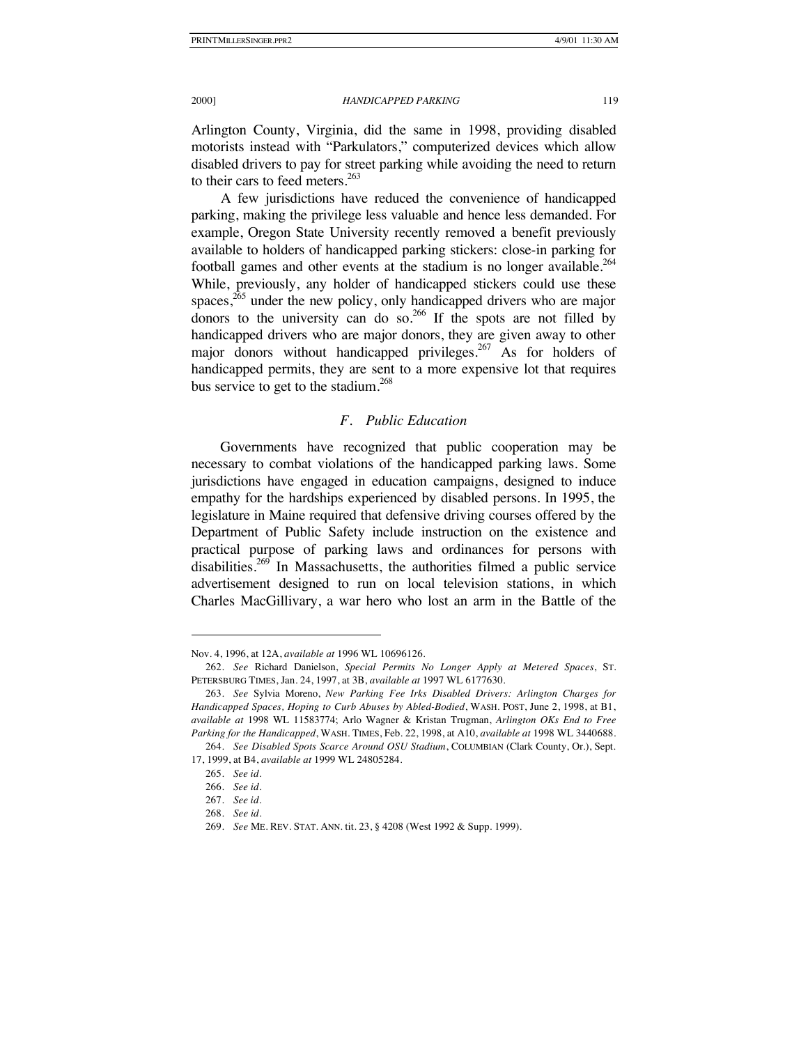Arlington County, Virginia, did the same in 1998, providing disabled motorists instead with "Parkulators," computerized devices which allow disabled drivers to pay for street parking while avoiding the need to return to their cars to feed meters.[263]

A few jurisdictions have reduced the convenience of handicapped parking, making the privilege less valuable and hence less demanded. For example, Oregon State University recently removed a benefit previously available to holders of handicapped parking stickers: close-in parking for football games and other events at the stadium is no longer available.[264] While, previously, any holder of handicapped stickers could use these spaces,[265] under the new policy, only handicapped drivers who are major donors to the university can do so.[266] If the spots are not filled by handicapped drivers who are major donors, they are given away to other major donors without handicapped privileges.[267] As for holders of handicapped permits, they are sent to a more expensive lot that requires bus service to get to the stadium.[268]

### *F. Public Education*

Governments have recognized that public cooperation may be necessary to combat violations of the handicapped parking laws. Some jurisdictions have engaged in education campaigns, designed to induce empathy for the hardships experienced by disabled persons. In 1995, the legislature in Maine required that defensive driving courses offered by the Department of Public Safety include instruction on the existence and practical purpose of parking laws and ordinances for persons with disabilities.[269] In Massachusetts, the authorities filmed a public service advertisement designed to run on local television stations, in which Charles MacGillivary, a war hero who lost an arm in the Battle of the

---

Nov. 4, 1996, at 12A, *available at* 1996 WL 10696126.

262. *See* Richard Danielson, *Special Permits No Longer Apply at Metered Spaces*, ST. PETERSBURG TIMES, Jan. 24, 1997, at 3B, *available at* 1997 WL 6177630.

263. *See* Sylvia Moreno, *New Parking Fee Irks Disabled Drivers: Arlington Charges for Handicapped Spaces, Hoping to Curb Abuses by Abled-Bodied*, WASH. POST, June 2, 1998, at B1, *available at* 1998 WL 11583774; Arlo Wagner & Kristan Trugman, *Arlington OKs End to Free Parking for the Handicapped*, WASH. TIMES, Feb. 22, 1998, at A10, *available at* 1998 WL 3440688.

264. *See Disabled Spots Scarce Around OSU Stadium*, COLUMBIAN (Clark County, Or.), Sept. 17, 1999, at B4, *available at* 1999 WL 24805284.

265. *See id.*

266. *See id.*

267. *See id.*

268. *See id.*

269. *See* ME. REV. STAT. ANN. tit. 23, § 4208 (West 1992 & Supp. 1999).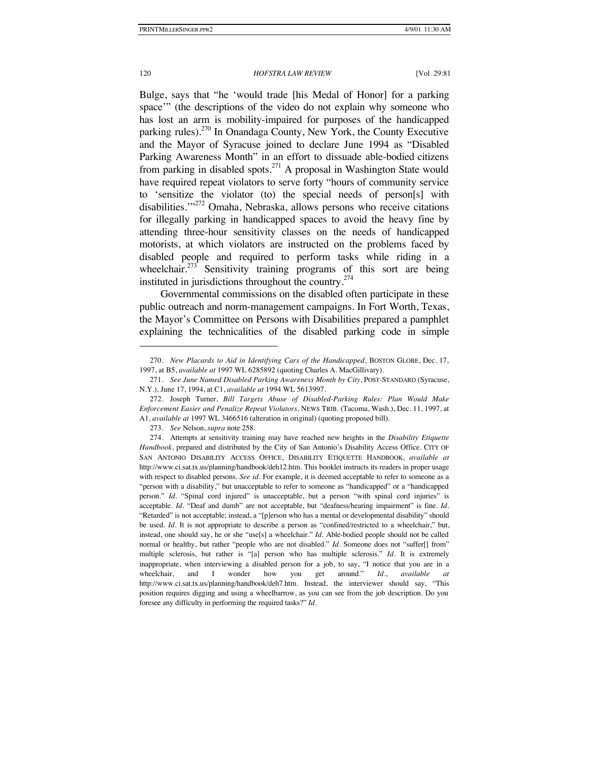Bulge, says that "he 'would trade [his Medal of Honor] for a parking space'" (the descriptions of the video do not explain why someone who has lost an arm is mobility-impaired for purposes of the handicapped parking rules).[270] In Onandaga County, New York, the County Executive and the Mayor of Syracuse joined to declare June 1994 as "Disabled Parking Awareness Month" in an effort to dissuade able-bodied citizens from parking in disabled spots.[271] A proposal in Washington State would have required repeat violators to serve forty "hours of community service to 'sensitize the violator (to) the special needs of person[s] with disabilities.'"[272] Omaha, Nebraska, allows persons who receive citations for illegally parking in handicapped spaces to avoid the heavy fine by attending three-hour sensitivity classes on the needs of handicapped motorists, at which violators are instructed on the problems faced by disabled people and required to perform tasks while riding in a wheelchair.[273] Sensitivity training programs of this sort are being instituted in jurisdictions throughout the country.[274]

Governmental commissions on the disabled often participate in these public outreach and norm-management campaigns. In Fort Worth, Texas, the Mayor's Committee on Persons with Disabilities prepared a pamphlet explaining the technicalities of the disabled parking code in simple

---

270. *New Placards to Aid in Identifying Cars of the Handicapped*, BOSTON GLOBE, Dec. 17, 1997, at B5, *available at* 1997 WL 6285892 (quoting Charles A. MacGillivary).

271. *See June Named Disabled Parking Awareness Month by City*, POST-STANDARD (Syracuse, N.Y.), June 17, 1994, at C1, *available at* 1994 WL 5613997.

272. Joseph Turner, *Bill Targets Abuse of Disabled-Parking Rules: Plan Would Make Enforcement Easier and Penalize Repeat Violators*, NEWS TRIB. (Tacoma, Wash.), Dec. 11, 1997, at A1, *available at* 1997 WL 3466516 (alteration in original) (quoting proposed bill).

273. *See* Nelson, *supra* note 258.

274. Attempts at sensitivity training may have reached new heights in the *Disability Etiquette Handbook*, prepared and distributed by the City of San Antonio's Disability Access Office. CITY OF SAN ANTONIO DISABILITY ACCESS OFFICE, DISABILITY ETIQUETTE HANDBOOK, *available at* http://www.ci.sat.tx.us/planning/handbook/deh12.htm. This booklet instructs its readers in proper usage with respect to disabled persons. *See id.* For example, it is deemed acceptable to refer to someone as a "person with a disability," but unacceptable to refer to someone as "handicapped" or a "handicapped person." *Id.* "Spinal cord injured" is unacceptable, but a person "with spinal cord injuries" is acceptable. *Id.* "Deaf and dumb" are not acceptable, but "deafness/hearing impairment" is fine. *Id.* "Retarded" is not acceptable; instead, a "[p]erson who has a mental or developmental disability" should be used. *Id.* It is not appropriate to describe a person as "confined/restricted to a wheelchair," but, instead, one should say, he or she "use[s] a wheelchair." *Id.* Able-bodied people should not be called normal or healthy, but rather "people who are not disabled." *Id.* Someone does not "suffer[] from" multiple sclerosis, but rather is "[a] person who has multiple sclerosis." *Id.* It is extremely inappropriate, when interviewing a disabled person for a job, to say, "I notice that you are in a wheelchair, and I wonder how you get around." *Id.*, *available at* http://www.ci.sat.tx.us/planning/handbook/deh7.htm. Instead, the interviewer should say, "This position requires digging and using a wheelbarrow, as you can see from the job description. Do you foresee any difficulty in performing the required tasks?" *Id.*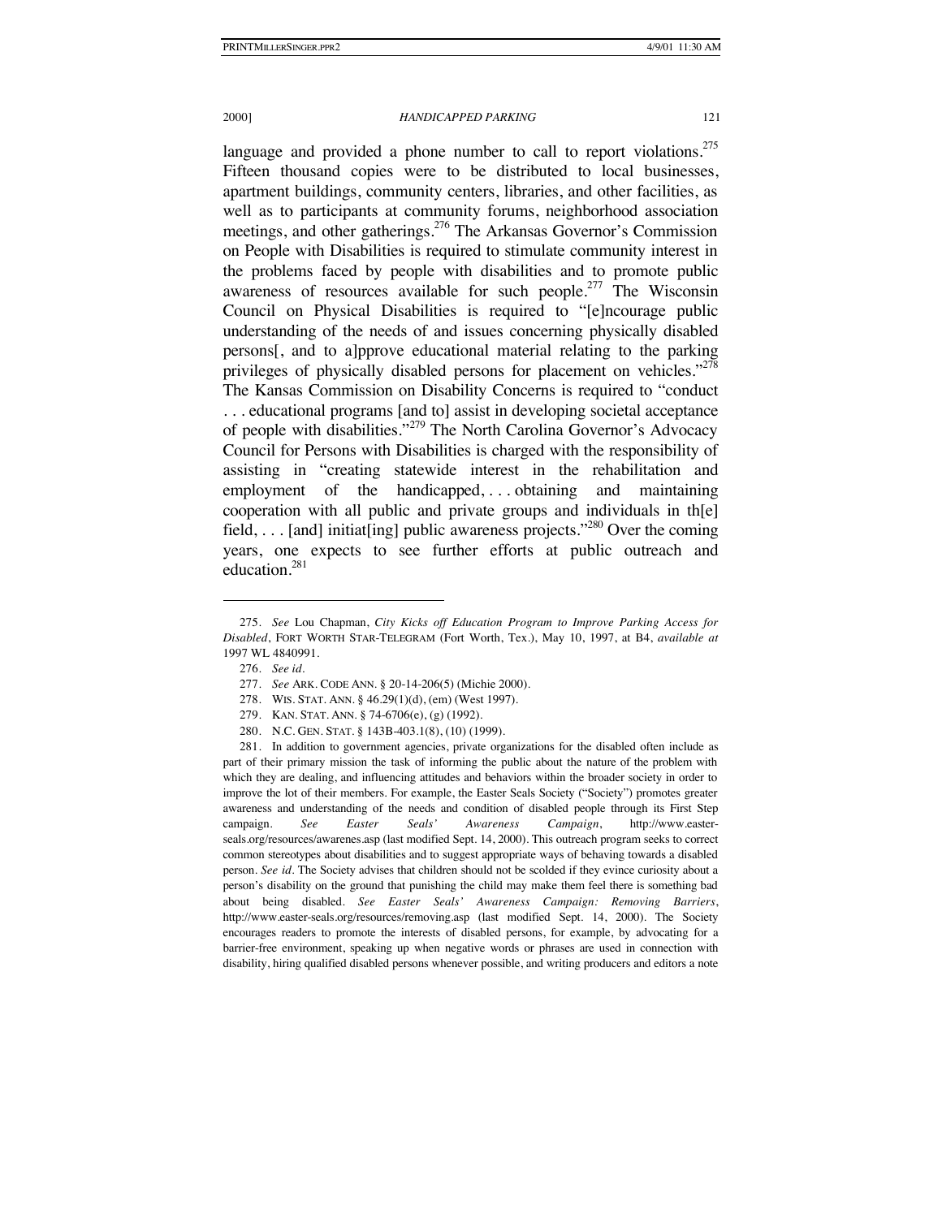language and provided a phone number to call to report violations.[275] Fifteen thousand copies were to be distributed to local businesses, apartment buildings, community centers, libraries, and other facilities, as well as to participants at community forums, neighborhood association meetings, and other gatherings.[276] The Arkansas Governor's Commission on People with Disabilities is required to stimulate community interest in the problems faced by people with disabilities and to promote public awareness of resources available for such people.[277] The Wisconsin Council on Physical Disabilities is required to "[e]ncourage public understanding of the needs of and issues concerning physically disabled persons[, and to a]pprove educational material relating to the parking privileges of physically disabled persons for placement on vehicles."[278] The Kansas Commission on Disability Concerns is required to "conduct . . . educational programs [and to] assist in developing societal acceptance of people with disabilities."[279] The North Carolina Governor's Advocacy Council for Persons with Disabilities is charged with the responsibility of assisting in "creating statewide interest in the rehabilitation and employment of the handicapped, . . . obtaining and maintaining cooperation with all public and private groups and individuals in th[e] field, . . . [and] initiat[ing] public awareness projects."[280] Over the coming years, one expects to see further efforts at public outreach and education.[281]

---

275. *See* Lou Chapman, *City Kicks off Education Program to Improve Parking Access for Disabled*, FORT WORTH STAR-TELEGRAM (Fort Worth, Tex.), May 10, 1997, at B4, *available at* 1997 WL 4840991.

276. *See id.*

277. *See* ARK. CODE ANN. § 20-14-206(5) (Michie 2000).

278. WIS. STAT. ANN. § 46.29(1)(d), (em) (West 1997).

279. KAN. STAT. ANN. § 74-6706(e), (g) (1992).

280. N.C. GEN. STAT. § 143B-403.1(8), (10) (1999).

281. In addition to government agencies, private organizations for the disabled often include as part of their primary mission the task of informing the public about the nature of the problem with which they are dealing, and influencing attitudes and behaviors within the broader society in order to improve the lot of their members. For example, the Easter Seals Society ("Society") promotes greater awareness and understanding of the needs and condition of disabled people through its First Step campaign. *See Easter Seals' Awareness Campaign*, http://www.easter-seals.org/resources/awarenes.asp (last modified Sept. 14, 2000). This outreach program seeks to correct common stereotypes about disabilities and to suggest appropriate ways of behaving towards a disabled person. *See id.* The Society advises that children should not be scolded if they evince curiosity about a person's disability on the ground that punishing the child may make them feel there is something bad about being disabled. *See Easter Seals' Awareness Campaign: Removing Barriers*, http://www.easter-seals.org/resources/removing.asp (last modified Sept. 14, 2000). The Society encourages readers to promote the interests of disabled persons, for example, by advocating for a barrier-free environment, speaking up when negative words or phrases are used in connection with disability, hiring qualified disabled persons whenever possible, and writing producers and editors a note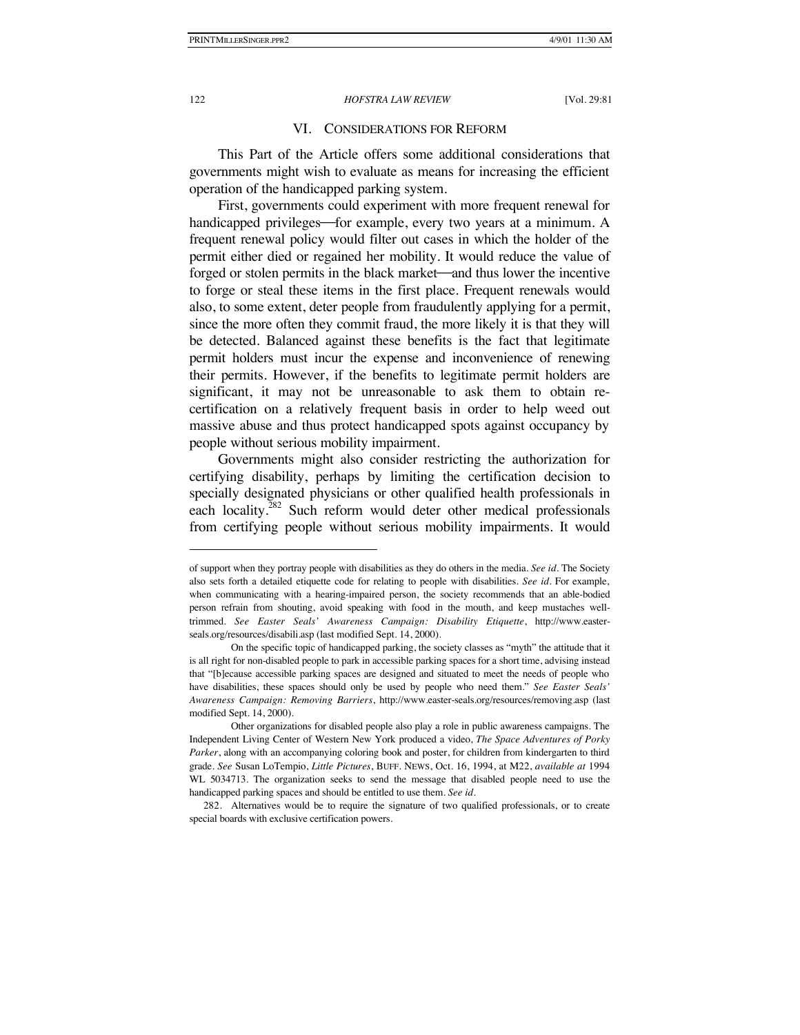## VI. CONSIDERATIONS FOR REFORM

This Part of the Article offers some additional considerations that governments might wish to evaluate as means for increasing the efficient operation of the handicapped parking system.

First, governments could experiment with more frequent renewal for handicapped privileges—for example, every two years at a minimum. A frequent renewal policy would filter out cases in which the holder of the permit either died or regained her mobility. It would reduce the value of forged or stolen permits in the black market—and thus lower the incentive to forge or steal these items in the first place. Frequent renewals would also, to some extent, deter people from fraudulently applying for a permit, since the more often they commit fraud, the more likely it is that they will be detected. Balanced against these benefits is the fact that legitimate permit holders must incur the expense and inconvenience of renewing their permits. However, if the benefits to legitimate permit holders are significant, it may not be unreasonable to ask them to obtain re-certification on a relatively frequent basis in order to help weed out massive abuse and thus protect handicapped spots against occupancy by people without serious mobility impairment.

Governments might also consider restricting the authorization for certifying disability, perhaps by limiting the certification decision to specially designated physicians or other qualified health professionals in each locality.[282] Such reform would deter other medical professionals from certifying people without serious mobility impairments. It would

---

of support when they portray people with disabilities as they do others in the media. *See id*. The Society also sets forth a detailed etiquette code for relating to people with disabilities. *See id*. For example, when communicating with a hearing-impaired person, the society recommends that an able-bodied person refrain from shouting, avoid speaking with food in the mouth, and keep mustaches well-trimmed. *See Easter Seals' Awareness Campaign: Disability Etiquette*, http://www.easter-seals.org/resources/disabili.asp (last modified Sept. 14, 2000).

On the specific topic of handicapped parking, the society classes as "myth" the attitude that it is all right for non-disabled people to park in accessible parking spaces for a short time, advising instead that "[b]ecause accessible parking spaces are designed and situated to meet the needs of people who have disabilities, these spaces should only be used by people who need them." *See Easter Seals' Awareness Campaign: Removing Barriers*, http://www.easter-seals.org/resources/removing.asp (last modified Sept. 14, 2000).

Other organizations for disabled people also play a role in public awareness campaigns. The Independent Living Center of Western New York produced a video, *The Space Adventures of Porky Parker*, along with an accompanying coloring book and poster, for children from kindergarten to third grade. *See* Susan LoTempio, *Little Pictures*, BUFF. NEWS, Oct. 16, 1994, at M22, *available at* 1994 WL 5034713. The organization seeks to send the message that disabled people need to use the handicapped parking spaces and should be entitled to use them. *See id*.

282. Alternatives would be to require the signature of two qualified professionals, or to create special boards with exclusive certification powers.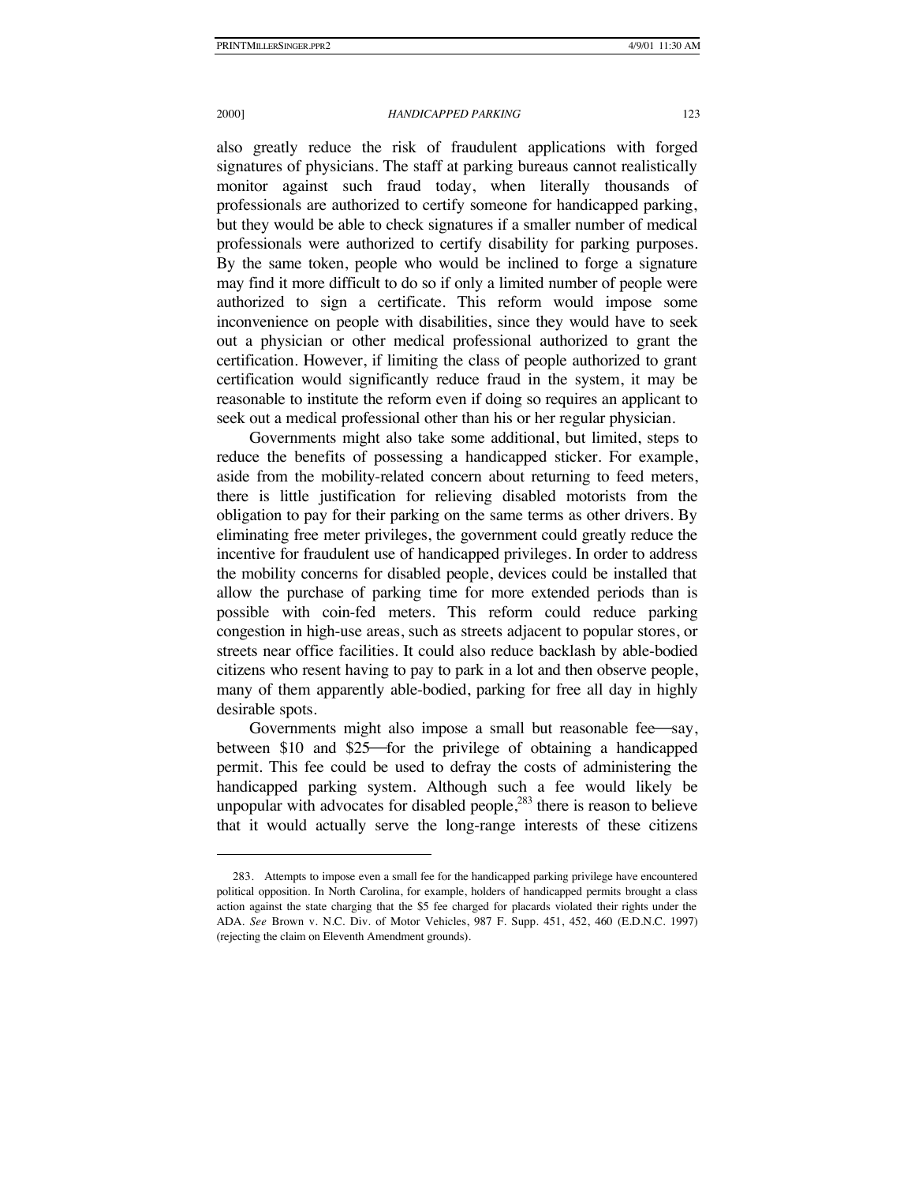also greatly reduce the risk of fraudulent applications with forged signatures of physicians. The staff at parking bureaus cannot realistically monitor against such fraud today, when literally thousands of professionals are authorized to certify someone for handicapped parking, but they would be able to check signatures if a smaller number of medical professionals were authorized to certify disability for parking purposes. By the same token, people who would be inclined to forge a signature may find it more difficult to do so if only a limited number of people were authorized to sign a certificate. This reform would impose some inconvenience on people with disabilities, since they would have to seek out a physician or other medical professional authorized to grant the certification. However, if limiting the class of people authorized to grant certification would significantly reduce fraud in the system, it may be reasonable to institute the reform even if doing so requires an applicant to seek out a medical professional other than his or her regular physician.

Governments might also take some additional, but limited, steps to reduce the benefits of possessing a handicapped sticker. For example, aside from the mobility-related concern about returning to feed meters, there is little justification for relieving disabled motorists from the obligation to pay for their parking on the same terms as other drivers. By eliminating free meter privileges, the government could greatly reduce the incentive for fraudulent use of handicapped privileges. In order to address the mobility concerns for disabled people, devices could be installed that allow the purchase of parking time for more extended periods than is possible with coin-fed meters. This reform could reduce parking congestion in high-use areas, such as streets adjacent to popular stores, or streets near office facilities. It could also reduce backlash by able-bodied citizens who resent having to pay to park in a lot and then observe people, many of them apparently able-bodied, parking for free all day in highly desirable spots.

Governments might also impose a small but reasonable fee—say, between $10 and $25—for the privilege of obtaining a handicapped permit. This fee could be used to defray the costs of administering the handicapped parking system. Although such a fee would likely be unpopular with advocates for disabled people,[283] there is reason to believe that it would actually serve the long-range interests of these citizens

---

283. Attempts to impose even a small fee for the handicapped parking privilege have encountered political opposition. In North Carolina, for example, holders of handicapped permits brought a class action against the state charging that the $5 fee charged for placards violated their rights under the ADA. *See* Brown v. N.C. Div. of Motor Vehicles, 987 F. Supp. 451, 452, 460 (E.D.N.C. 1997) (rejecting the claim on Eleventh Amendment grounds).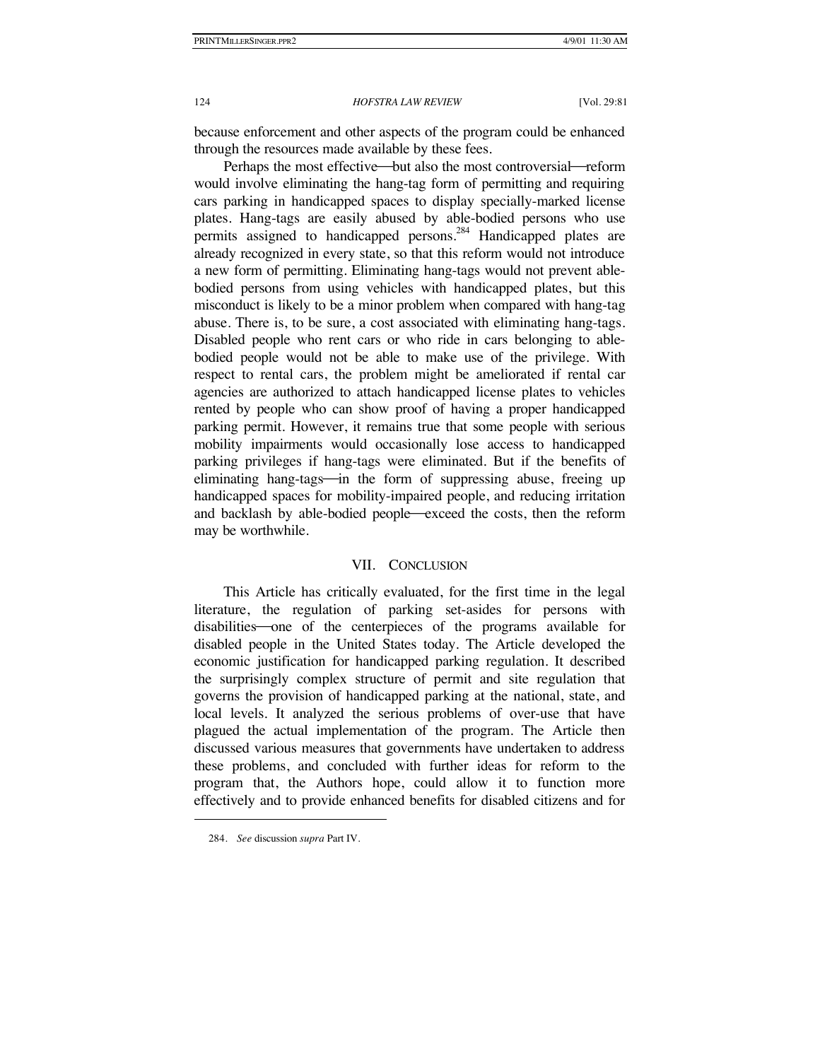because enforcement and other aspects of the program could be enhanced through the resources made available by these fees.

Perhaps the most effective—but also the most controversial—reform would involve eliminating the hang-tag form of permitting and requiring cars parking in handicapped spaces to display specially-marked license plates. Hang-tags are easily abused by able-bodied persons who use permits assigned to handicapped persons.[284] Handicapped plates are already recognized in every state, so that this reform would not introduce a new form of permitting. Eliminating hang-tags would not prevent able-bodied persons from using vehicles with handicapped plates, but this misconduct is likely to be a minor problem when compared with hang-tag abuse. There is, to be sure, a cost associated with eliminating hang-tags. Disabled people who rent cars or who ride in cars belonging to able-bodied people would not be able to make use of the privilege. With respect to rental cars, the problem might be ameliorated if rental car agencies are authorized to attach handicapped license plates to vehicles rented by people who can show proof of having a proper handicapped parking permit. However, it remains true that some people with serious mobility impairments would occasionally lose access to handicapped parking privileges if hang-tags were eliminated. But if the benefits of eliminating hang-tags—in the form of suppressing abuse, freeing up handicapped spaces for mobility-impaired people, and reducing irritation and backlash by able-bodied people—exceed the costs, then the reform may be worthwhile.

## VII. CONCLUSION

This Article has critically evaluated, for the first time in the legal literature, the regulation of parking set-asides for persons with disabilities—one of the centerpieces of the programs available for disabled people in the United States today. The Article developed the economic justification for handicapped parking regulation. It described the surprisingly complex structure of permit and site regulation that governs the provision of handicapped parking at the national, state, and local levels. It analyzed the serious problems of over-use that have plagued the actual implementation of the program. The Article then discussed various measures that governments have undertaken to address these problems, and concluded with further ideas for reform to the program that, the Authors hope, could allow it to function more effectively and to provide enhanced benefits for disabled citizens and for

---

284. *See* discussion *supra* Part IV.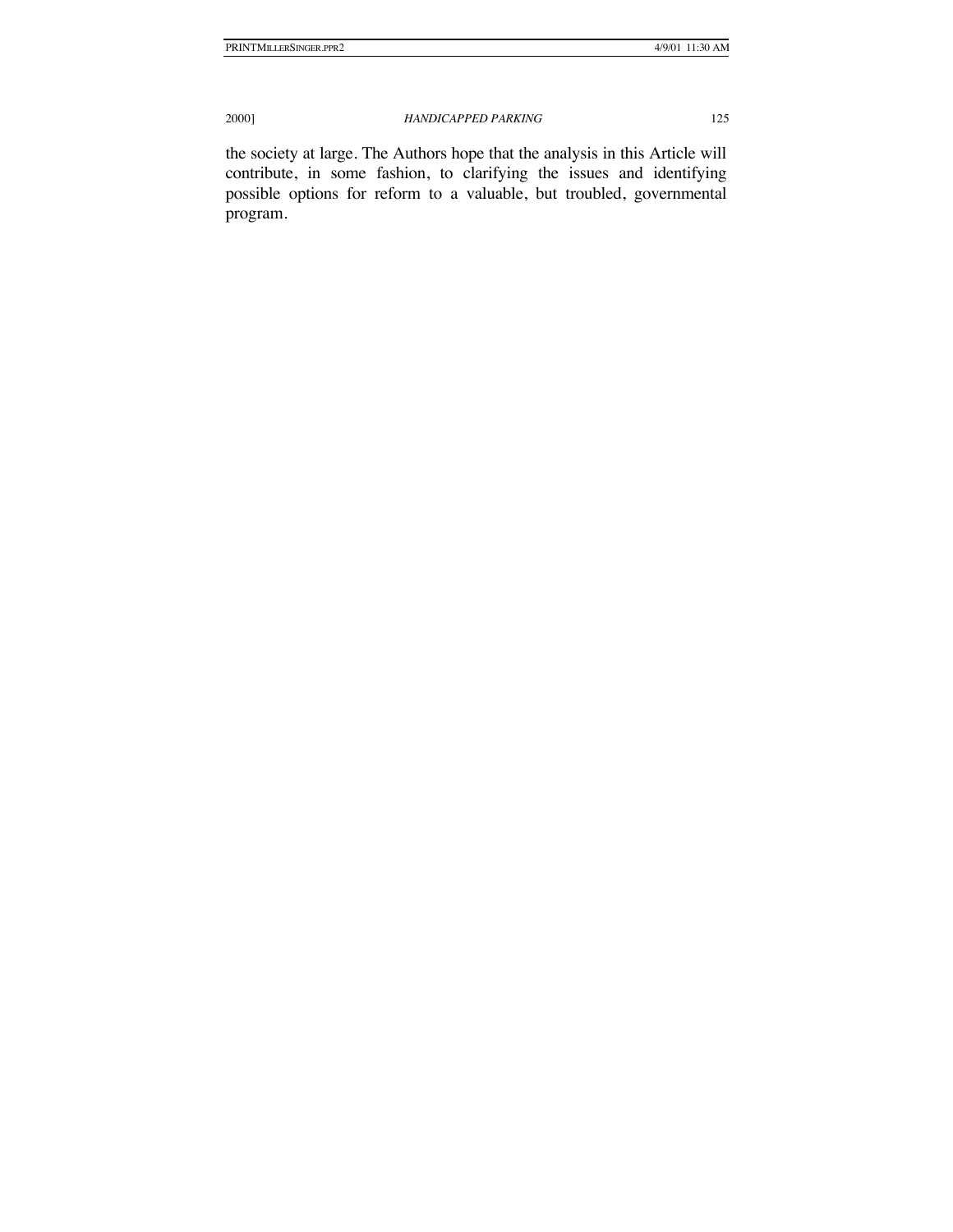the society at large. The Authors hope that the analysis in this Article will contribute, in some fashion, to clarifying the issues and identifying possible options for reform to a valuable, but troubled, governmental program.